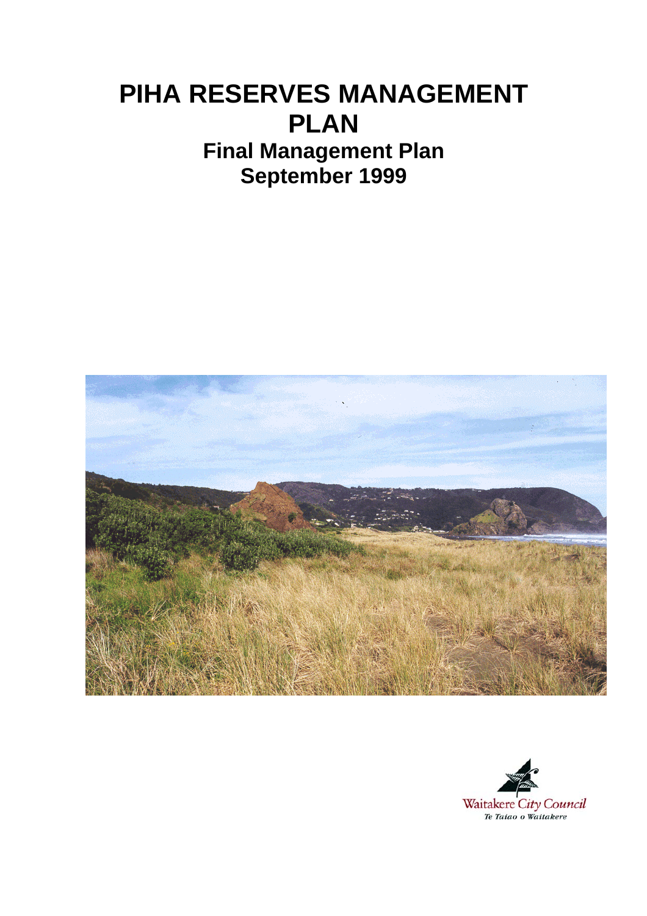# PIHA RESERVES MANAGEMENT PLAN

## Final Management Plan

## September 1999

Waitakere City Council

*Te Taiao o Waitakere*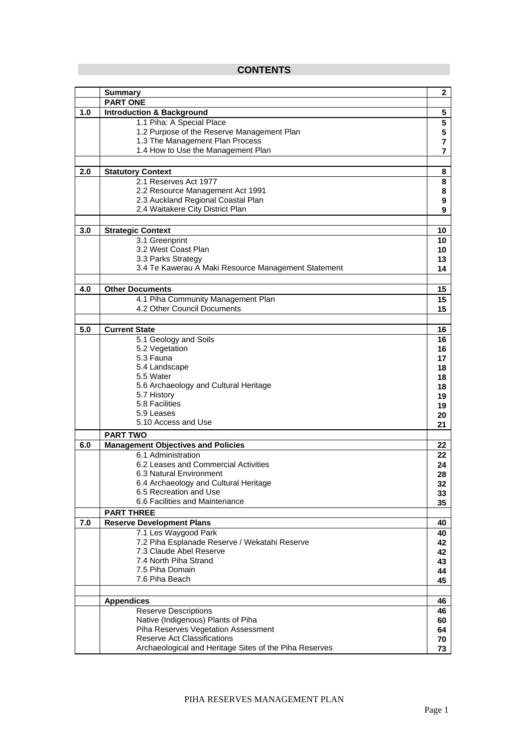# CONTENTS

| | | |
|---|---|---|
| | **Summary** | **2** |
| | **PART ONE** | |
| **1.0** | **Introduction & Background** | **5** |
| | 1.1 Piha: A Special Place | **5** |
| | 1.2 Purpose of the Reserve Management Plan | **5** |
| | 1.3 The Management Plan Process | **7** |
| | 1.4 How to Use the Management Plan | **7** |
| | | |
| **2.0** | **Statutory Context** | **8** |
| | 2.1 Reserves Act 1977 | **8** |
| | 2.2 Resource Management Act 1991 | **8** |
| | 2.3 Auckland Regional Coastal Plan | **9** |
| | 2.4 Waitakere City District Plan | **9** |
| | | |
| **3.0** | **Strategic Context** | **10** |
| | 3.1 Greenprint | **10** |
| | 3.2 West Coast Plan | **10** |
| | 3.3 Parks Strategy | **13** |
| | 3.4 Te Kawerau A Maki Resource Management Statement | **14** |
| | | |
| **4.0** | **Other Documents** | **15** |
| | 4.1 Piha Community Management Plan | **15** |
| | 4.2 Other Council Documents | **15** |
| | | |
| **5.0** | **Current State** | **16** |
| | 5.1 Geology and Soils | **16** |
| | 5.2 Vegetation | **16** |
| | 5.3 Fauna | **17** |
| | 5.4 Landscape | **18** |
| | 5.5 Water | **18** |
| | 5.6 Archaeology and Cultural Heritage | **18** |
| | 5.7 History | **19** |
| | 5.8 Facilities | **19** |
| | 5.9 Leases | **20** |
| | 5.10 Access and Use | **21** |
| | **PART TWO** | |
| **6.0** | **Management Objectives and Policies** | **22** |
| | 6.1 Administration | **22** |
| | 6.2 Leases and Commercial Activities | **24** |
| | 6.3 Natural Environment | **28** |
| | 6.4 Archaeology and Cultural Heritage | **32** |
| | 6.5 Recreation and Use | **33** |
| | 6.6 Facilities and Maintenance | **35** |
| | **PART THREE** | |
| **7.0** | **Reserve Development Plans** | **40** |
| | 7.1 Les Waygood Park | **40** |
| | 7.2 Piha Esplanade Reserve / Wekatahi Reserve | **42** |
| | 7.3 Claude Abel Reserve | **42** |
| | 7.4 North Piha Strand | **43** |
| | 7.5 Piha Domain | **44** |
| | 7.6 Piha Beach | **45** |
| | | |
| | **Appendices** | **46** |
| | Reserve Descriptions | **46** |
| | Native (Indigenous) Plants of Piha | **60** |
| | Piha Reserves Vegetation Assessment | **64** |
| | Reserve Act Classifications | **70** |
| | Archaeological and Heritage Sites of the Piha Reserves | **73** |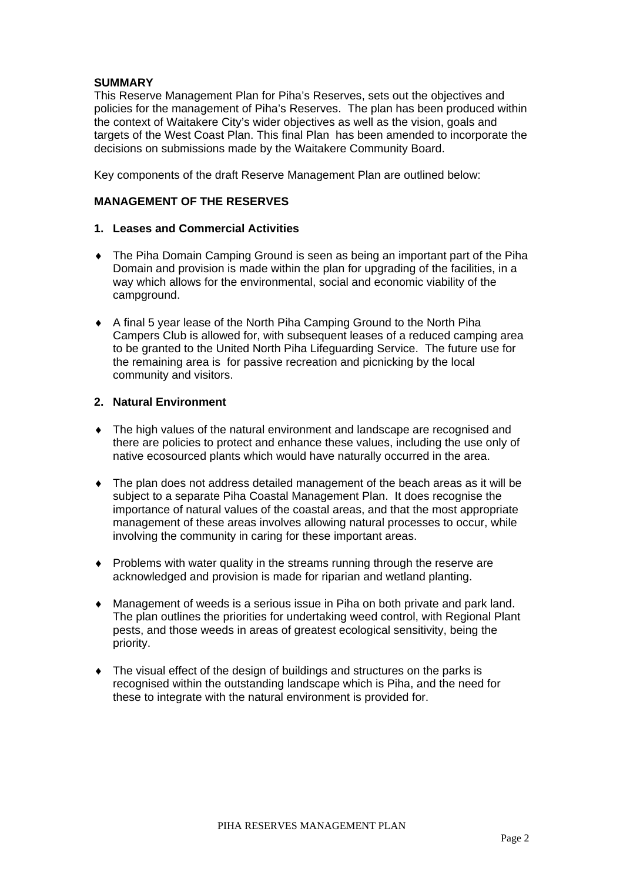**SUMMARY**

This Reserve Management Plan for Piha's Reserves, sets out the objectives and policies for the management of Piha's Reserves. The plan has been produced within the context of Waitakere City's wider objectives as well as the vision, goals and targets of the West Coast Plan. This final Plan has been amended to incorporate the decisions on submissions made by the Waitakere Community Board.

Key components of the draft Reserve Management Plan are outlined below:

**MANAGEMENT OF THE RESERVES**

**1. Leases and Commercial Activities**

- The Piha Domain Camping Ground is seen as being an important part of the Piha Domain and provision is made within the plan for upgrading of the facilities, in a way which allows for the environmental, social and economic viability of the campground.
- A final 5 year lease of the North Piha Camping Ground to the North Piha Campers Club is allowed for, with subsequent leases of a reduced camping area to be granted to the United North Piha Lifeguarding Service. The future use for the remaining area is for passive recreation and picnicking by the local community and visitors.

**2. Natural Environment**

- The high values of the natural environment and landscape are recognised and there are policies to protect and enhance these values, including the use only of native ecosourced plants which would have naturally occurred in the area.
- The plan does not address detailed management of the beach areas as it will be subject to a separate Piha Coastal Management Plan. It does recognise the importance of natural values of the coastal areas, and that the most appropriate management of these areas involves allowing natural processes to occur, while involving the community in caring for these important areas.
- Problems with water quality in the streams running through the reserve are acknowledged and provision is made for riparian and wetland planting.
- Management of weeds is a serious issue in Piha on both private and park land. The plan outlines the priorities for undertaking weed control, with Regional Plant pests, and those weeds in areas of greatest ecological sensitivity, being the priority.
- The visual effect of the design of buildings and structures on the parks is recognised within the outstanding landscape which is Piha, and the need for these to integrate with the natural environment is provided for.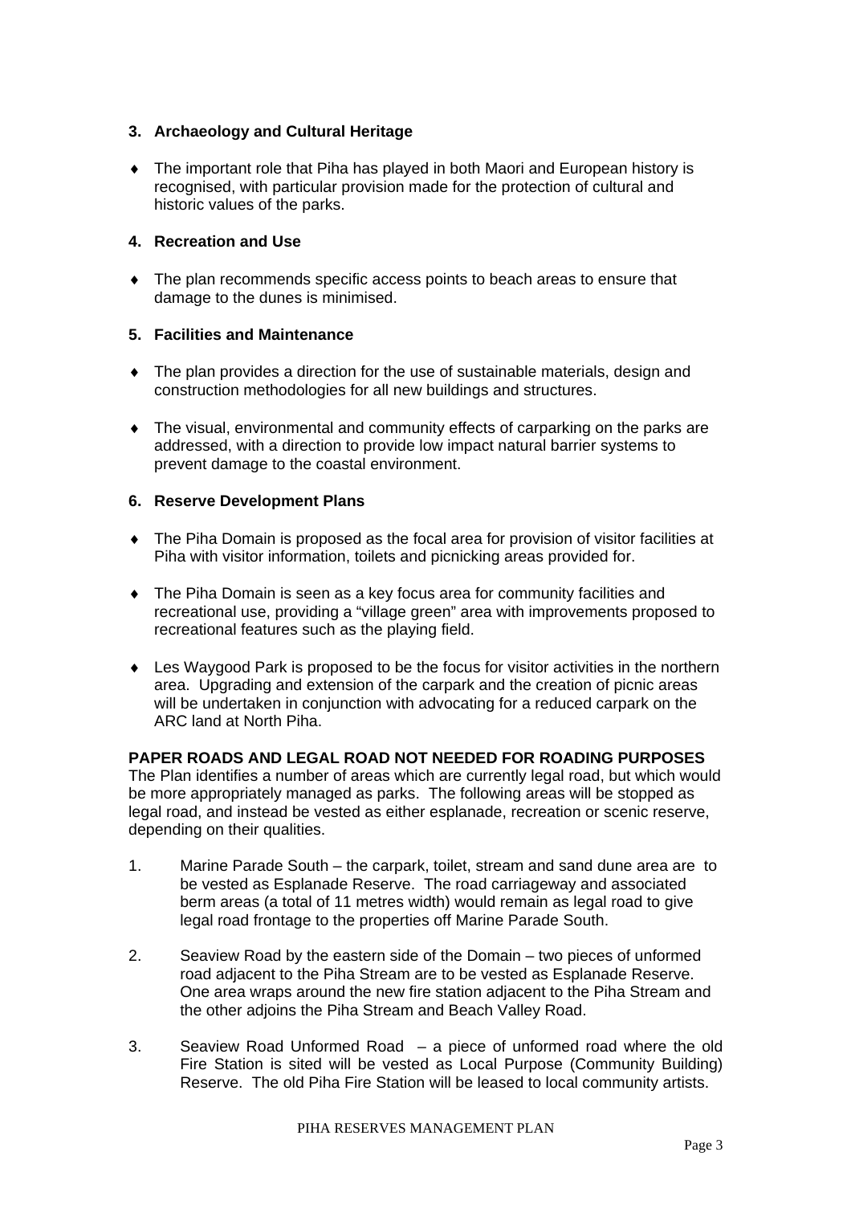**3. Archaeology and Cultural Heritage**

- The important role that Piha has played in both Maori and European history is recognised, with particular provision made for the protection of cultural and historic values of the parks.

**4. Recreation and Use**

- The plan recommends specific access points to beach areas to ensure that damage to the dunes is minimised.

**5. Facilities and Maintenance**

- The plan provides a direction for the use of sustainable materials, design and construction methodologies for all new buildings and structures.
- The visual, environmental and community effects of carparking on the parks are addressed, with a direction to provide low impact natural barrier systems to prevent damage to the coastal environment.

**6. Reserve Development Plans**

- The Piha Domain is proposed as the focal area for provision of visitor facilities at Piha with visitor information, toilets and picnicking areas provided for.
- The Piha Domain is seen as a key focus area for community facilities and recreational use, providing a "village green" area with improvements proposed to recreational features such as the playing field.
- Les Waygood Park is proposed to be the focus for visitor activities in the northern area. Upgrading and extension of the carpark and the creation of picnic areas will be undertaken in conjunction with advocating for a reduced carpark on the ARC land at North Piha.

**PAPER ROADS AND LEGAL ROAD NOT NEEDED FOR ROADING PURPOSES**

The Plan identifies a number of areas which are currently legal road, but which would be more appropriately managed as parks. The following areas will be stopped as legal road, and instead be vested as either esplanade, recreation or scenic reserve, depending on their qualities.

1. Marine Parade South – the carpark, toilet, stream and sand dune area are to be vested as Esplanade Reserve. The road carriageway and associated berm areas (a total of 11 metres width) would remain as legal road to give legal road frontage to the properties off Marine Parade South.

2. Seaview Road by the eastern side of the Domain – two pieces of unformed road adjacent to the Piha Stream are to be vested as Esplanade Reserve. One area wraps around the new fire station adjacent to the Piha Stream and the other adjoins the Piha Stream and Beach Valley Road.

3. Seaview Road Unformed Road – a piece of unformed road where the old Fire Station is sited will be vested as Local Purpose (Community Building) Reserve. The old Piha Fire Station will be leased to local community artists.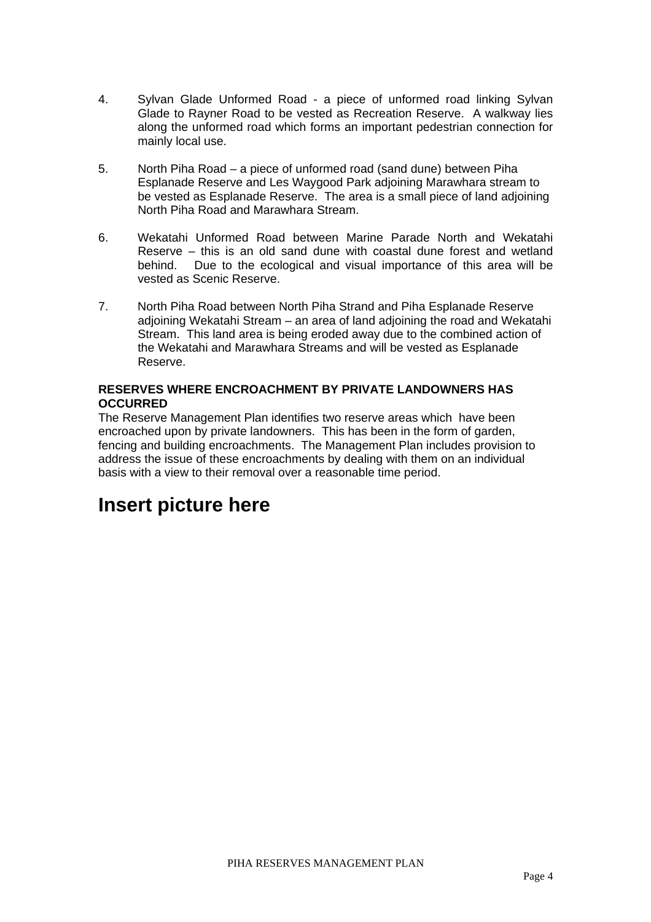4. Sylvan Glade Unformed Road - a piece of unformed road linking Sylvan Glade to Rayner Road to be vested as Recreation Reserve. A walkway lies along the unformed road which forms an important pedestrian connection for mainly local use.

5. North Piha Road – a piece of unformed road (sand dune) between Piha Esplanade Reserve and Les Waygood Park adjoining Marawhara stream to be vested as Esplanade Reserve. The area is a small piece of land adjoining North Piha Road and Marawhara Stream.

6. Wekatahi Unformed Road between Marine Parade North and Wekatahi Reserve – this is an old sand dune with coastal dune forest and wetland behind. Due to the ecological and visual importance of this area will be vested as Scenic Reserve.

7. North Piha Road between North Piha Strand and Piha Esplanade Reserve adjoining Wekatahi Stream – an area of land adjoining the road and Wekatahi Stream. This land area is being eroded away due to the combined action of the Wekatahi and Marawhara Streams and will be vested as Esplanade Reserve.

**RESERVES WHERE ENCROACHMENT BY PRIVATE LANDOWNERS HAS OCCURRED**

The Reserve Management Plan identifies two reserve areas which have been encroached upon by private landowners. This has been in the form of garden, fencing and building encroachments. The Management Plan includes provision to address the issue of these encroachments by dealing with them on an individual basis with a view to their removal over a reasonable time period.

# Insert picture here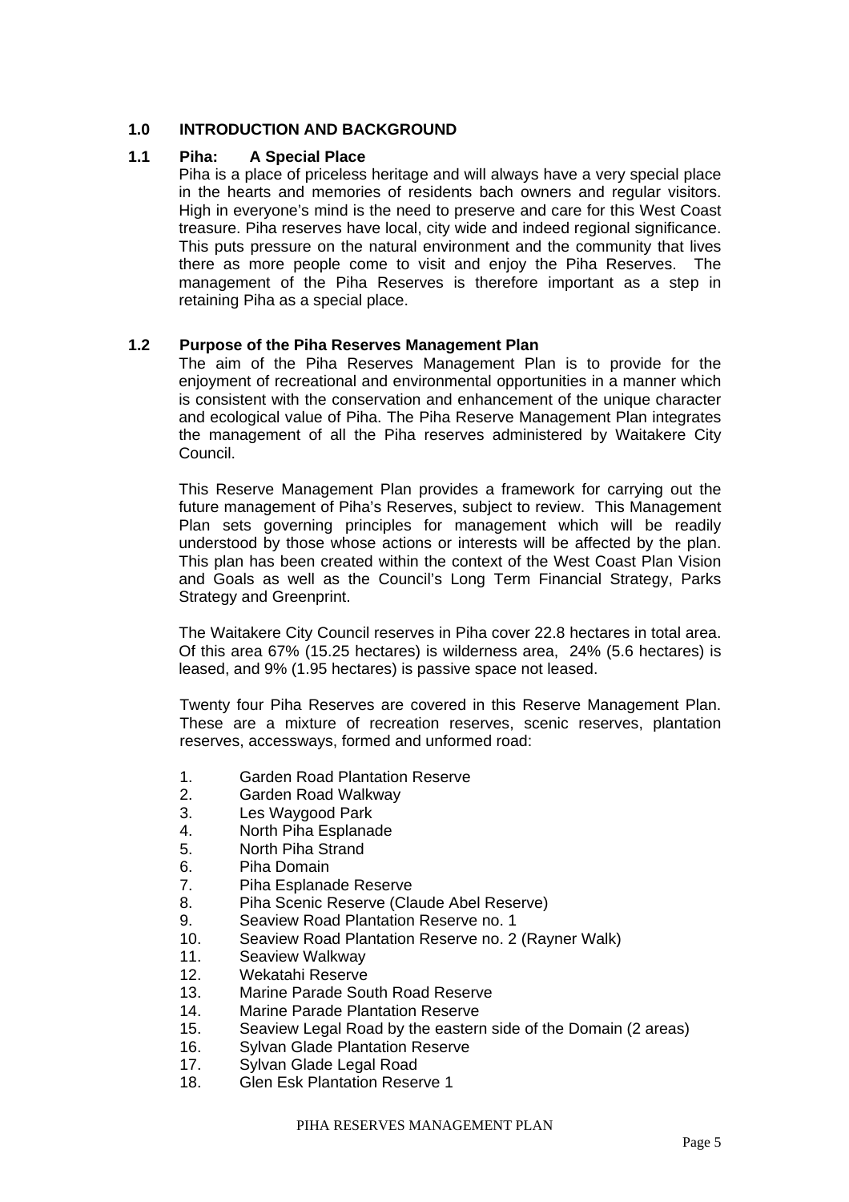# 1.0 INTRODUCTION AND BACKGROUND

## 1.1 Piha: A Special Place

Piha is a place of priceless heritage and will always have a very special place in the hearts and memories of residents bach owners and regular visitors. High in everyone's mind is the need to preserve and care for this West Coast treasure. Piha reserves have local, city wide and indeed regional significance. This puts pressure on the natural environment and the community that lives there as more people come to visit and enjoy the Piha Reserves. The management of the Piha Reserves is therefore important as a step in retaining Piha as a special place.

## 1.2 Purpose of the Piha Reserves Management Plan

The aim of the Piha Reserves Management Plan is to provide for the enjoyment of recreational and environmental opportunities in a manner which is consistent with the conservation and enhancement of the unique character and ecological value of Piha. The Piha Reserve Management Plan integrates the management of all the Piha reserves administered by Waitakere City Council.

This Reserve Management Plan provides a framework for carrying out the future management of Piha's Reserves, subject to review. This Management Plan sets governing principles for management which will be readily understood by those whose actions or interests will be affected by the plan. This plan has been created within the context of the West Coast Plan Vision and Goals as well as the Council's Long Term Financial Strategy, Parks Strategy and Greenprint.

The Waitakere City Council reserves in Piha cover 22.8 hectares in total area. Of this area 67% (15.25 hectares) is wilderness area, 24% (5.6 hectares) is leased, and 9% (1.95 hectares) is passive space not leased.

Twenty four Piha Reserves are covered in this Reserve Management Plan. These are a mixture of recreation reserves, scenic reserves, plantation reserves, accessways, formed and unformed road:

1. Garden Road Plantation Reserve
2. Garden Road Walkway
3. Les Waygood Park
4. North Piha Esplanade
5. North Piha Strand
6. Piha Domain
7. Piha Esplanade Reserve
8. Piha Scenic Reserve (Claude Abel Reserve)
9. Seaview Road Plantation Reserve no. 1
10. Seaview Road Plantation Reserve no. 2 (Rayner Walk)
11. Seaview Walkway
12. Wekatahi Reserve
13. Marine Parade South Road Reserve
14. Marine Parade Plantation Reserve
15. Seaview Legal Road by the eastern side of the Domain (2 areas)
16. Sylvan Glade Plantation Reserve
17. Sylvan Glade Legal Road
18. Glen Esk Plantation Reserve 1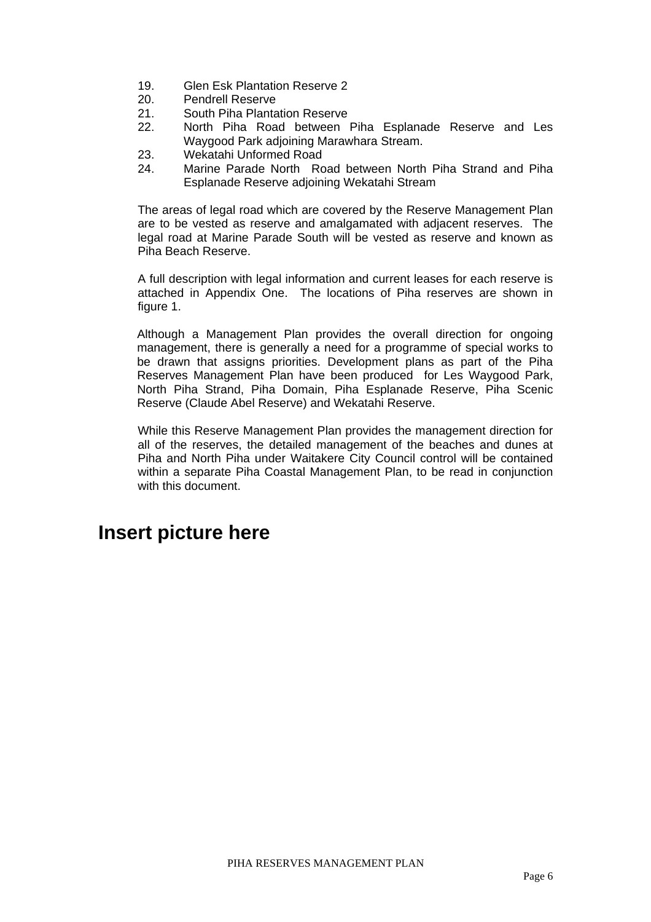19. Glen Esk Plantation Reserve 2
20. Pendrell Reserve
21. South Piha Plantation Reserve
22. North Piha Road between Piha Esplanade Reserve and Les Waygood Park adjoining Marawhara Stream.
23. Wekatahi Unformed Road
24. Marine Parade North Road between North Piha Strand and Piha Esplanade Reserve adjoining Wekatahi Stream

The areas of legal road which are covered by the Reserve Management Plan are to be vested as reserve and amalgamated with adjacent reserves. The legal road at Marine Parade South will be vested as reserve and known as Piha Beach Reserve.

A full description with legal information and current leases for each reserve is attached in Appendix One. The locations of Piha reserves are shown in figure 1.

Although a Management Plan provides the overall direction for ongoing management, there is generally a need for a programme of special works to be drawn that assigns priorities. Development plans as part of the Piha Reserves Management Plan have been produced for Les Waygood Park, North Piha Strand, Piha Domain, Piha Esplanade Reserve, Piha Scenic Reserve (Claude Abel Reserve) and Wekatahi Reserve.

While this Reserve Management Plan provides the management direction for all of the reserves, the detailed management of the beaches and dunes at Piha and North Piha under Waitakere City Council control will be contained within a separate Piha Coastal Management Plan, to be read in conjunction with this document.

## Insert picture here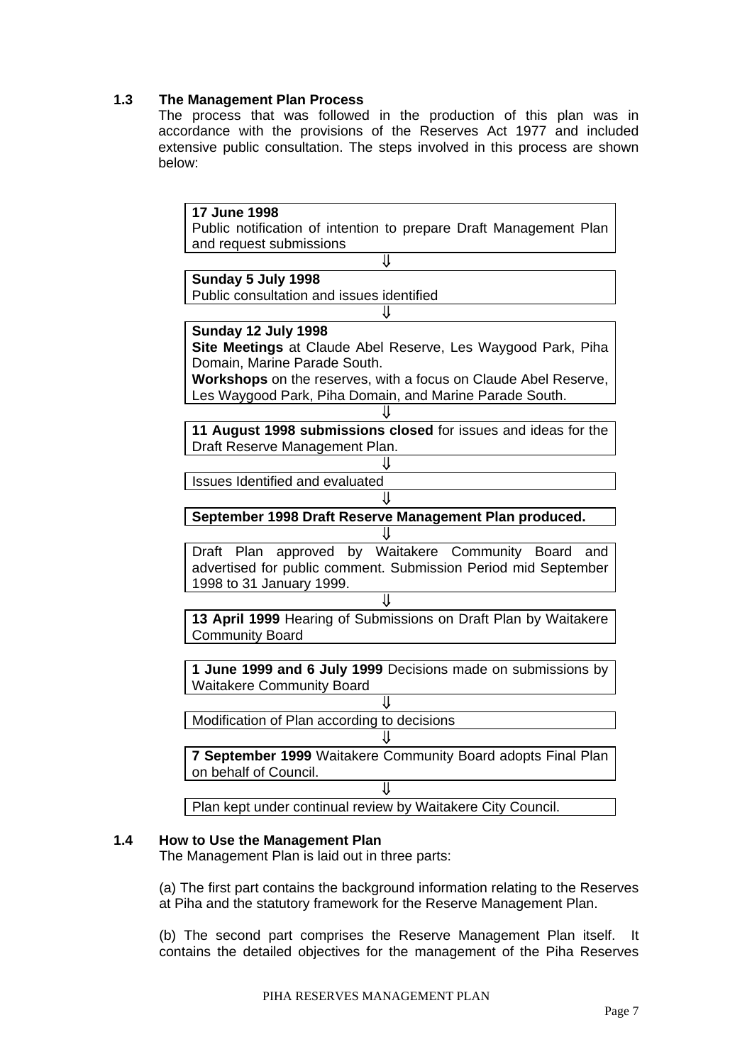### 1.3 The Management Plan Process

The process that was followed in the production of this plan was in accordance with the provisions of the Reserves Act 1977 and included extensive public consultation. The steps involved in this process are shown below:

**17 June 1998**
Public notification of intention to prepare Draft Management Plan and request submissions

⇓

**Sunday 5 July 1998**
Public consultation and issues identified

⇓

**Sunday 12 July 1998**
**Site Meetings** at Claude Abel Reserve, Les Waygood Park, Piha Domain, Marine Parade South.
**Workshops** on the reserves, with a focus on Claude Abel Reserve, Les Waygood Park, Piha Domain, and Marine Parade South.

⇓

**11 August 1998 submissions closed** for issues and ideas for the Draft Reserve Management Plan.

⇓

Issues Identified and evaluated

⇓

**September 1998 Draft Reserve Management Plan produced.**

⇓

Draft Plan approved by Waitakere Community Board and advertised for public comment. Submission Period mid September 1998 to 31 January 1999.

⇓

**13 April 1999** Hearing of Submissions on Draft Plan by Waitakere Community Board

**1 June 1999 and 6 July 1999** Decisions made on submissions by Waitakere Community Board

⇓

Modification of Plan according to decisions

⇓

**7 September 1999** Waitakere Community Board adopts Final Plan on behalf of Council.

⇓

Plan kept under continual review by Waitakere City Council.

### 1.4 How to Use the Management Plan

The Management Plan is laid out in three parts:

(a) The first part contains the background information relating to the Reserves at Piha and the statutory framework for the Reserve Management Plan.

(b) The second part comprises the Reserve Management Plan itself. It contains the detailed objectives for the management of the Piha Reserves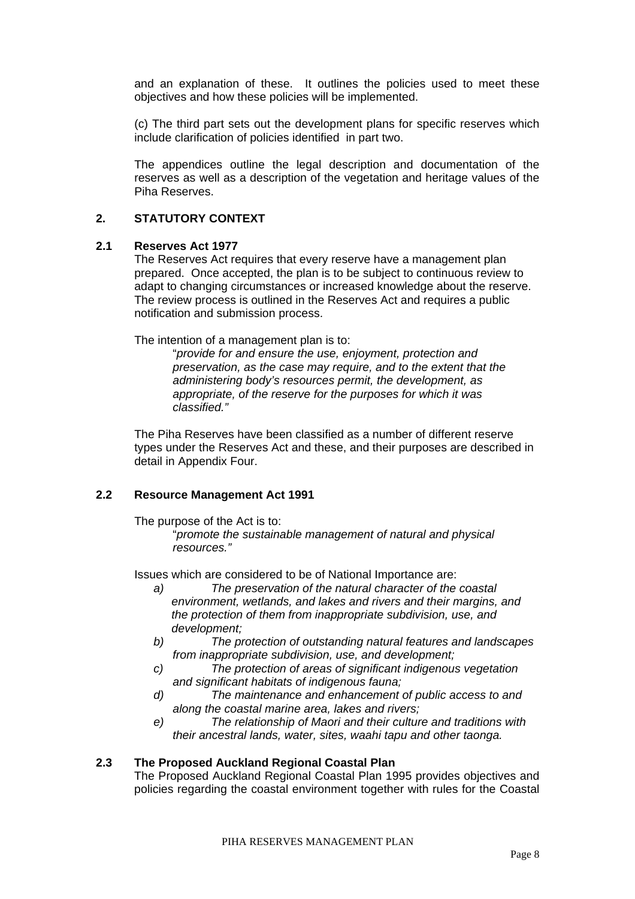and an explanation of these. It outlines the policies used to meet these objectives and how these policies will be implemented.

(c) The third part sets out the development plans for specific reserves which include clarification of policies identified in part two.

The appendices outline the legal description and documentation of the reserves as well as a description of the vegetation and heritage values of the Piha Reserves.

## 2. STATUTORY CONTEXT

### 2.1 Reserves Act 1977

The Reserves Act requires that every reserve have a management plan prepared. Once accepted, the plan is to be subject to continuous review to adapt to changing circumstances or increased knowledge about the reserve. The review process is outlined in the Reserves Act and requires a public notification and submission process.

The intention of a management plan is to:

> "*provide for and ensure the use, enjoyment, protection and preservation, as the case may require, and to the extent that the administering body's resources permit, the development, as appropriate, of the reserve for the purposes for which it was classified."*

The Piha Reserves have been classified as a number of different reserve types under the Reserves Act and these, and their purposes are described in detail in Appendix Four.

### 2.2 Resource Management Act 1991

The purpose of the Act is to:

> "*promote the sustainable management of natural and physical resources."*

Issues which are considered to be of National Importance are:

- *a) The preservation of the natural character of the coastal environment, wetlands, and lakes and rivers and their margins, and the protection of them from inappropriate subdivision, use, and development;*
- *b) The protection of outstanding natural features and landscapes from inappropriate subdivision, use, and development;*
- *c) The protection of areas of significant indigenous vegetation and significant habitats of indigenous fauna;*
- *d) The maintenance and enhancement of public access to and along the coastal marine area, lakes and rivers;*
- *e) The relationship of Maori and their culture and traditions with their ancestral lands, water, sites, waahi tapu and other taonga.*

### 2.3 The Proposed Auckland Regional Coastal Plan

The Proposed Auckland Regional Coastal Plan 1995 provides objectives and policies regarding the coastal environment together with rules for the Coastal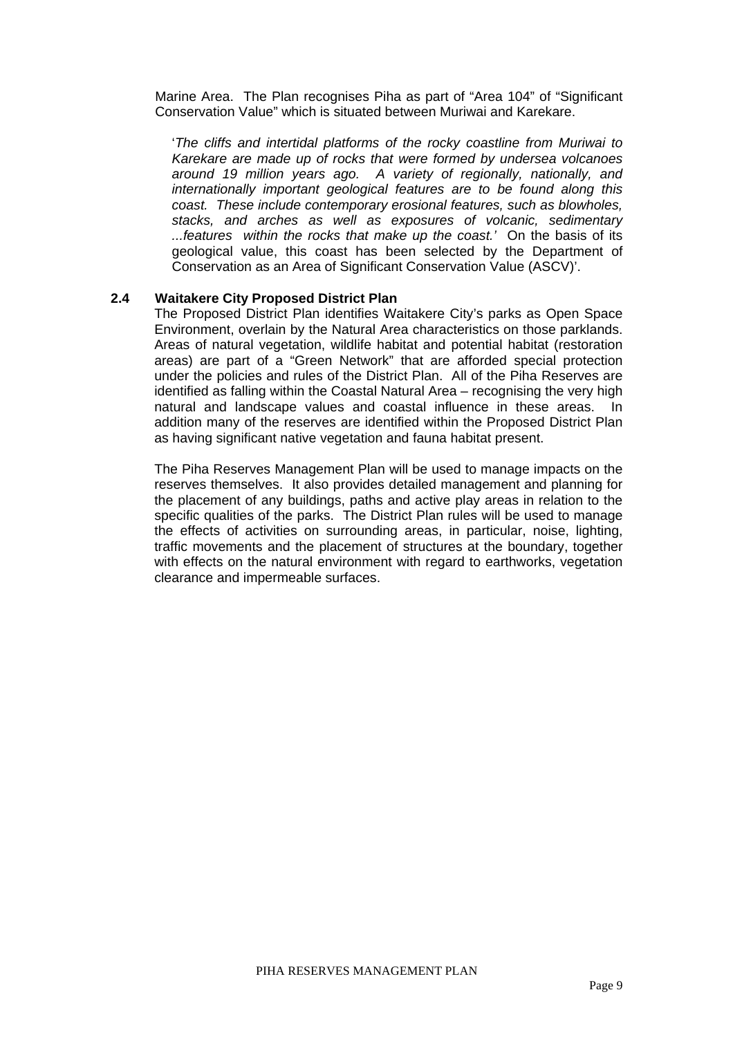Marine Area. The Plan recognises Piha as part of "Area 104" of "Significant Conservation Value" which is situated between Muriwai and Karekare.

> '*The cliffs and intertidal platforms of the rocky coastline from Muriwai to Karekare are made up of rocks that were formed by undersea volcanoes around 19 million years ago. A variety of regionally, nationally, and internationally important geological features are to be found along this coast. These include contemporary erosional features, such as blowholes, stacks, and arches as well as exposures of volcanic, sedimentary ...features within the rocks that make up the coast.'* On the basis of its geological value, this coast has been selected by the Department of Conservation as an Area of Significant Conservation Value (ASCV)'.

### 2.4 Waitakere City Proposed District Plan

The Proposed District Plan identifies Waitakere City's parks as Open Space Environment, overlain by the Natural Area characteristics on those parklands. Areas of natural vegetation, wildlife habitat and potential habitat (restoration areas) are part of a "Green Network" that are afforded special protection under the policies and rules of the District Plan. All of the Piha Reserves are identified as falling within the Coastal Natural Area – recognising the very high natural and landscape values and coastal influence in these areas. In addition many of the reserves are identified within the Proposed District Plan as having significant native vegetation and fauna habitat present.

The Piha Reserves Management Plan will be used to manage impacts on the reserves themselves. It also provides detailed management and planning for the placement of any buildings, paths and active play areas in relation to the specific qualities of the parks. The District Plan rules will be used to manage the effects of activities on surrounding areas, in particular, noise, lighting, traffic movements and the placement of structures at the boundary, together with effects on the natural environment with regard to earthworks, vegetation clearance and impermeable surfaces.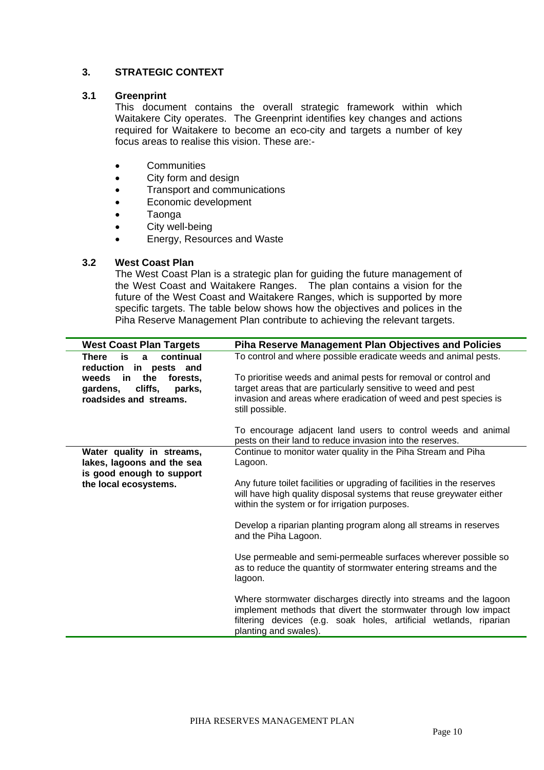## 3. STRATEGIC CONTEXT

### 3.1 Greenprint

This document contains the overall strategic framework within which Waitakere City operates. The Greenprint identifies key changes and actions required for Waitakere to become an eco-city and targets a number of key focus areas to realise this vision. These are:-

- Communities
- City form and design
- Transport and communications
- Economic development
- Taonga
- City well-being
- Energy, Resources and Waste

### 3.2 West Coast Plan

The West Coast Plan is a strategic plan for guiding the future management of the West Coast and Waitakere Ranges. The plan contains a vision for the future of the West Coast and Waitakere Ranges, which is supported by more specific targets. The table below shows how the objectives and polices in the Piha Reserve Management Plan contribute to achieving the relevant targets.

| West Coast Plan Targets | Piha Reserve Management Plan Objectives and Policies |
|---|---|
| **There is a continual reduction in pests and weeds in the forests, gardens, cliffs, parks, roadsides and streams.** | To control and where possible eradicate weeds and animal pests.<br><br>To prioritise weeds and animal pests for removal or control and target areas that are particularly sensitive to weed and pest invasion and areas where eradication of weed and pest species is still possible.<br><br>To encourage adjacent land users to control weeds and animal pests on their land to reduce invasion into the reserves. |
| **Water quality in streams, lakes, lagoons and the sea is good enough to support the local ecosystems.** | Continue to monitor water quality in the Piha Stream and Piha Lagoon.<br><br>Any future toilet facilities or upgrading of facilities in the reserves will have high quality disposal systems that reuse greywater either within the system or for irrigation purposes.<br><br>Develop a riparian planting program along all streams in reserves and the Piha Lagoon.<br><br>Use permeable and semi-permeable surfaces wherever possible so as to reduce the quantity of stormwater entering streams and the lagoon.<br><br>Where stormwater discharges directly into streams and the lagoon implement methods that divert the stormwater through low impact filtering devices (e.g. soak holes, artificial wetlands, riparian planting and swales). |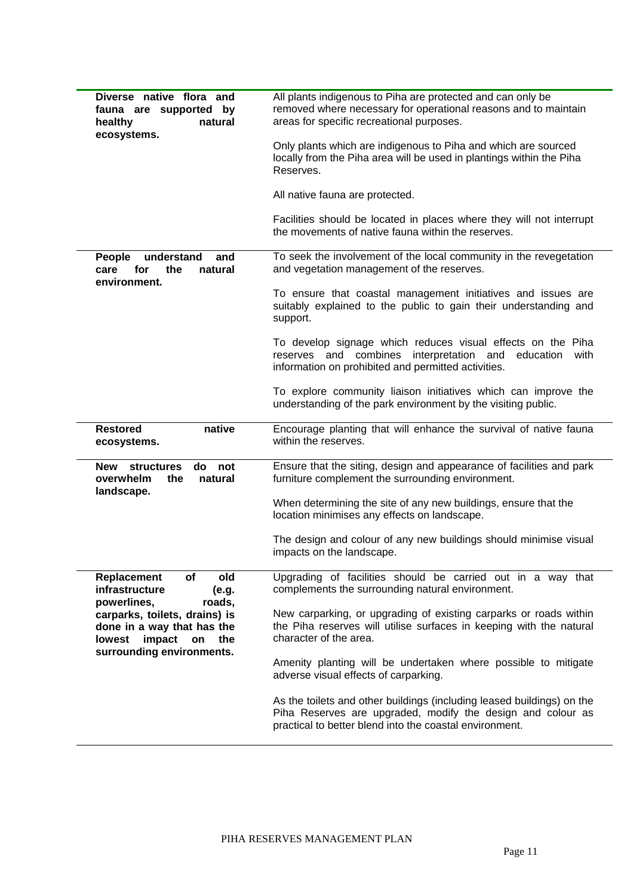| | |
|---|---|
| **Diverse native flora and fauna are supported by healthy natural ecosystems.** | All plants indigenous to Piha are protected and can only be removed where necessary for operational reasons and to maintain areas for specific recreational purposes.<br><br>Only plants which are indigenous to Piha and which are sourced locally from the Piha area will be used in plantings within the Piha Reserves.<br><br>All native fauna are protected.<br><br>Facilities should be located in places where they will not interrupt the movements of native fauna within the reserves. |
| **People understand and care for the natural environment.** | To seek the involvement of the local community in the revegetation and vegetation management of the reserves.<br><br>To ensure that coastal management initiatives and issues are suitably explained to the public to gain their understanding and support.<br><br>To develop signage which reduces visual effects on the Piha reserves and combines interpretation and education with information on prohibited and permitted activities.<br><br>To explore community liaison initiatives which can improve the understanding of the park environment by the visiting public. |
| **Restored native ecosystems.** | Encourage planting that will enhance the survival of native fauna within the reserves. |
| **New structures do not overwhelm the natural landscape.** | Ensure that the siting, design and appearance of facilities and park furniture complement the surrounding environment.<br><br>When determining the site of any new buildings, ensure that the location minimises any effects on landscape.<br><br>The design and colour of any new buildings should minimise visual impacts on the landscape. |
| **Replacement of old infrastructure (e.g. powerlines, roads, carparks, toilets, drains) is done in a way that has the lowest impact on the surrounding environments.** | Upgrading of facilities should be carried out in a way that complements the surrounding natural environment.<br><br>New carparking, or upgrading of existing carparks or roads within the Piha reserves will utilise surfaces in keeping with the natural character of the area.<br><br>Amenity planting will be undertaken where possible to mitigate adverse visual effects of carparking.<br><br>As the toilets and other buildings (including leased buildings) on the Piha Reserves are upgraded, modify the design and colour as practical to better blend into the coastal environment. |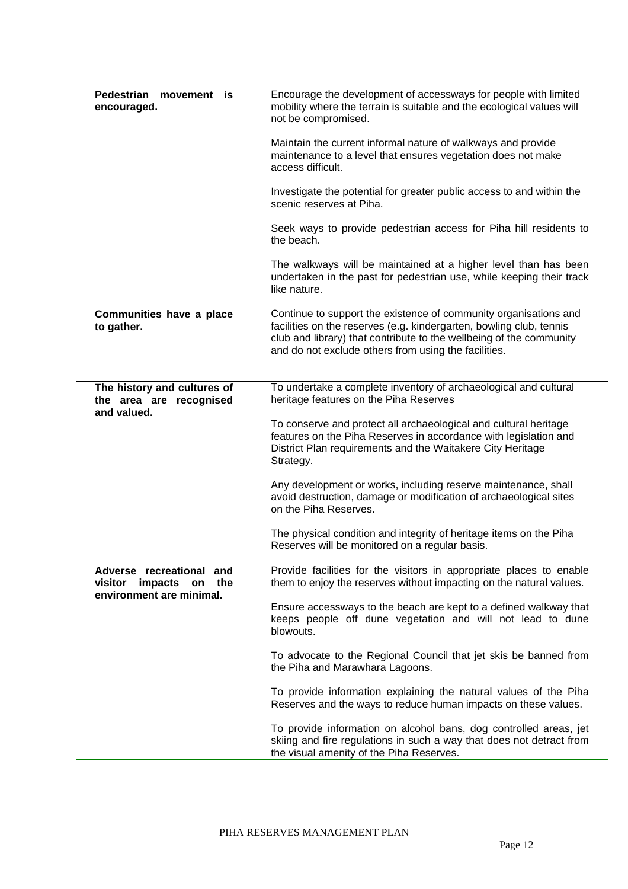| | |
|---|---|
| **Pedestrian movement is encouraged.** | Encourage the development of accessways for people with limited mobility where the terrain is suitable and the ecological values will not be compromised.<br><br>Maintain the current informal nature of walkways and provide maintenance to a level that ensures vegetation does not make access difficult.<br><br>Investigate the potential for greater public access to and within the scenic reserves at Piha.<br><br>Seek ways to provide pedestrian access for Piha hill residents to the beach.<br><br>The walkways will be maintained at a higher level than has been undertaken in the past for pedestrian use, while keeping their track like nature. |
| **Communities have a place to gather.** | Continue to support the existence of community organisations and facilities on the reserves (e.g. kindergarten, bowling club, tennis club and library) that contribute to the wellbeing of the community and do not exclude others from using the facilities. |
| **The history and cultures of the area are recognised and valued.** | To undertake a complete inventory of archaeological and cultural heritage features on the Piha Reserves<br><br>To conserve and protect all archaeological and cultural heritage features on the Piha Reserves in accordance with legislation and District Plan requirements and the Waitakere City Heritage Strategy.<br><br>Any development or works, including reserve maintenance, shall avoid destruction, damage or modification of archaeological sites on the Piha Reserves.<br><br>The physical condition and integrity of heritage items on the Piha Reserves will be monitored on a regular basis. |
| **Adverse recreational and visitor impacts on the environment are minimal.** | Provide facilities for the visitors in appropriate places to enable them to enjoy the reserves without impacting on the natural values.<br><br>Ensure accessways to the beach are kept to a defined walkway that keeps people off dune vegetation and will not lead to dune blowouts.<br><br>To advocate to the Regional Council that jet skis be banned from the Piha and Marawhara Lagoons.<br><br>To provide information explaining the natural values of the Piha Reserves and the ways to reduce human impacts on these values.<br><br>To provide information on alcohol bans, dog controlled areas, jet skiing and fire regulations in such a way that does not detract from the visual amenity of the Piha Reserves. |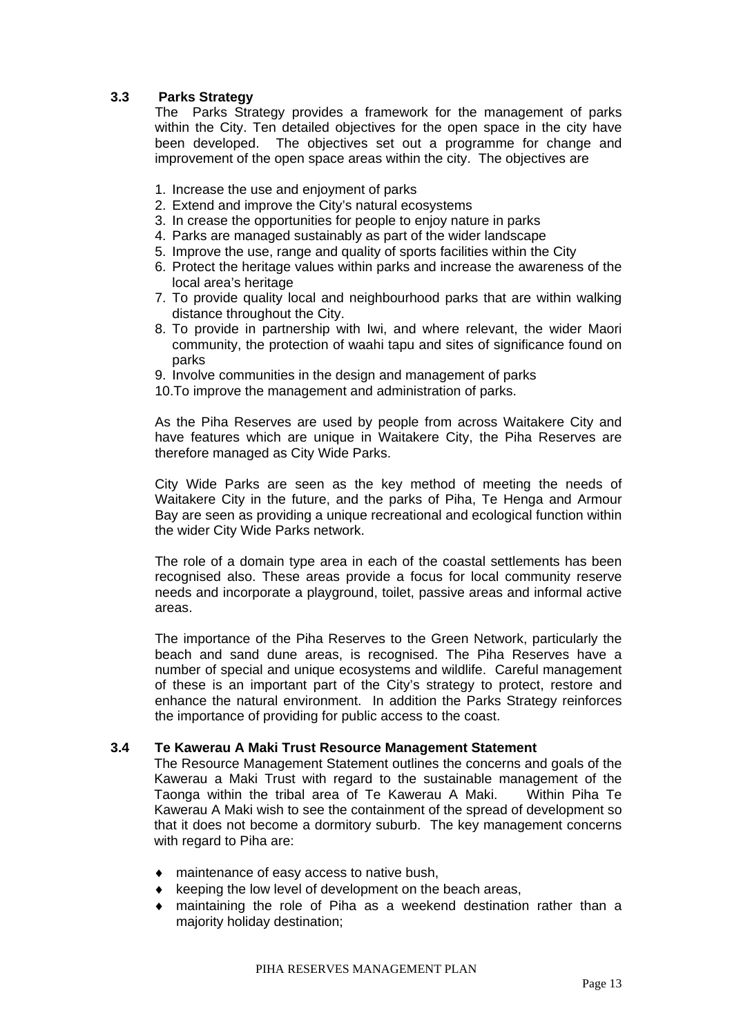### 3.3 Parks Strategy

The Parks Strategy provides a framework for the management of parks within the City. Ten detailed objectives for the open space in the city have been developed. The objectives set out a programme for change and improvement of the open space areas within the city. The objectives are

1. Increase the use and enjoyment of parks
2. Extend and improve the City's natural ecosystems
3. In crease the opportunities for people to enjoy nature in parks
4. Parks are managed sustainably as part of the wider landscape
5. Improve the use, range and quality of sports facilities within the City
6. Protect the heritage values within parks and increase the awareness of the local area's heritage
7. To provide quality local and neighbourhood parks that are within walking distance throughout the City.
8. To provide in partnership with Iwi, and where relevant, the wider Maori community, the protection of waahi tapu and sites of significance found on parks
9. Involve communities in the design and management of parks
10. To improve the management and administration of parks.

As the Piha Reserves are used by people from across Waitakere City and have features which are unique in Waitakere City, the Piha Reserves are therefore managed as City Wide Parks.

City Wide Parks are seen as the key method of meeting the needs of Waitakere City in the future, and the parks of Piha, Te Henga and Armour Bay are seen as providing a unique recreational and ecological function within the wider City Wide Parks network.

The role of a domain type area in each of the coastal settlements has been recognised also. These areas provide a focus for local community reserve needs and incorporate a playground, toilet, passive areas and informal active areas.

The importance of the Piha Reserves to the Green Network, particularly the beach and sand dune areas, is recognised. The Piha Reserves have a number of special and unique ecosystems and wildlife. Careful management of these is an important part of the City's strategy to protect, restore and enhance the natural environment. In addition the Parks Strategy reinforces the importance of providing for public access to the coast.

### 3.4 Te Kawerau A Maki Trust Resource Management Statement

The Resource Management Statement outlines the concerns and goals of the Kawerau a Maki Trust with regard to the sustainable management of the Taonga within the tribal area of Te Kawerau A Maki. Within Piha Te Kawerau A Maki wish to see the containment of the spread of development so that it does not become a dormitory suburb. The key management concerns with regard to Piha are:

- maintenance of easy access to native bush,
- keeping the low level of development on the beach areas,
- maintaining the role of Piha as a weekend destination rather than a majority holiday destination;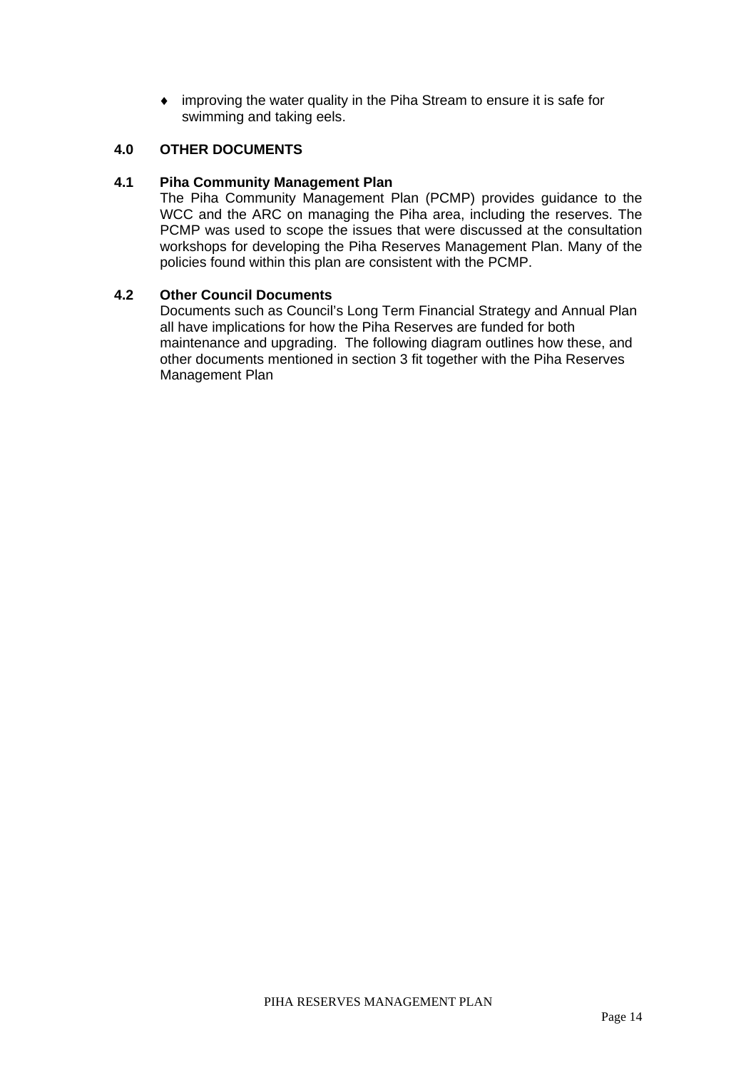- improving the water quality in the Piha Stream to ensure it is safe for swimming and taking eels.

## 4.0 OTHER DOCUMENTS

### 4.1 Piha Community Management Plan

The Piha Community Management Plan (PCMP) provides guidance to the WCC and the ARC on managing the Piha area, including the reserves. The PCMP was used to scope the issues that were discussed at the consultation workshops for developing the Piha Reserves Management Plan. Many of the policies found within this plan are consistent with the PCMP.

### 4.2 Other Council Documents

Documents such as Council's Long Term Financial Strategy and Annual Plan all have implications for how the Piha Reserves are funded for both maintenance and upgrading. The following diagram outlines how these, and other documents mentioned in section 3 fit together with the Piha Reserves Management Plan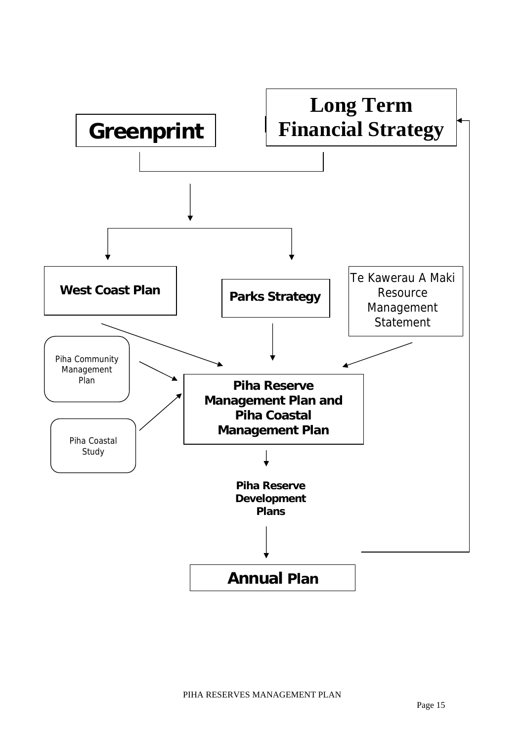**Greenprint**

**Long Term Financial Strategy**

**West Coast Plan**

**Parks Strategy**

Te Kawerau A Maki Resource Management Statement

Piha Community Management Plan

Piha Coastal Study

**Piha Reserve Management Plan and Piha Coastal Management Plan**

**Piha Reserve Development Plans**

**Annual Plan**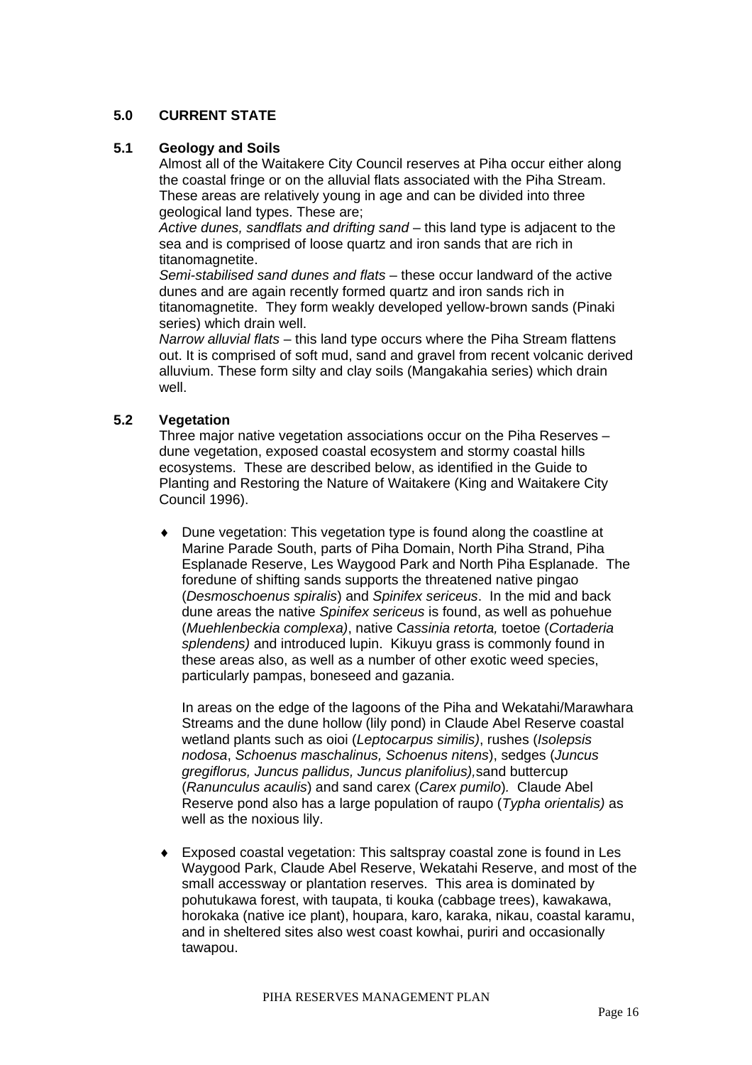## 5.0 CURRENT STATE

### 5.1 Geology and Soils

Almost all of the Waitakere City Council reserves at Piha occur either along the coastal fringe or on the alluvial flats associated with the Piha Stream. These areas are relatively young in age and can be divided into three geological land types. These are;

*Active dunes, sandflats and drifting sand* – this land type is adjacent to the sea and is comprised of loose quartz and iron sands that are rich in titanomagnetite.

*Semi-stabilised sand dunes and flats* – these occur landward of the active dunes and are again recently formed quartz and iron sands rich in titanomagnetite. They form weakly developed yellow-brown sands (Pinaki series) which drain well.

*Narrow alluvial flats* – this land type occurs where the Piha Stream flattens out. It is comprised of soft mud, sand and gravel from recent volcanic derived alluvium. These form silty and clay soils (Mangakahia series) which drain well.

### 5.2 Vegetation

Three major native vegetation associations occur on the Piha Reserves – dune vegetation, exposed coastal ecosystem and stormy coastal hills ecosystems. These are described below, as identified in the Guide to Planting and Restoring the Nature of Waitakere (King and Waitakere City Council 1996).

- Dune vegetation: This vegetation type is found along the coastline at Marine Parade South, parts of Piha Domain, North Piha Strand, Piha Esplanade Reserve, Les Waygood Park and North Piha Esplanade. The foredune of shifting sands supports the threatened native pingao (*Desmoschoenus spiralis*) and *Spinifex sericeus*. In the mid and back dune areas the native *Spinifex sericeus* is found, as well as pohuehue (*Muehlenbeckia complexa)*, native C*assinia retorta,* toetoe (*Cortaderia splendens)* and introduced lupin. Kikuyu grass is commonly found in these areas also, as well as a number of other exotic weed species, particularly pampas, boneseed and gazania.

  In areas on the edge of the lagoons of the Piha and Wekatahi/Marawhara Streams and the dune hollow (lily pond) in Claude Abel Reserve coastal wetland plants such as oioi (*Leptocarpus similis)*, rushes (*Isolepsis nodosa*, *Schoenus maschalinus, Schoenus nitens*), sedges (*Juncus gregiflorus, Juncus pallidus, Juncus planifolius),*sand buttercup (*Ranunculus acaulis*) and sand carex (*Carex pumilo*)*.* Claude Abel Reserve pond also has a large population of raupo (*Typha orientalis)* as well as the noxious lily.

- Exposed coastal vegetation: This saltspray coastal zone is found in Les Waygood Park, Claude Abel Reserve, Wekatahi Reserve, and most of the small accessway or plantation reserves. This area is dominated by pohutukawa forest, with taupata, ti kouka (cabbage trees), kawakawa, horokaka (native ice plant), houpara, karo, karaka, nikau, coastal karamu, and in sheltered sites also west coast kowhai, puriri and occasionally tawapou.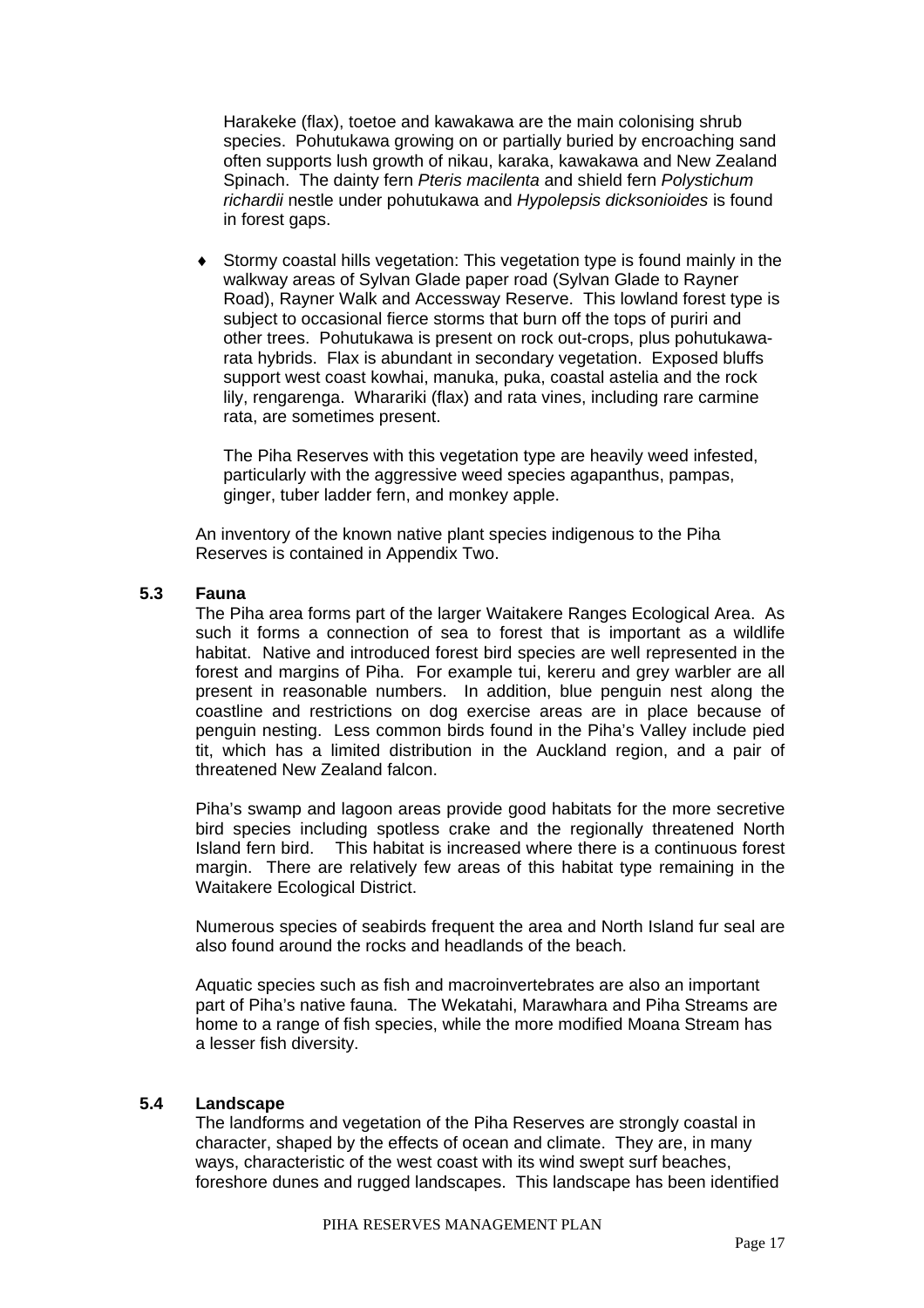Harakeke (flax), toetoe and kawakawa are the main colonising shrub species. Pohutukawa growing on or partially buried by encroaching sand often supports lush growth of nikau, karaka, kawakawa and New Zealand Spinach. The dainty fern *Pteris macilenta* and shield fern *Polystichum richardii* nestle under pohutukawa and *Hypolepsis dicksonioides* is found in forest gaps.

- Stormy coastal hills vegetation: This vegetation type is found mainly in the walkway areas of Sylvan Glade paper road (Sylvan Glade to Rayner Road), Rayner Walk and Accessway Reserve. This lowland forest type is subject to occasional fierce storms that burn off the tops of puriri and other trees. Pohutukawa is present on rock out-crops, plus pohutukawa-rata hybrids. Flax is abundant in secondary vegetation. Exposed bluffs support west coast kowhai, manuka, puka, coastal astelia and the rock lily, rengarenga. Wharariki (flax) and rata vines, including rare carmine rata, are sometimes present.

  The Piha Reserves with this vegetation type are heavily weed infested, particularly with the aggressive weed species agapanthus, pampas, ginger, tuber ladder fern, and monkey apple.

An inventory of the known native plant species indigenous to the Piha Reserves is contained in Appendix Two.

### 5.3 Fauna

The Piha area forms part of the larger Waitakere Ranges Ecological Area. As such it forms a connection of sea to forest that is important as a wildlife habitat. Native and introduced forest bird species are well represented in the forest and margins of Piha. For example tui, kereru and grey warbler are all present in reasonable numbers. In addition, blue penguin nest along the coastline and restrictions on dog exercise areas are in place because of penguin nesting. Less common birds found in the Piha's Valley include pied tit, which has a limited distribution in the Auckland region, and a pair of threatened New Zealand falcon.

Piha's swamp and lagoon areas provide good habitats for the more secretive bird species including spotless crake and the regionally threatened North Island fern bird. This habitat is increased where there is a continuous forest margin. There are relatively few areas of this habitat type remaining in the Waitakere Ecological District.

Numerous species of seabirds frequent the area and North Island fur seal are also found around the rocks and headlands of the beach.

Aquatic species such as fish and macroinvertebrates are also an important part of Piha's native fauna. The Wekatahi, Marawhara and Piha Streams are home to a range of fish species, while the more modified Moana Stream has a lesser fish diversity.

### 5.4 Landscape

The landforms and vegetation of the Piha Reserves are strongly coastal in character, shaped by the effects of ocean and climate. They are, in many ways, characteristic of the west coast with its wind swept surf beaches, foreshore dunes and rugged landscapes. This landscape has been identified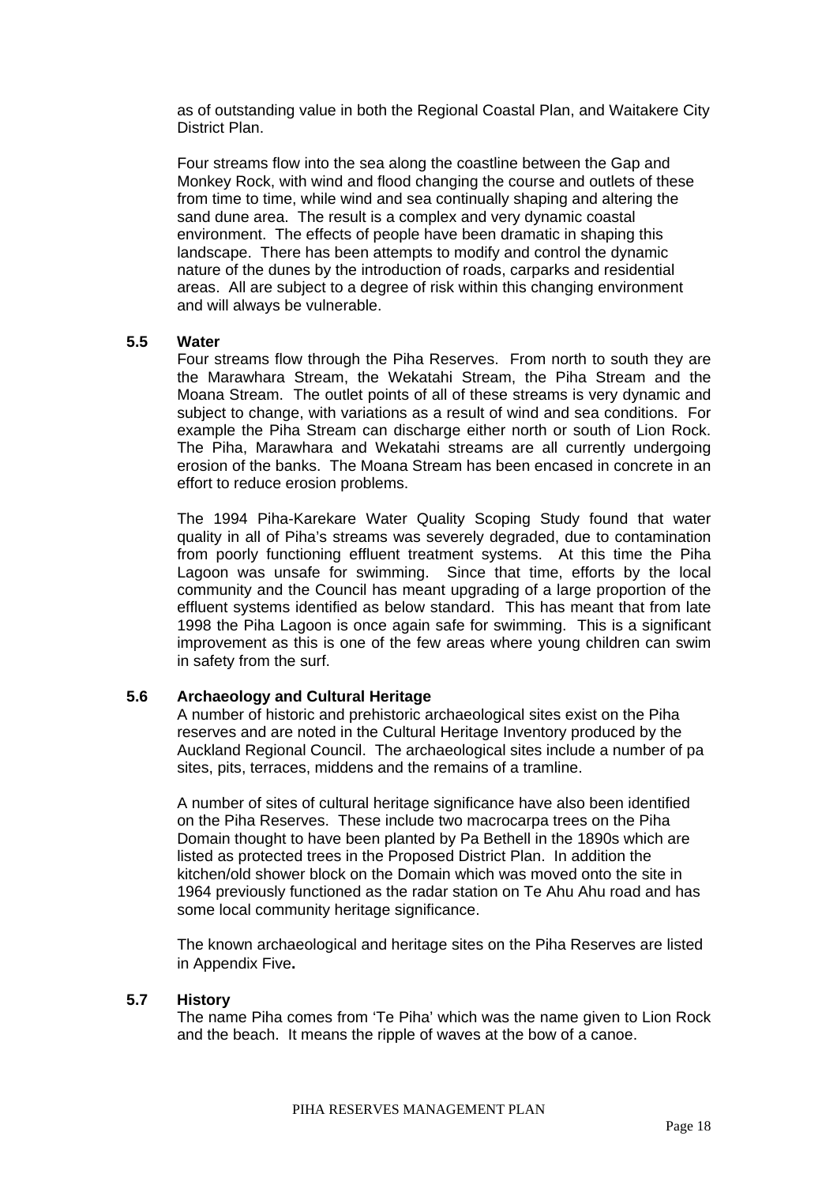as of outstanding value in both the Regional Coastal Plan, and Waitakere City District Plan.

Four streams flow into the sea along the coastline between the Gap and Monkey Rock, with wind and flood changing the course and outlets of these from time to time, while wind and sea continually shaping and altering the sand dune area. The result is a complex and very dynamic coastal environment. The effects of people have been dramatic in shaping this landscape. There has been attempts to modify and control the dynamic nature of the dunes by the introduction of roads, carparks and residential areas. All are subject to a degree of risk within this changing environment and will always be vulnerable.

## 5.5 Water

Four streams flow through the Piha Reserves. From north to south they are the Marawhara Stream, the Wekatahi Stream, the Piha Stream and the Moana Stream. The outlet points of all of these streams is very dynamic and subject to change, with variations as a result of wind and sea conditions. For example the Piha Stream can discharge either north or south of Lion Rock. The Piha, Marawhara and Wekatahi streams are all currently undergoing erosion of the banks. The Moana Stream has been encased in concrete in an effort to reduce erosion problems.

The 1994 Piha-Karekare Water Quality Scoping Study found that water quality in all of Piha's streams was severely degraded, due to contamination from poorly functioning effluent treatment systems. At this time the Piha Lagoon was unsafe for swimming. Since that time, efforts by the local community and the Council has meant upgrading of a large proportion of the effluent systems identified as below standard. This has meant that from late 1998 the Piha Lagoon is once again safe for swimming. This is a significant improvement as this is one of the few areas where young children can swim in safety from the surf.

## 5.6 Archaeology and Cultural Heritage

A number of historic and prehistoric archaeological sites exist on the Piha reserves and are noted in the Cultural Heritage Inventory produced by the Auckland Regional Council. The archaeological sites include a number of pa sites, pits, terraces, middens and the remains of a tramline.

A number of sites of cultural heritage significance have also been identified on the Piha Reserves. These include two macrocarpa trees on the Piha Domain thought to have been planted by Pa Bethell in the 1890s which are listed as protected trees in the Proposed District Plan. In addition the kitchen/old shower block on the Domain which was moved onto the site in 1964 previously functioned as the radar station on Te Ahu Ahu road and has some local community heritage significance.

The known archaeological and heritage sites on the Piha Reserves are listed in Appendix Five**.**

## 5.7 History

The name Piha comes from 'Te Piha' which was the name given to Lion Rock and the beach. It means the ripple of waves at the bow of a canoe.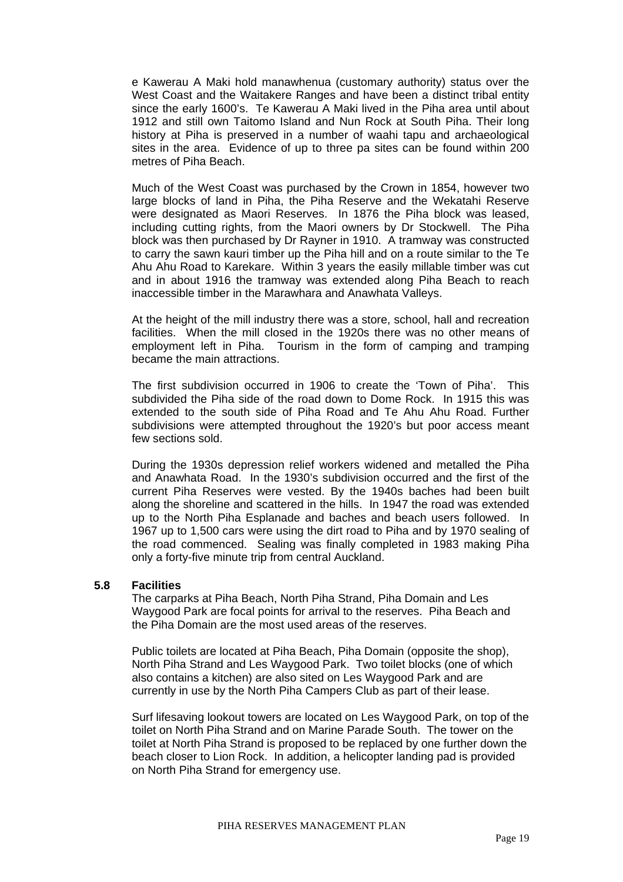e Kawerau A Maki hold manawhenua (customary authority) status over the West Coast and the Waitakere Ranges and have been a distinct tribal entity since the early 1600's. Te Kawerau A Maki lived in the Piha area until about 1912 and still own Taitomo Island and Nun Rock at South Piha. Their long history at Piha is preserved in a number of waahi tapu and archaeological sites in the area. Evidence of up to three pa sites can be found within 200 metres of Piha Beach.

Much of the West Coast was purchased by the Crown in 1854, however two large blocks of land in Piha, the Piha Reserve and the Wekatahi Reserve were designated as Maori Reserves. In 1876 the Piha block was leased, including cutting rights, from the Maori owners by Dr Stockwell. The Piha block was then purchased by Dr Rayner in 1910. A tramway was constructed to carry the sawn kauri timber up the Piha hill and on a route similar to the Te Ahu Ahu Road to Karekare. Within 3 years the easily millable timber was cut and in about 1916 the tramway was extended along Piha Beach to reach inaccessible timber in the Marawhara and Anawhata Valleys.

At the height of the mill industry there was a store, school, hall and recreation facilities. When the mill closed in the 1920s there was no other means of employment left in Piha. Tourism in the form of camping and tramping became the main attractions.

The first subdivision occurred in 1906 to create the 'Town of Piha'. This subdivided the Piha side of the road down to Dome Rock. In 1915 this was extended to the south side of Piha Road and Te Ahu Ahu Road. Further subdivisions were attempted throughout the 1920's but poor access meant few sections sold.

During the 1930s depression relief workers widened and metalled the Piha and Anawhata Road. In the 1930's subdivision occurred and the first of the current Piha Reserves were vested. By the 1940s baches had been built along the shoreline and scattered in the hills. In 1947 the road was extended up to the North Piha Esplanade and baches and beach users followed. In 1967 up to 1,500 cars were using the dirt road to Piha and by 1970 sealing of the road commenced. Sealing was finally completed in 1983 making Piha only a forty-five minute trip from central Auckland.

### 5.8 Facilities

The carparks at Piha Beach, North Piha Strand, Piha Domain and Les Waygood Park are focal points for arrival to the reserves. Piha Beach and the Piha Domain are the most used areas of the reserves.

Public toilets are located at Piha Beach, Piha Domain (opposite the shop), North Piha Strand and Les Waygood Park. Two toilet blocks (one of which also contains a kitchen) are also sited on Les Waygood Park and are currently in use by the North Piha Campers Club as part of their lease.

Surf lifesaving lookout towers are located on Les Waygood Park, on top of the toilet on North Piha Strand and on Marine Parade South. The tower on the toilet at North Piha Strand is proposed to be replaced by one further down the beach closer to Lion Rock. In addition, a helicopter landing pad is provided on North Piha Strand for emergency use.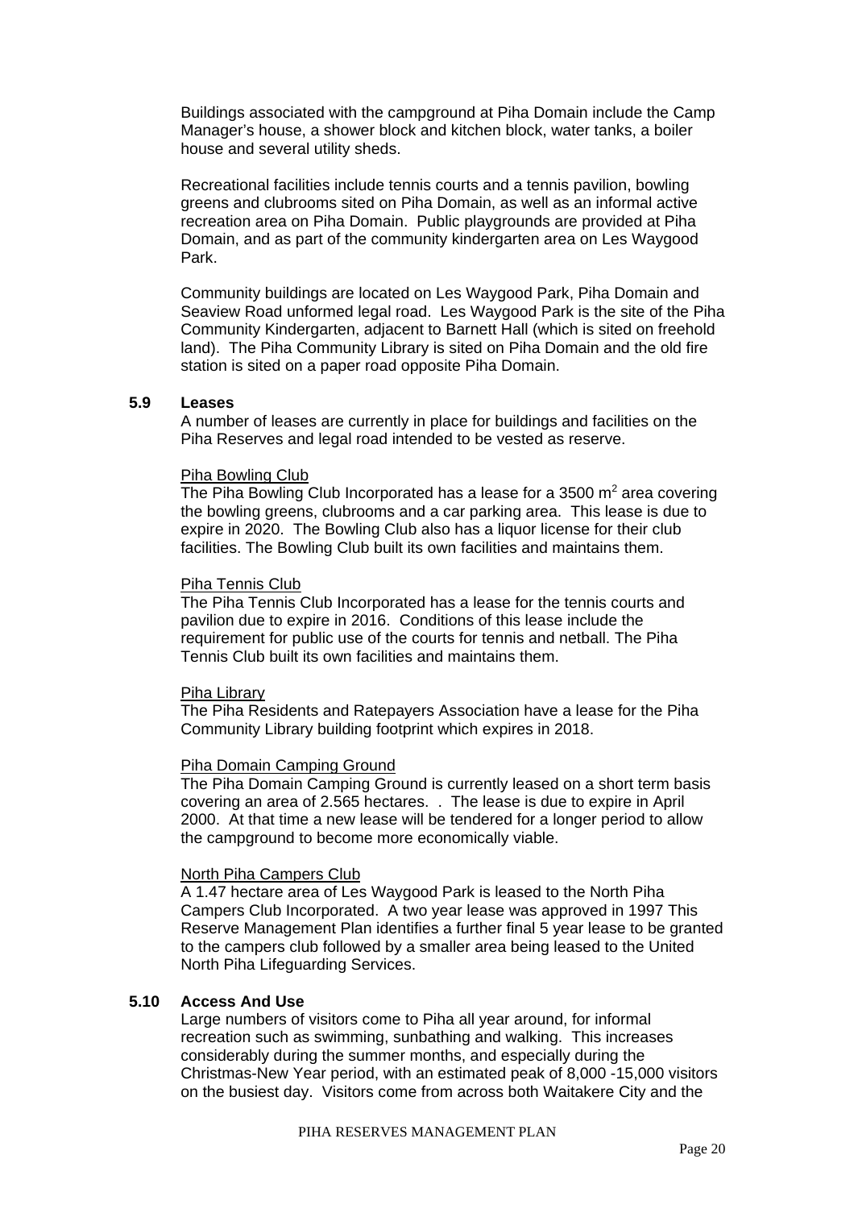Buildings associated with the campground at Piha Domain include the Camp Manager's house, a shower block and kitchen block, water tanks, a boiler house and several utility sheds.

Recreational facilities include tennis courts and a tennis pavilion, bowling greens and clubrooms sited on Piha Domain, as well as an informal active recreation area on Piha Domain. Public playgrounds are provided at Piha Domain, and as part of the community kindergarten area on Les Waygood Park.

Community buildings are located on Les Waygood Park, Piha Domain and Seaview Road unformed legal road. Les Waygood Park is the site of the Piha Community Kindergarten, adjacent to Barnett Hall (which is sited on freehold land). The Piha Community Library is sited on Piha Domain and the old fire station is sited on a paper road opposite Piha Domain.

### 5.9 Leases

A number of leases are currently in place for buildings and facilities on the Piha Reserves and legal road intended to be vested as reserve.

Piha Bowling Club

The Piha Bowling Club Incorporated has a lease for a 3500 $m^2$ area covering the bowling greens, clubrooms and a car parking area. This lease is due to expire in 2020. The Bowling Club also has a liquor license for their club facilities. The Bowling Club built its own facilities and maintains them.

Piha Tennis Club

The Piha Tennis Club Incorporated has a lease for the tennis courts and pavilion due to expire in 2016. Conditions of this lease include the requirement for public use of the courts for tennis and netball. The Piha Tennis Club built its own facilities and maintains them.

Piha Library

The Piha Residents and Ratepayers Association have a lease for the Piha Community Library building footprint which expires in 2018.

Piha Domain Camping Ground

The Piha Domain Camping Ground is currently leased on a short term basis covering an area of 2.565 hectares. . The lease is due to expire in April 2000. At that time a new lease will be tendered for a longer period to allow the campground to become more economically viable.

North Piha Campers Club

A 1.47 hectare area of Les Waygood Park is leased to the North Piha Campers Club Incorporated. A two year lease was approved in 1997 This Reserve Management Plan identifies a further final 5 year lease to be granted to the campers club followed by a smaller area being leased to the United North Piha Lifeguarding Services.

### 5.10 Access And Use

Large numbers of visitors come to Piha all year around, for informal recreation such as swimming, sunbathing and walking. This increases considerably during the summer months, and especially during the Christmas-New Year period, with an estimated peak of 8,000 -15,000 visitors on the busiest day. Visitors come from across both Waitakere City and the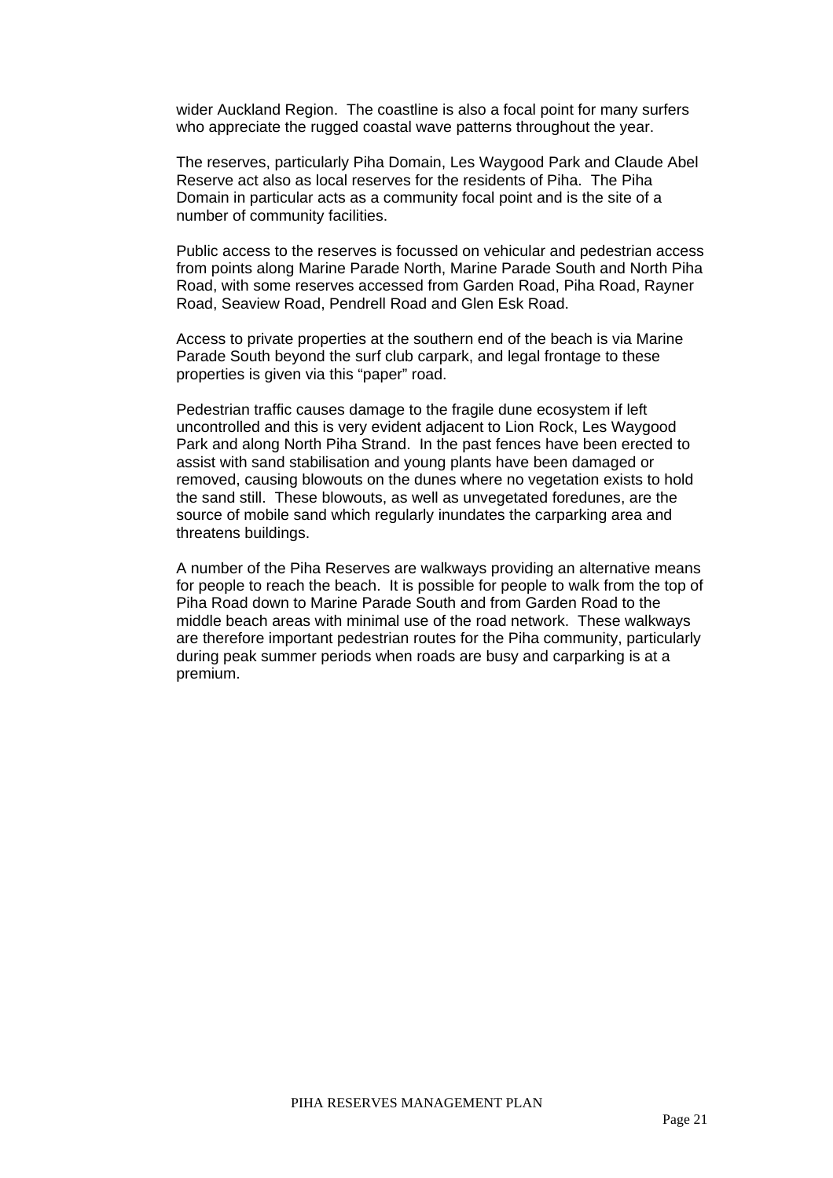wider Auckland Region.  The coastline is also a focal point for many surfers who appreciate the rugged coastal wave patterns throughout the year.

The reserves, particularly Piha Domain, Les Waygood Park and Claude Abel Reserve act also as local reserves for the residents of Piha.  The Piha Domain in particular acts as a community focal point and is the site of a number of community facilities.

Public access to the reserves is focussed on vehicular and pedestrian access from points along Marine Parade North, Marine Parade South and North Piha Road, with some reserves accessed from Garden Road, Piha Road, Rayner Road, Seaview Road, Pendrell Road and Glen Esk Road.

Access to private properties at the southern end of the beach is via Marine Parade South beyond the surf club carpark, and legal frontage to these properties is given via this "paper" road.

Pedestrian traffic causes damage to the fragile dune ecosystem if left uncontrolled and this is very evident adjacent to Lion Rock, Les Waygood Park and along North Piha Strand.  In the past fences have been erected to assist with sand stabilisation and young plants have been damaged or removed, causing blowouts on the dunes where no vegetation exists to hold the sand still.  These blowouts, as well as unvegetated foredunes, are the source of mobile sand which regularly inundates the carparking area and threatens buildings.

A number of the Piha Reserves are walkways providing an alternative means for people to reach the beach.  It is possible for people to walk from the top of Piha Road down to Marine Parade South and from Garden Road to the middle beach areas with minimal use of the road network.  These walkways are therefore important pedestrian routes for the Piha community, particularly during peak summer periods when roads are busy and carparking is at a premium.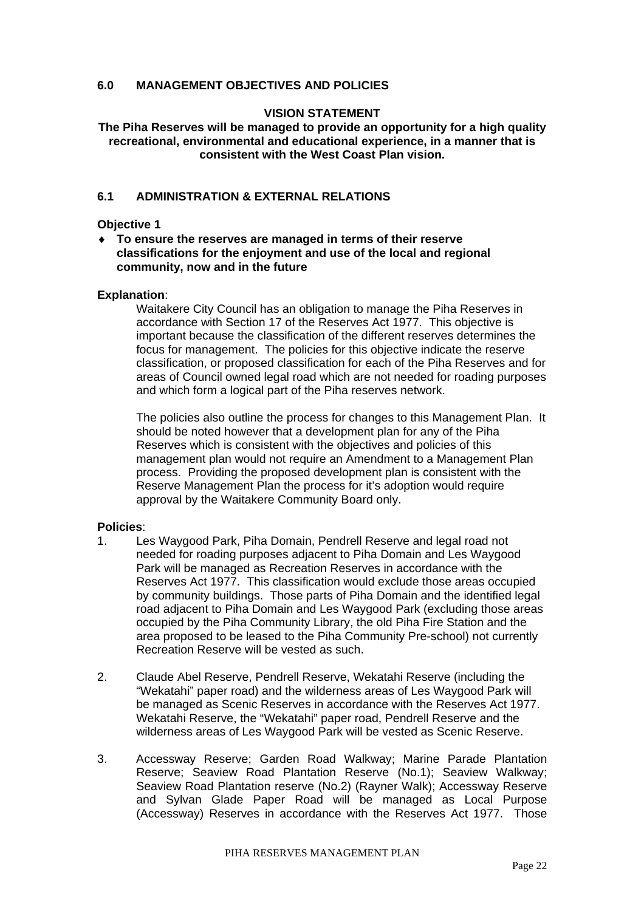## 6.0 MANAGEMENT OBJECTIVES AND POLICIES

**VISION STATEMENT**

**The Piha Reserves will be managed to provide an opportunity for a high quality recreational, environmental and educational experience, in a manner that is consistent with the West Coast Plan vision.**

### 6.1 ADMINISTRATION & EXTERNAL RELATIONS

**Objective 1**

- **To ensure the reserves are managed in terms of their reserve classifications for the enjoyment and use of the local and regional community, now and in the future**

**Explanation**:

Waitakere City Council has an obligation to manage the Piha Reserves in accordance with Section 17 of the Reserves Act 1977. This objective is important because the classification of the different reserves determines the focus for management. The policies for this objective indicate the reserve classification, or proposed classification for each of the Piha Reserves and for areas of Council owned legal road which are not needed for roading purposes and which form a logical part of the Piha reserves network.

The policies also outline the process for changes to this Management Plan. It should be noted however that a development plan for any of the Piha Reserves which is consistent with the objectives and policies of this management plan would not require an Amendment to a Management Plan process. Providing the proposed development plan is consistent with the Reserve Management Plan the process for it's adoption would require approval by the Waitakere Community Board only.

**Policies**:

1. Les Waygood Park, Piha Domain, Pendrell Reserve and legal road not needed for roading purposes adjacent to Piha Domain and Les Waygood Park will be managed as Recreation Reserves in accordance with the Reserves Act 1977. This classification would exclude those areas occupied by community buildings. Those parts of Piha Domain and the identified legal road adjacent to Piha Domain and Les Waygood Park (excluding those areas occupied by the Piha Community Library, the old Piha Fire Station and the area proposed to be leased to the Piha Community Pre-school) not currently Recreation Reserve will be vested as such.

2. Claude Abel Reserve, Pendrell Reserve, Wekatahi Reserve (including the "Wekatahi" paper road) and the wilderness areas of Les Waygood Park will be managed as Scenic Reserves in accordance with the Reserves Act 1977. Wekatahi Reserve, the "Wekatahi" paper road, Pendrell Reserve and the wilderness areas of Les Waygood Park will be vested as Scenic Reserve.

3. Accessway Reserve; Garden Road Walkway; Marine Parade Plantation Reserve; Seaview Road Plantation Reserve (No.1); Seaview Walkway; Seaview Road Plantation reserve (No.2) (Rayner Walk); Accessway Reserve and Sylvan Glade Paper Road will be managed as Local Purpose (Accessway) Reserves in accordance with the Reserves Act 1977. Those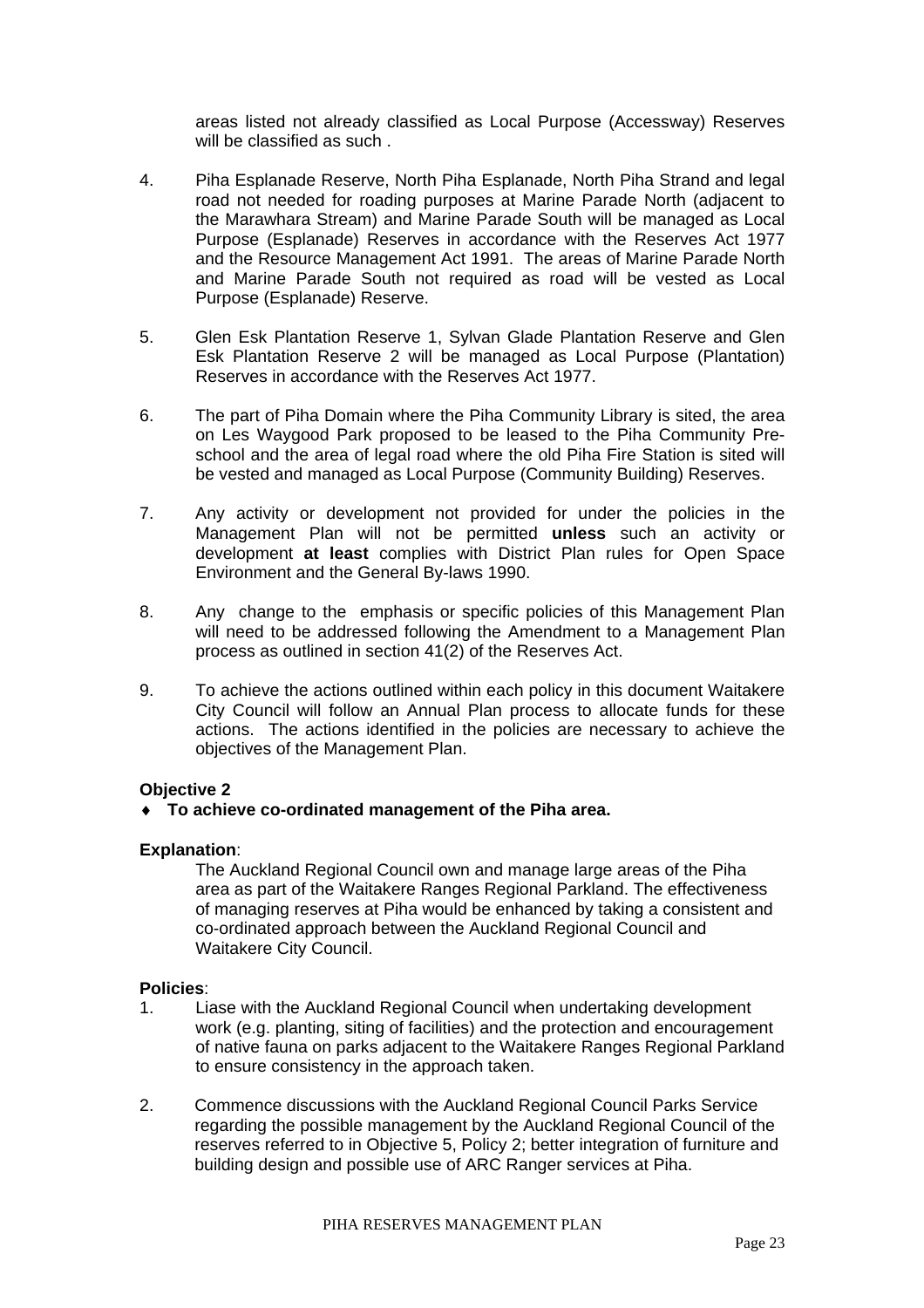areas listed not already classified as Local Purpose (Accessway) Reserves will be classified as such .

4. Piha Esplanade Reserve, North Piha Esplanade, North Piha Strand and legal road not needed for roading purposes at Marine Parade North (adjacent to the Marawhara Stream) and Marine Parade South will be managed as Local Purpose (Esplanade) Reserves in accordance with the Reserves Act 1977 and the Resource Management Act 1991. The areas of Marine Parade North and Marine Parade South not required as road will be vested as Local Purpose (Esplanade) Reserve.

5. Glen Esk Plantation Reserve 1, Sylvan Glade Plantation Reserve and Glen Esk Plantation Reserve 2 will be managed as Local Purpose (Plantation) Reserves in accordance with the Reserves Act 1977.

6. The part of Piha Domain where the Piha Community Library is sited, the area on Les Waygood Park proposed to be leased to the Piha Community Pre-school and the area of legal road where the old Piha Fire Station is sited will be vested and managed as Local Purpose (Community Building) Reserves.

7. Any activity or development not provided for under the policies in the Management Plan will not be permitted **unless** such an activity or development **at least** complies with District Plan rules for Open Space Environment and the General By-laws 1990.

8. Any change to the emphasis or specific policies of this Management Plan will need to be addressed following the Amendment to a Management Plan process as outlined in section 41(2) of the Reserves Act.

9. To achieve the actions outlined within each policy in this document Waitakere City Council will follow an Annual Plan process to allocate funds for these actions. The actions identified in the policies are necessary to achieve the objectives of the Management Plan.

**Objective 2**

- **To achieve co-ordinated management of the Piha area.**

**Explanation**:

The Auckland Regional Council own and manage large areas of the Piha area as part of the Waitakere Ranges Regional Parkland. The effectiveness of managing reserves at Piha would be enhanced by taking a consistent and co-ordinated approach between the Auckland Regional Council and Waitakere City Council.

**Policies**:

1. Liase with the Auckland Regional Council when undertaking development work (e.g. planting, siting of facilities) and the protection and encouragement of native fauna on parks adjacent to the Waitakere Ranges Regional Parkland to ensure consistency in the approach taken.

2. Commence discussions with the Auckland Regional Council Parks Service regarding the possible management by the Auckland Regional Council of the reserves referred to in Objective 5, Policy 2; better integration of furniture and building design and possible use of ARC Ranger services at Piha.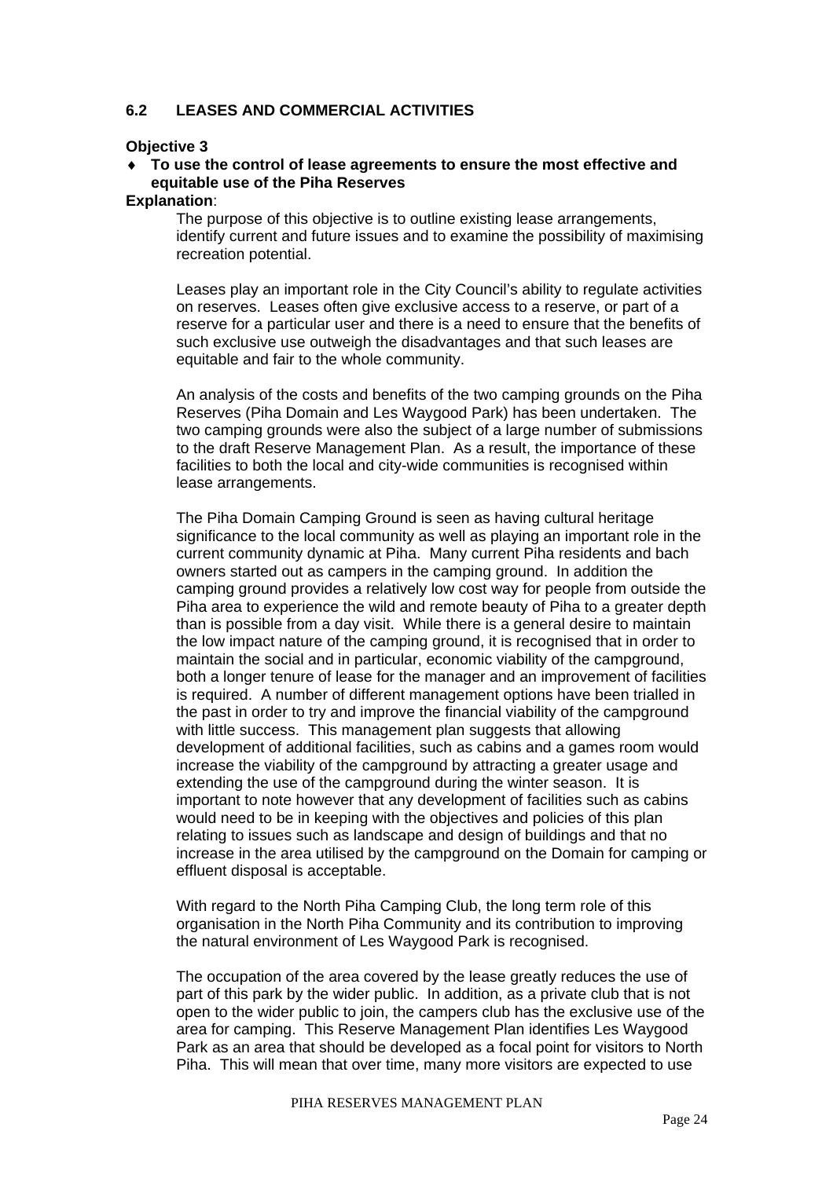### 6.2 LEASES AND COMMERCIAL ACTIVITIES

**Objective 3**

- **To use the control of lease agreements to ensure the most effective and equitable use of the Piha Reserves**

**Explanation**:

The purpose of this objective is to outline existing lease arrangements, identify current and future issues and to examine the possibility of maximising recreation potential.

Leases play an important role in the City Council's ability to regulate activities on reserves. Leases often give exclusive access to a reserve, or part of a reserve for a particular user and there is a need to ensure that the benefits of such exclusive use outweigh the disadvantages and that such leases are equitable and fair to the whole community.

An analysis of the costs and benefits of the two camping grounds on the Piha Reserves (Piha Domain and Les Waygood Park) has been undertaken. The two camping grounds were also the subject of a large number of submissions to the draft Reserve Management Plan. As a result, the importance of these facilities to both the local and city-wide communities is recognised within lease arrangements.

The Piha Domain Camping Ground is seen as having cultural heritage significance to the local community as well as playing an important role in the current community dynamic at Piha. Many current Piha residents and bach owners started out as campers in the camping ground. In addition the camping ground provides a relatively low cost way for people from outside the Piha area to experience the wild and remote beauty of Piha to a greater depth than is possible from a day visit. While there is a general desire to maintain the low impact nature of the camping ground, it is recognised that in order to maintain the social and in particular, economic viability of the campground, both a longer tenure of lease for the manager and an improvement of facilities is required. A number of different management options have been trialled in the past in order to try and improve the financial viability of the campground with little success. This management plan suggests that allowing development of additional facilities, such as cabins and a games room would increase the viability of the campground by attracting a greater usage and extending the use of the campground during the winter season. It is important to note however that any development of facilities such as cabins would need to be in keeping with the objectives and policies of this plan relating to issues such as landscape and design of buildings and that no increase in the area utilised by the campground on the Domain for camping or effluent disposal is acceptable.

With regard to the North Piha Camping Club, the long term role of this organisation in the North Piha Community and its contribution to improving the natural environment of Les Waygood Park is recognised.

The occupation of the area covered by the lease greatly reduces the use of part of this park by the wider public. In addition, as a private club that is not open to the wider public to join, the campers club has the exclusive use of the area for camping. This Reserve Management Plan identifies Les Waygood Park as an area that should be developed as a focal point for visitors to North Piha. This will mean that over time, many more visitors are expected to use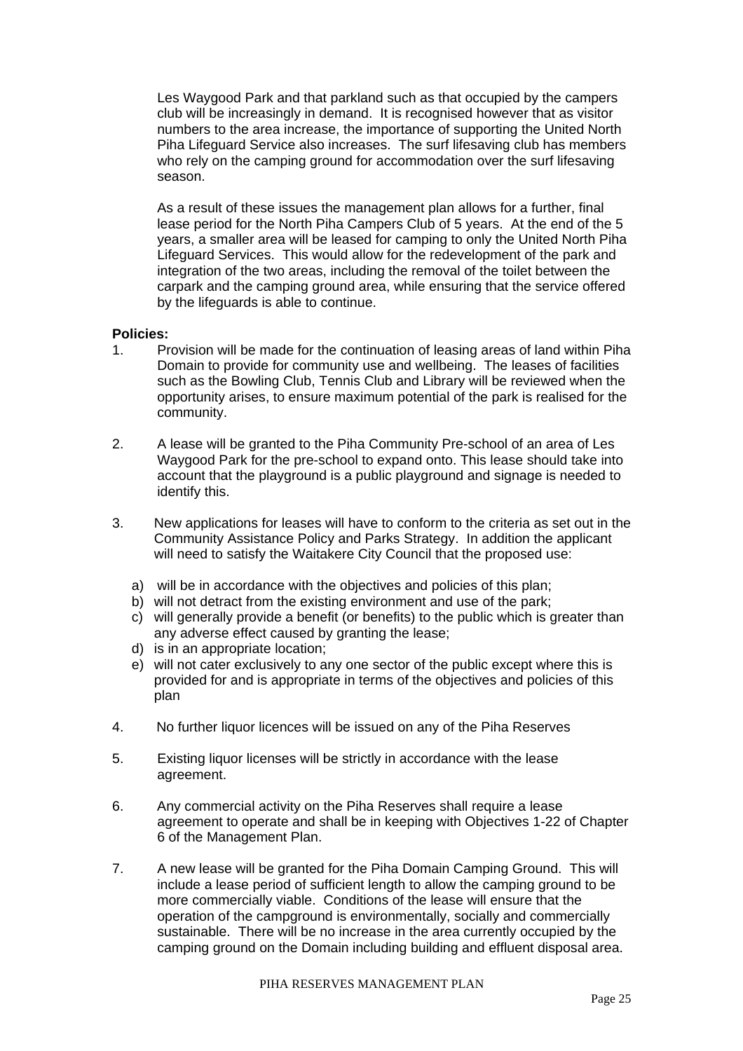Les Waygood Park and that parkland such as that occupied by the campers club will be increasingly in demand. It is recognised however that as visitor numbers to the area increase, the importance of supporting the United North Piha Lifeguard Service also increases. The surf lifesaving club has members who rely on the camping ground for accommodation over the surf lifesaving season.

As a result of these issues the management plan allows for a further, final lease period for the North Piha Campers Club of 5 years. At the end of the 5 years, a smaller area will be leased for camping to only the United North Piha Lifeguard Services. This would allow for the redevelopment of the park and integration of the two areas, including the removal of the toilet between the carpark and the camping ground area, while ensuring that the service offered by the lifeguards is able to continue.

**Policies:**

1. Provision will be made for the continuation of leasing areas of land within Piha Domain to provide for community use and wellbeing. The leases of facilities such as the Bowling Club, Tennis Club and Library will be reviewed when the opportunity arises, to ensure maximum potential of the park is realised for the community.

2. A lease will be granted to the Piha Community Pre-school of an area of Les Waygood Park for the pre-school to expand onto. This lease should take into account that the playground is a public playground and signage is needed to identify this.

3. New applications for leases will have to conform to the criteria as set out in the Community Assistance Policy and Parks Strategy. In addition the applicant will need to satisfy the Waitakere City Council that the proposed use:

   a) will be in accordance with the objectives and policies of this plan;
   b) will not detract from the existing environment and use of the park;
   c) will generally provide a benefit (or benefits) to the public which is greater than any adverse effect caused by granting the lease;
   d) is in an appropriate location;
   e) will not cater exclusively to any one sector of the public except where this is provided for and is appropriate in terms of the objectives and policies of this plan

4. No further liquor licences will be issued on any of the Piha Reserves

5. Existing liquor licenses will be strictly in accordance with the lease agreement.

6. Any commercial activity on the Piha Reserves shall require a lease agreement to operate and shall be in keeping with Objectives 1-22 of Chapter 6 of the Management Plan.

7. A new lease will be granted for the Piha Domain Camping Ground. This will include a lease period of sufficient length to allow the camping ground to be more commercially viable. Conditions of the lease will ensure that the operation of the campground is environmentally, socially and commercially sustainable. There will be no increase in the area currently occupied by the camping ground on the Domain including building and effluent disposal area.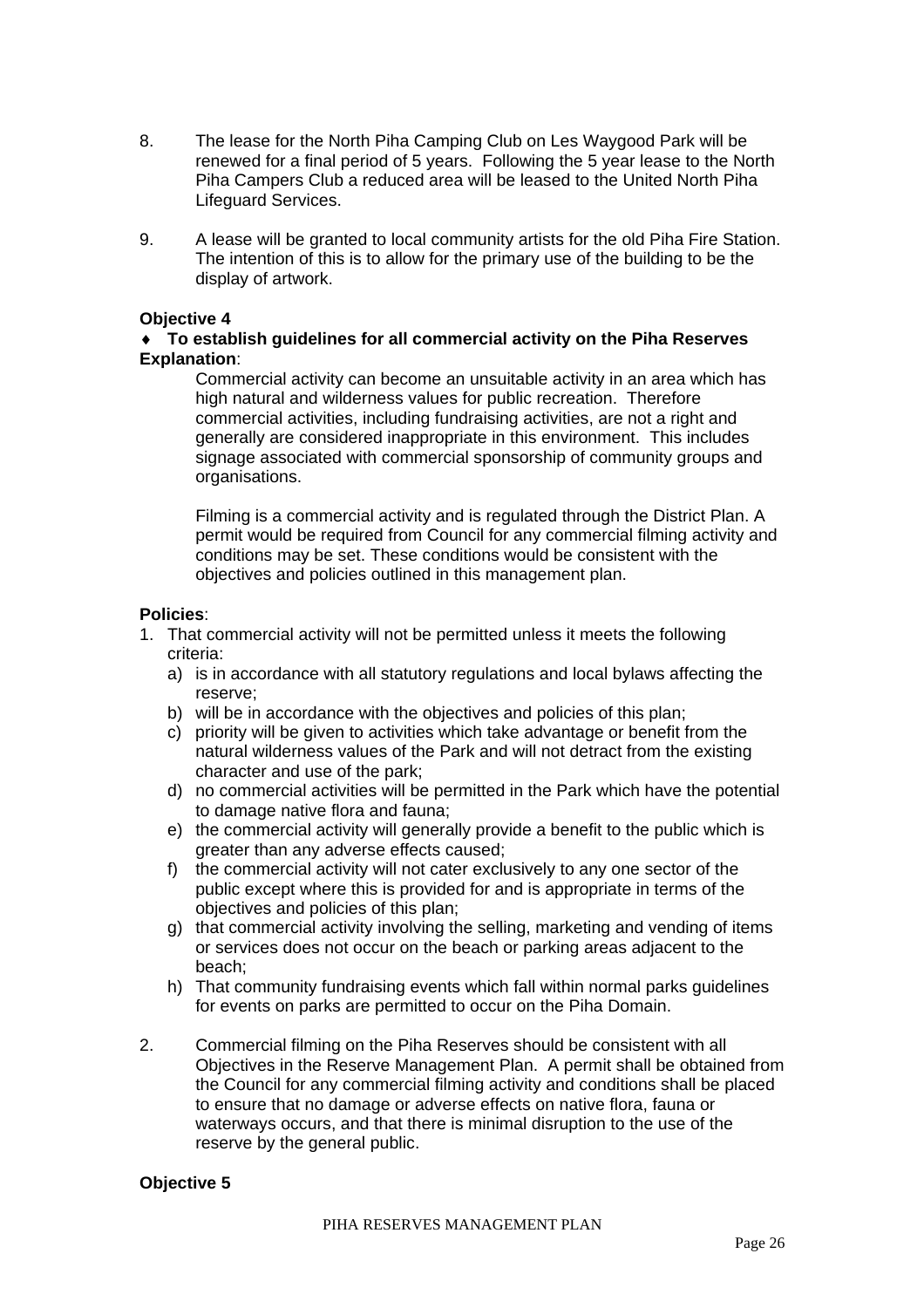8. The lease for the North Piha Camping Club on Les Waygood Park will be renewed for a final period of 5 years. Following the 5 year lease to the North Piha Campers Club a reduced area will be leased to the United North Piha Lifeguard Services.

9. A lease will be granted to local community artists for the old Piha Fire Station. The intention of this is to allow for the primary use of the building to be the display of artwork.

**Objective 4**

♦ **To establish guidelines for all commercial activity on the Piha Reserves**

**Explanation**:

Commercial activity can become an unsuitable activity in an area which has high natural and wilderness values for public recreation. Therefore commercial activities, including fundraising activities, are not a right and generally are considered inappropriate in this environment. This includes signage associated with commercial sponsorship of community groups and organisations.

Filming is a commercial activity and is regulated through the District Plan. A permit would be required from Council for any commercial filming activity and conditions may be set. These conditions would be consistent with the objectives and policies outlined in this management plan.

**Policies**:

1. That commercial activity will not be permitted unless it meets the following criteria:
   a) is in accordance with all statutory regulations and local bylaws affecting the reserve;
   b) will be in accordance with the objectives and policies of this plan;
   c) priority will be given to activities which take advantage or benefit from the natural wilderness values of the Park and will not detract from the existing character and use of the park;
   d) no commercial activities will be permitted in the Park which have the potential to damage native flora and fauna;
   e) the commercial activity will generally provide a benefit to the public which is greater than any adverse effects caused;
   f) the commercial activity will not cater exclusively to any one sector of the public except where this is provided for and is appropriate in terms of the objectives and policies of this plan;
   g) that commercial activity involving the selling, marketing and vending of items or services does not occur on the beach or parking areas adjacent to the beach;
   h) That community fundraising events which fall within normal parks guidelines for events on parks are permitted to occur on the Piha Domain.

2. Commercial filming on the Piha Reserves should be consistent with all Objectives in the Reserve Management Plan. A permit shall be obtained from the Council for any commercial filming activity and conditions shall be placed to ensure that no damage or adverse effects on native flora, fauna or waterways occurs, and that there is minimal disruption to the use of the reserve by the general public.

**Objective 5**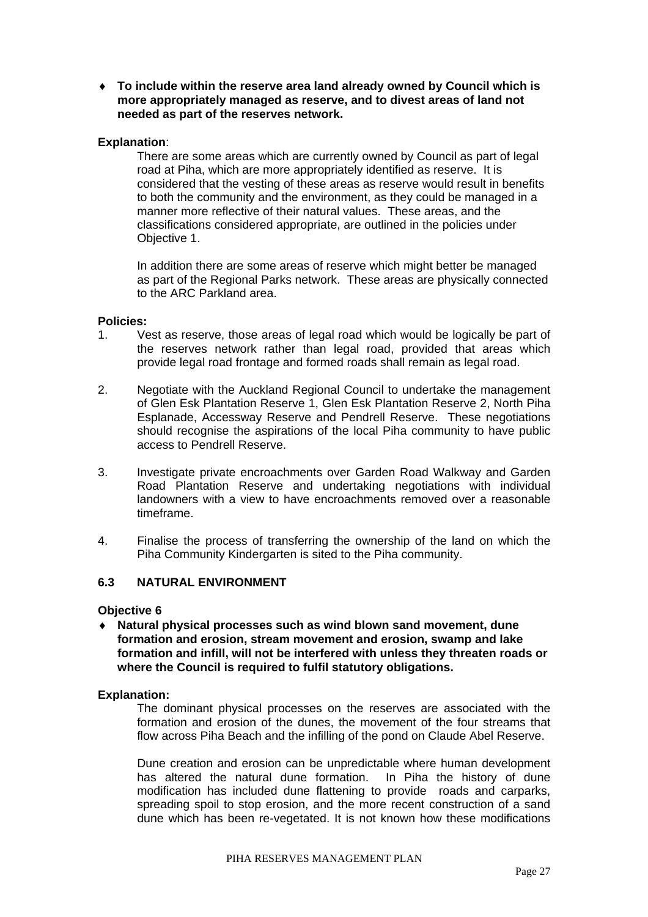- **To include within the reserve area land already owned by Council which is more appropriately managed as reserve, and to divest areas of land not needed as part of the reserves network.**

**Explanation**:

There are some areas which are currently owned by Council as part of legal road at Piha, which are more appropriately identified as reserve. It is considered that the vesting of these areas as reserve would result in benefits to both the community and the environment, as they could be managed in a manner more reflective of their natural values. These areas, and the classifications considered appropriate, are outlined in the policies under Objective 1.

In addition there are some areas of reserve which might better be managed as part of the Regional Parks network. These areas are physically connected to the ARC Parkland area.

**Policies:**

1. Vest as reserve, those areas of legal road which would be logically be part of the reserves network rather than legal road, provided that areas which provide legal road frontage and formed roads shall remain as legal road.

2. Negotiate with the Auckland Regional Council to undertake the management of Glen Esk Plantation Reserve 1, Glen Esk Plantation Reserve 2, North Piha Esplanade, Accessway Reserve and Pendrell Reserve. These negotiations should recognise the aspirations of the local Piha community to have public access to Pendrell Reserve.

3. Investigate private encroachments over Garden Road Walkway and Garden Road Plantation Reserve and undertaking negotiations with individual landowners with a view to have encroachments removed over a reasonable timeframe.

4. Finalise the process of transferring the ownership of the land on which the Piha Community Kindergarten is sited to the Piha community.

### 6.3 NATURAL ENVIRONMENT

**Objective 6**

- **Natural physical processes such as wind blown sand movement, dune formation and erosion, stream movement and erosion, swamp and lake formation and infill, will not be interfered with unless they threaten roads or where the Council is required to fulfil statutory obligations.**

**Explanation:**

The dominant physical processes on the reserves are associated with the formation and erosion of the dunes, the movement of the four streams that flow across Piha Beach and the infilling of the pond on Claude Abel Reserve.

Dune creation and erosion can be unpredictable where human development has altered the natural dune formation. In Piha the history of dune modification has included dune flattening to provide roads and carparks, spreading spoil to stop erosion, and the more recent construction of a sand dune which has been re-vegetated. It is not known how these modifications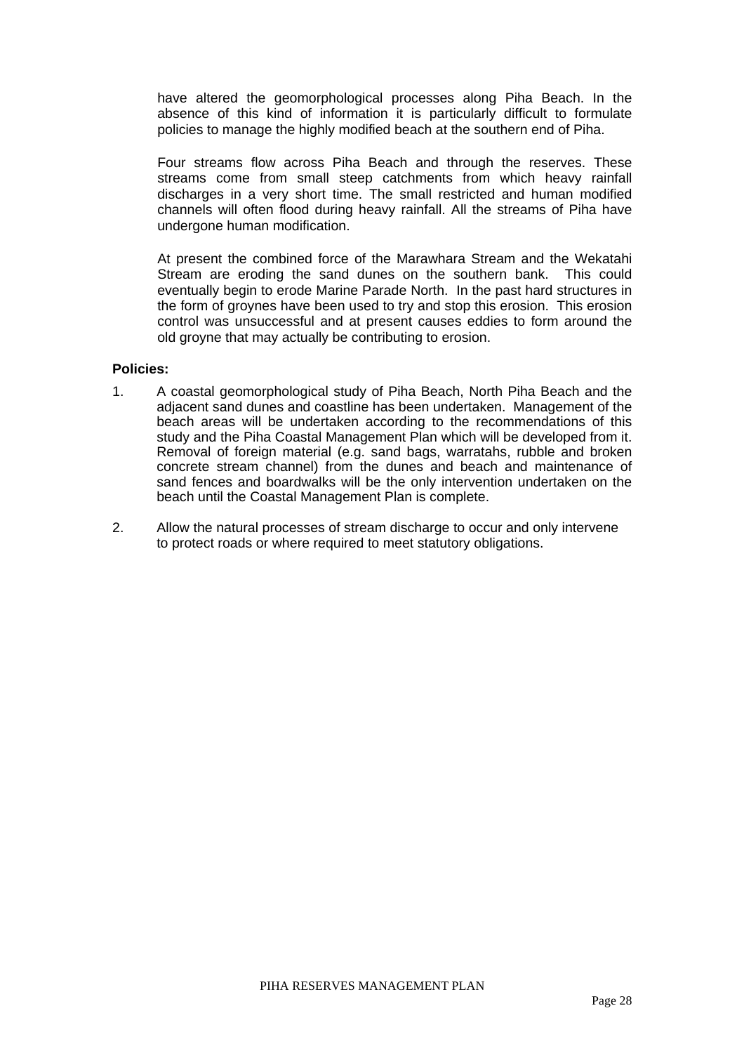have altered the geomorphological processes along Piha Beach. In the absence of this kind of information it is particularly difficult to formulate policies to manage the highly modified beach at the southern end of Piha.

Four streams flow across Piha Beach and through the reserves. These streams come from small steep catchments from which heavy rainfall discharges in a very short time. The small restricted and human modified channels will often flood during heavy rainfall. All the streams of Piha have undergone human modification.

At present the combined force of the Marawhara Stream and the Wekatahi Stream are eroding the sand dunes on the southern bank. This could eventually begin to erode Marine Parade North. In the past hard structures in the form of groynes have been used to try and stop this erosion. This erosion control was unsuccessful and at present causes eddies to form around the old groyne that may actually be contributing to erosion.

**Policies:**

1. A coastal geomorphological study of Piha Beach, North Piha Beach and the adjacent sand dunes and coastline has been undertaken. Management of the beach areas will be undertaken according to the recommendations of this study and the Piha Coastal Management Plan which will be developed from it. Removal of foreign material (e.g. sand bags, warratahs, rubble and broken concrete stream channel) from the dunes and beach and maintenance of sand fences and boardwalks will be the only intervention undertaken on the beach until the Coastal Management Plan is complete.

2. Allow the natural processes of stream discharge to occur and only intervene to protect roads or where required to meet statutory obligations.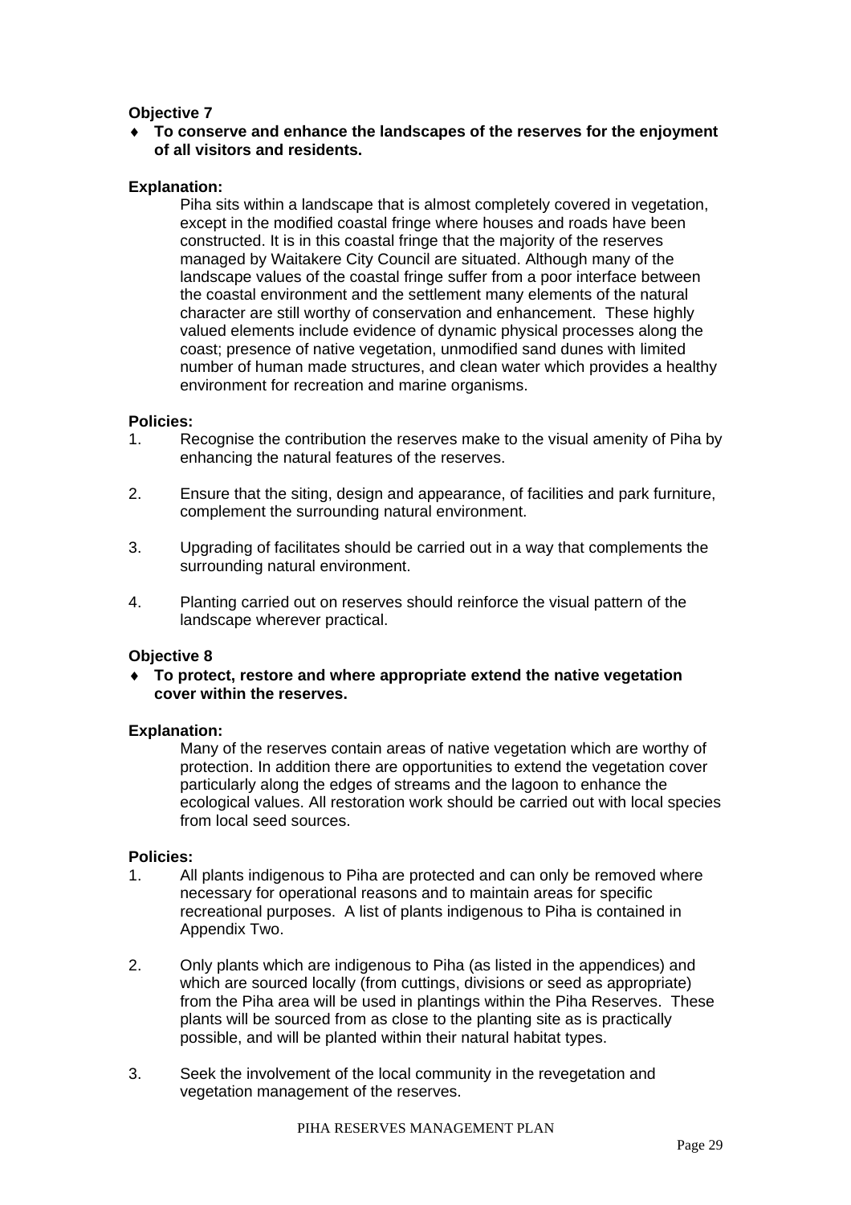**Objective 7**

- ♦ **To conserve and enhance the landscapes of the reserves for the enjoyment of all visitors and residents.**

**Explanation:**

Piha sits within a landscape that is almost completely covered in vegetation, except in the modified coastal fringe where houses and roads have been constructed. It is in this coastal fringe that the majority of the reserves managed by Waitakere City Council are situated. Although many of the landscape values of the coastal fringe suffer from a poor interface between the coastal environment and the settlement many elements of the natural character are still worthy of conservation and enhancement. These highly valued elements include evidence of dynamic physical processes along the coast; presence of native vegetation, unmodified sand dunes with limited number of human made structures, and clean water which provides a healthy environment for recreation and marine organisms.

**Policies:**

1. Recognise the contribution the reserves make to the visual amenity of Piha by enhancing the natural features of the reserves.

2. Ensure that the siting, design and appearance, of facilities and park furniture, complement the surrounding natural environment.

3. Upgrading of facilitates should be carried out in a way that complements the surrounding natural environment.

4. Planting carried out on reserves should reinforce the visual pattern of the landscape wherever practical.

**Objective 8**

- ♦ **To protect, restore and where appropriate extend the native vegetation cover within the reserves.**

**Explanation:**

Many of the reserves contain areas of native vegetation which are worthy of protection. In addition there are opportunities to extend the vegetation cover particularly along the edges of streams and the lagoon to enhance the ecological values. All restoration work should be carried out with local species from local seed sources.

**Policies:**

1. All plants indigenous to Piha are protected and can only be removed where necessary for operational reasons and to maintain areas for specific recreational purposes. A list of plants indigenous to Piha is contained in Appendix Two.

2. Only plants which are indigenous to Piha (as listed in the appendices) and which are sourced locally (from cuttings, divisions or seed as appropriate) from the Piha area will be used in plantings within the Piha Reserves. These plants will be sourced from as close to the planting site as is practically possible, and will be planted within their natural habitat types.

3. Seek the involvement of the local community in the revegetation and vegetation management of the reserves.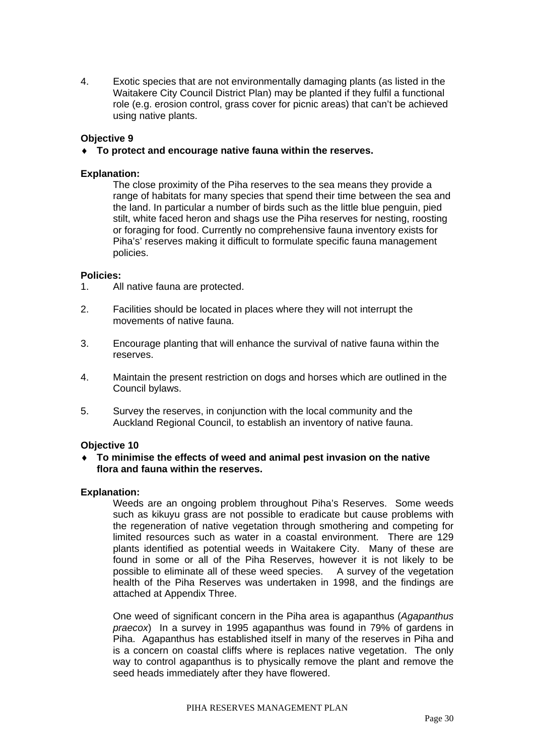4. Exotic species that are not environmentally damaging plants (as listed in the Waitakere City Council District Plan) may be planted if they fulfil a functional role (e.g. erosion control, grass cover for picnic areas) that can't be achieved using native plants.

**Objective 9**

- **To protect and encourage native fauna within the reserves.**

**Explanation:**

The close proximity of the Piha reserves to the sea means they provide a range of habitats for many species that spend their time between the sea and the land. In particular a number of birds such as the little blue penguin, pied stilt, white faced heron and shags use the Piha reserves for nesting, roosting or foraging for food. Currently no comprehensive fauna inventory exists for Piha's' reserves making it difficult to formulate specific fauna management policies.

**Policies:**

1. All native fauna are protected.

2. Facilities should be located in places where they will not interrupt the movements of native fauna.

3. Encourage planting that will enhance the survival of native fauna within the reserves.

4. Maintain the present restriction on dogs and horses which are outlined in the Council bylaws.

5. Survey the reserves, in conjunction with the local community and the Auckland Regional Council, to establish an inventory of native fauna.

**Objective 10**

- **To minimise the effects of weed and animal pest invasion on the native flora and fauna within the reserves.**

**Explanation:**

Weeds are an ongoing problem throughout Piha's Reserves. Some weeds such as kikuyu grass are not possible to eradicate but cause problems with the regeneration of native vegetation through smothering and competing for limited resources such as water in a coastal environment. There are 129 plants identified as potential weeds in Waitakere City. Many of these are found in some or all of the Piha Reserves, however it is not likely to be possible to eliminate all of these weed species. A survey of the vegetation health of the Piha Reserves was undertaken in 1998, and the findings are attached at Appendix Three.

One weed of significant concern in the Piha area is agapanthus (*Agapanthus praecox*) In a survey in 1995 agapanthus was found in 79% of gardens in Piha. Agapanthus has established itself in many of the reserves in Piha and is a concern on coastal cliffs where is replaces native vegetation. The only way to control agapanthus is to physically remove the plant and remove the seed heads immediately after they have flowered.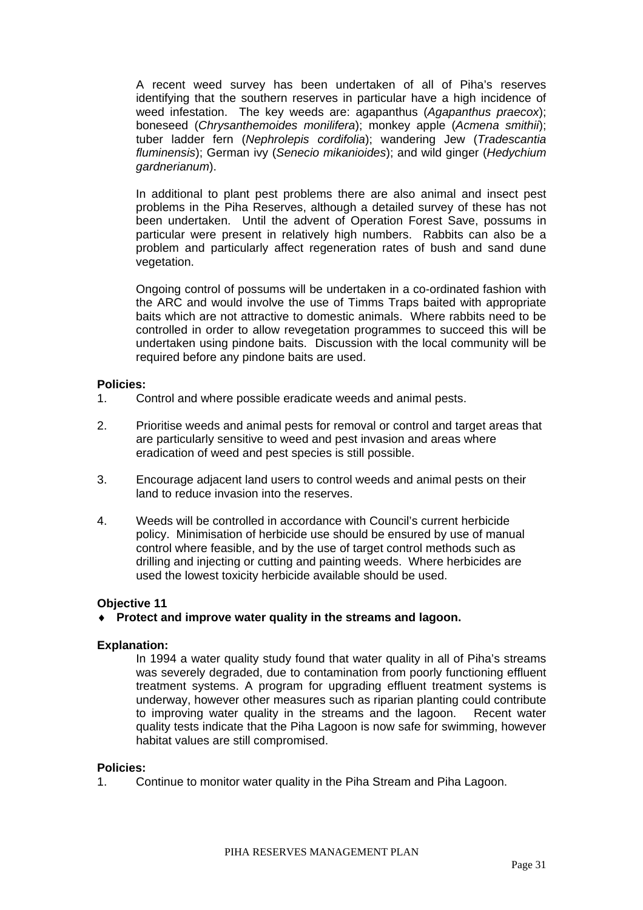A recent weed survey has been undertaken of all of Piha's reserves identifying that the southern reserves in particular have a high incidence of weed infestation. The key weeds are: agapanthus (*Agapanthus praecox*); boneseed (*Chrysanthemoides monilifera*); monkey apple (*Acmena smithii*); tuber ladder fern (*Nephrolepis cordifolia*); wandering Jew (*Tradescantia fluminensis*); German ivy (*Senecio mikanioides*); and wild ginger (*Hedychium gardnerianum*).

In additional to plant pest problems there are also animal and insect pest problems in the Piha Reserves, although a detailed survey of these has not been undertaken. Until the advent of Operation Forest Save, possums in particular were present in relatively high numbers. Rabbits can also be a problem and particularly affect regeneration rates of bush and sand dune vegetation.

Ongoing control of possums will be undertaken in a co-ordinated fashion with the ARC and would involve the use of Timms Traps baited with appropriate baits which are not attractive to domestic animals. Where rabbits need to be controlled in order to allow revegetation programmes to succeed this will be undertaken using pindone baits. Discussion with the local community will be required before any pindone baits are used.

**Policies:**

1. Control and where possible eradicate weeds and animal pests.

2. Prioritise weeds and animal pests for removal or control and target areas that are particularly sensitive to weed and pest invasion and areas where eradication of weed and pest species is still possible.

3. Encourage adjacent land users to control weeds and animal pests on their land to reduce invasion into the reserves.

4. Weeds will be controlled in accordance with Council's current herbicide policy. Minimisation of herbicide use should be ensured by use of manual control where feasible, and by the use of target control methods such as drilling and injecting or cutting and painting weeds. Where herbicides are used the lowest toxicity herbicide available should be used.

**Objective 11**

- **Protect and improve water quality in the streams and lagoon.**

**Explanation:**

In 1994 a water quality study found that water quality in all of Piha's streams was severely degraded, due to contamination from poorly functioning effluent treatment systems. A program for upgrading effluent treatment systems is underway, however other measures such as riparian planting could contribute to improving water quality in the streams and the lagoon. Recent water quality tests indicate that the Piha Lagoon is now safe for swimming, however habitat values are still compromised.

**Policies:**

1. Continue to monitor water quality in the Piha Stream and Piha Lagoon.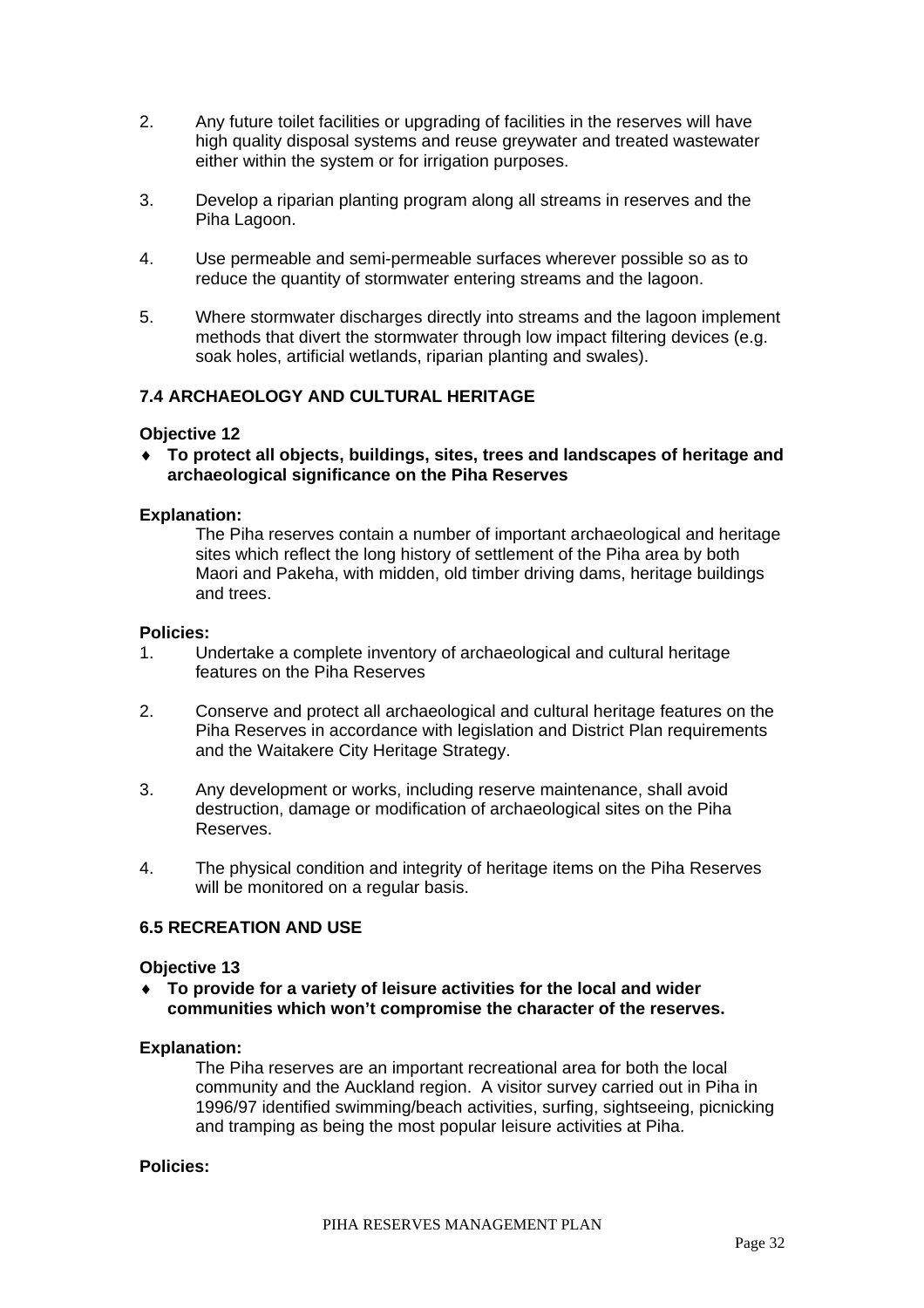2. Any future toilet facilities or upgrading of facilities in the reserves will have high quality disposal systems and reuse greywater and treated wastewater either within the system or for irrigation purposes.

3. Develop a riparian planting program along all streams in reserves and the Piha Lagoon.

4. Use permeable and semi-permeable surfaces wherever possible so as to reduce the quantity of stormwater entering streams and the lagoon.

5. Where stormwater discharges directly into streams and the lagoon implement methods that divert the stormwater through low impact filtering devices (e.g. soak holes, artificial wetlands, riparian planting and swales).

### 7.4 ARCHAEOLOGY AND CULTURAL HERITAGE

**Objective 12**

- **To protect all objects, buildings, sites, trees and landscapes of heritage and archaeological significance on the Piha Reserves**

**Explanation:**

The Piha reserves contain a number of important archaeological and heritage sites which reflect the long history of settlement of the Piha area by both Maori and Pakeha, with midden, old timber driving dams, heritage buildings and trees.

**Policies:**

1. Undertake a complete inventory of archaeological and cultural heritage features on the Piha Reserves

2. Conserve and protect all archaeological and cultural heritage features on the Piha Reserves in accordance with legislation and District Plan requirements and the Waitakere City Heritage Strategy.

3. Any development or works, including reserve maintenance, shall avoid destruction, damage or modification of archaeological sites on the Piha Reserves.

4. The physical condition and integrity of heritage items on the Piha Reserves will be monitored on a regular basis.

### 6.5 RECREATION AND USE

**Objective 13**

- **To provide for a variety of leisure activities for the local and wider communities which won't compromise the character of the reserves.**

**Explanation:**

The Piha reserves are an important recreational area for both the local community and the Auckland region. A visitor survey carried out in Piha in 1996/97 identified swimming/beach activities, surfing, sightseeing, picnicking and tramping as being the most popular leisure activities at Piha.

**Policies:**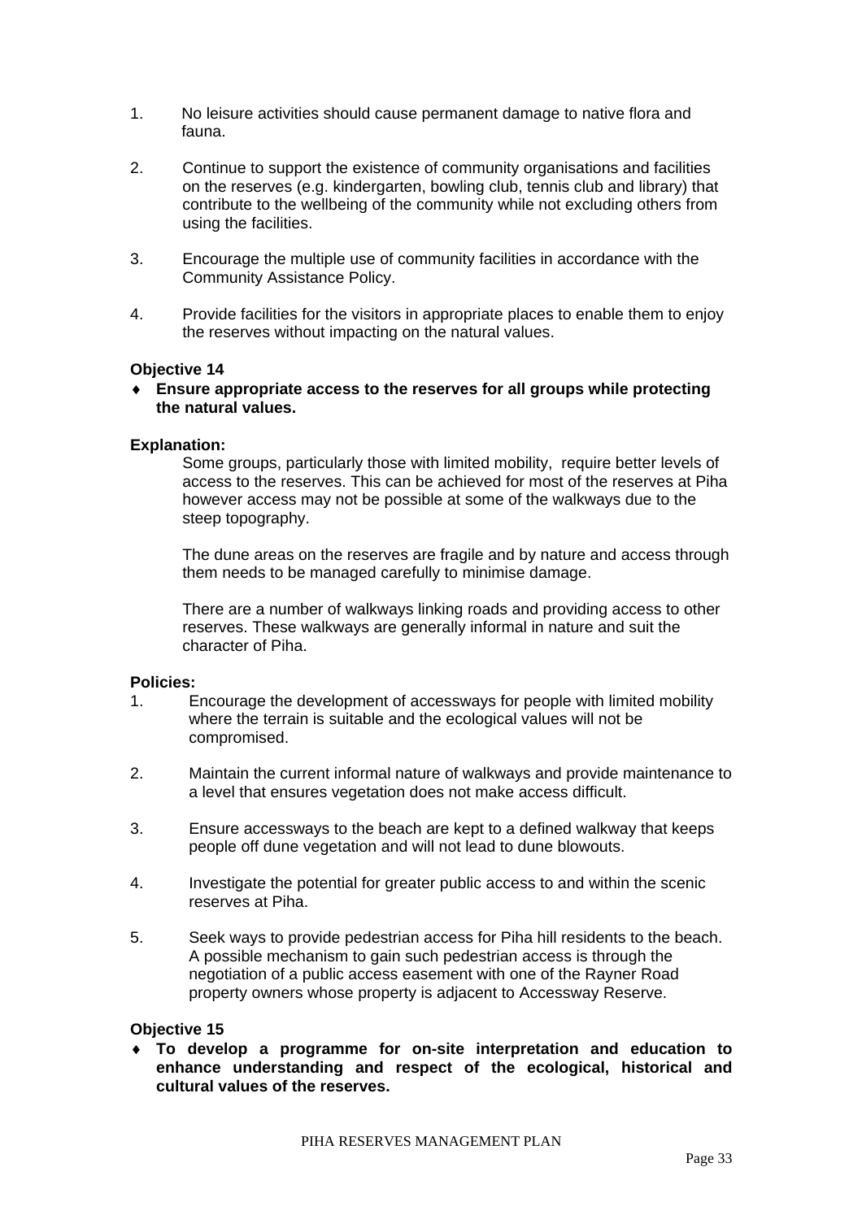1. No leisure activities should cause permanent damage to native flora and fauna.

2. Continue to support the existence of community organisations and facilities on the reserves (e.g. kindergarten, bowling club, tennis club and library) that contribute to the wellbeing of the community while not excluding others from using the facilities.

3. Encourage the multiple use of community facilities in accordance with the Community Assistance Policy.

4. Provide facilities for the visitors in appropriate places to enable them to enjoy the reserves without impacting on the natural values.

**Objective 14**

- **Ensure appropriate access to the reserves for all groups while protecting the natural values.**

**Explanation:**

Some groups, particularly those with limited mobility, require better levels of access to the reserves. This can be achieved for most of the reserves at Piha however access may not be possible at some of the walkways due to the steep topography.

The dune areas on the reserves are fragile and by nature and access through them needs to be managed carefully to minimise damage.

There are a number of walkways linking roads and providing access to other reserves. These walkways are generally informal in nature and suit the character of Piha.

**Policies:**

1. Encourage the development of accessways for people with limited mobility where the terrain is suitable and the ecological values will not be compromised.

2. Maintain the current informal nature of walkways and provide maintenance to a level that ensures vegetation does not make access difficult.

3. Ensure accessways to the beach are kept to a defined walkway that keeps people off dune vegetation and will not lead to dune blowouts.

4. Investigate the potential for greater public access to and within the scenic reserves at Piha.

5. Seek ways to provide pedestrian access for Piha hill residents to the beach. A possible mechanism to gain such pedestrian access is through the negotiation of a public access easement with one of the Rayner Road property owners whose property is adjacent to Accessway Reserve.

**Objective 15**

- **To develop a programme for on-site interpretation and education to enhance understanding and respect of the ecological, historical and cultural values of the reserves.**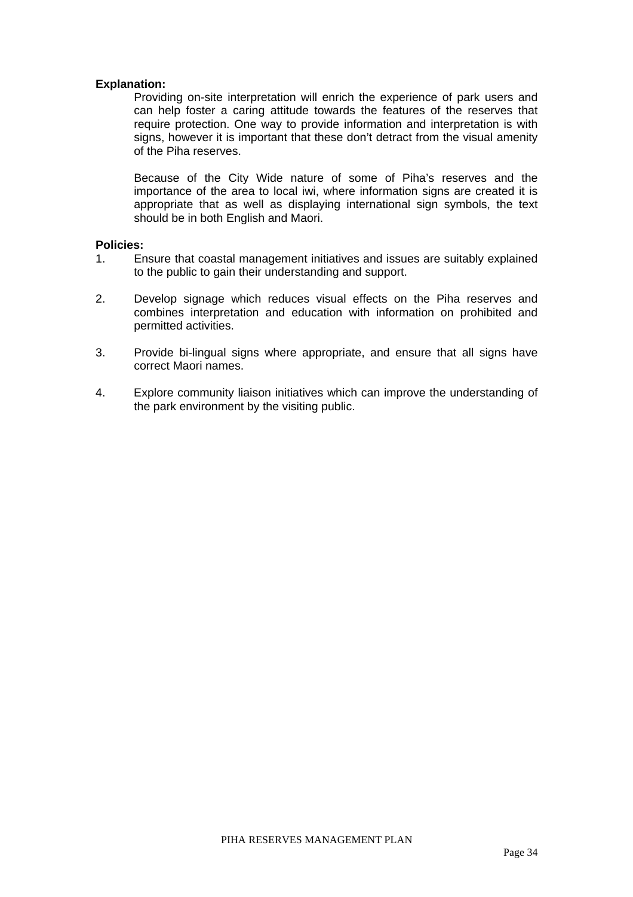**Explanation:**

Providing on-site interpretation will enrich the experience of park users and can help foster a caring attitude towards the features of the reserves that require protection. One way to provide information and interpretation is with signs, however it is important that these don't detract from the visual amenity of the Piha reserves.

Because of the City Wide nature of some of Piha's reserves and the importance of the area to local iwi, where information signs are created it is appropriate that as well as displaying international sign symbols, the text should be in both English and Maori.

**Policies:**

1. Ensure that coastal management initiatives and issues are suitably explained to the public to gain their understanding and support.

2. Develop signage which reduces visual effects on the Piha reserves and combines interpretation and education with information on prohibited and permitted activities.

3. Provide bi-lingual signs where appropriate, and ensure that all signs have correct Maori names.

4. Explore community liaison initiatives which can improve the understanding of the park environment by the visiting public.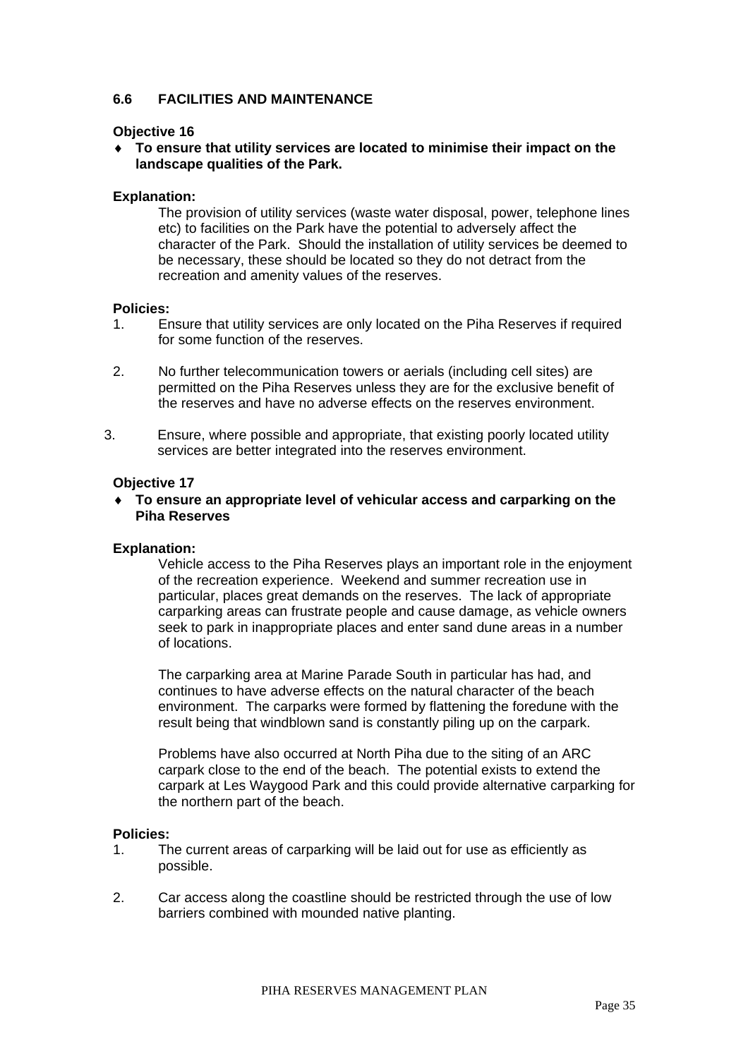## 6.6 FACILITIES AND MAINTENANCE

**Objective 16**

- **To ensure that utility services are located to minimise their impact on the landscape qualities of the Park.**

**Explanation:**

The provision of utility services (waste water disposal, power, telephone lines etc) to facilities on the Park have the potential to adversely affect the character of the Park. Should the installation of utility services be deemed to be necessary, these should be located so they do not detract from the recreation and amenity values of the reserves.

**Policies:**

1. Ensure that utility services are only located on the Piha Reserves if required for some function of the reserves.

2. No further telecommunication towers or aerials (including cell sites) are permitted on the Piha Reserves unless they are for the exclusive benefit of the reserves and have no adverse effects on the reserves environment.

3. Ensure, where possible and appropriate, that existing poorly located utility services are better integrated into the reserves environment.

**Objective 17**

- **To ensure an appropriate level of vehicular access and carparking on the Piha Reserves**

**Explanation:**

Vehicle access to the Piha Reserves plays an important role in the enjoyment of the recreation experience. Weekend and summer recreation use in particular, places great demands on the reserves. The lack of appropriate carparking areas can frustrate people and cause damage, as vehicle owners seek to park in inappropriate places and enter sand dune areas in a number of locations.

The carparking area at Marine Parade South in particular has had, and continues to have adverse effects on the natural character of the beach environment. The carparks were formed by flattening the foredune with the result being that windblown sand is constantly piling up on the carpark.

Problems have also occurred at North Piha due to the siting of an ARC carpark close to the end of the beach. The potential exists to extend the carpark at Les Waygood Park and this could provide alternative carparking for the northern part of the beach.

**Policies:**

1. The current areas of carparking will be laid out for use as efficiently as possible.

2. Car access along the coastline should be restricted through the use of low barriers combined with mounded native planting.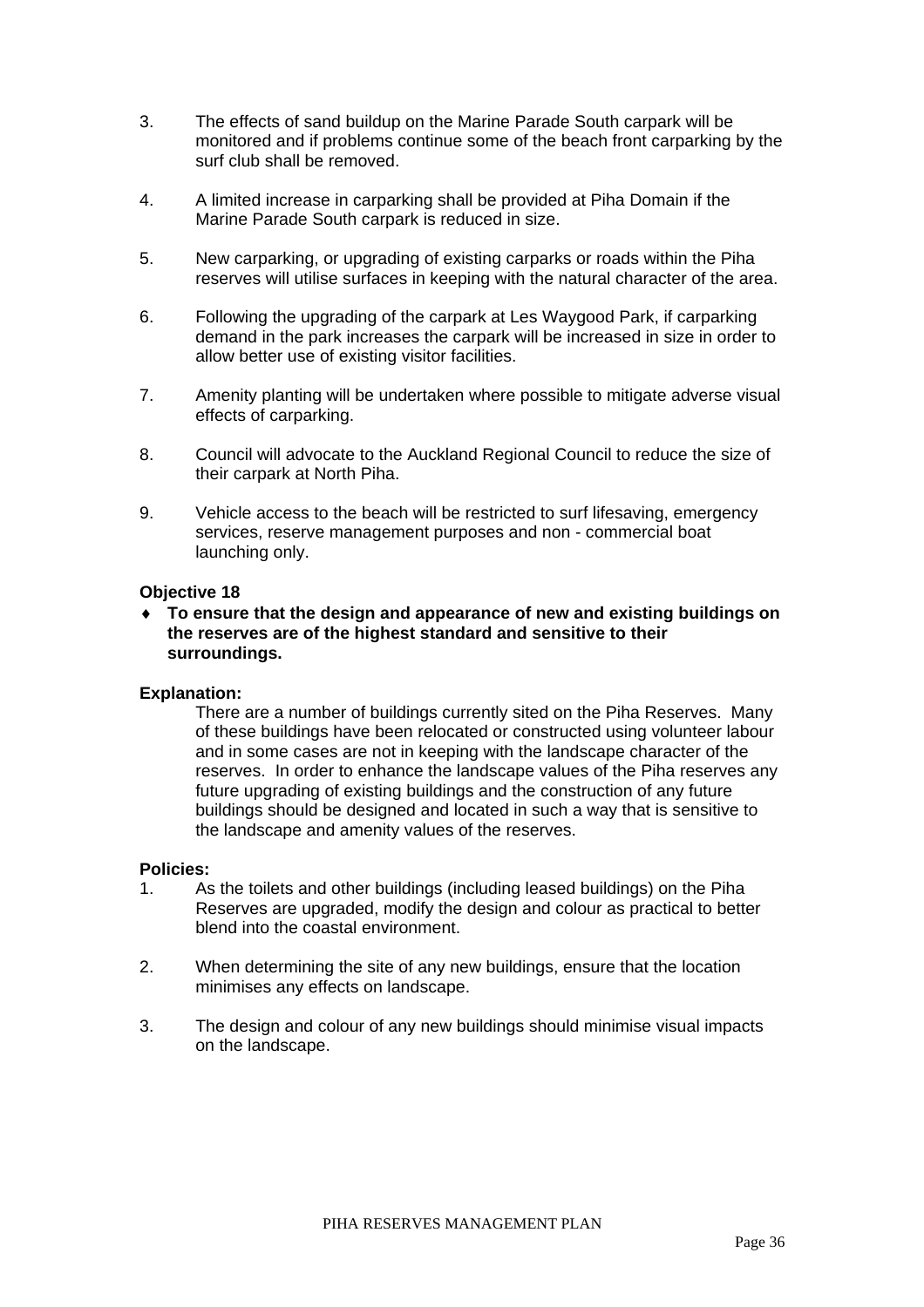3. The effects of sand buildup on the Marine Parade South carpark will be monitored and if problems continue some of the beach front carparking by the surf club shall be removed.

4. A limited increase in carparking shall be provided at Piha Domain if the Marine Parade South carpark is reduced in size.

5. New carparking, or upgrading of existing carparks or roads within the Piha reserves will utilise surfaces in keeping with the natural character of the area.

6. Following the upgrading of the carpark at Les Waygood Park, if carparking demand in the park increases the carpark will be increased in size in order to allow better use of existing visitor facilities.

7. Amenity planting will be undertaken where possible to mitigate adverse visual effects of carparking.

8. Council will advocate to the Auckland Regional Council to reduce the size of their carpark at North Piha.

9. Vehicle access to the beach will be restricted to surf lifesaving, emergency services, reserve management purposes and non - commercial boat launching only.

**Objective 18**

- **To ensure that the design and appearance of new and existing buildings on the reserves are of the highest standard and sensitive to their surroundings.**

**Explanation:**

There are a number of buildings currently sited on the Piha Reserves. Many of these buildings have been relocated or constructed using volunteer labour and in some cases are not in keeping with the landscape character of the reserves. In order to enhance the landscape values of the Piha reserves any future upgrading of existing buildings and the construction of any future buildings should be designed and located in such a way that is sensitive to the landscape and amenity values of the reserves.

**Policies:**

1. As the toilets and other buildings (including leased buildings) on the Piha Reserves are upgraded, modify the design and colour as practical to better blend into the coastal environment.

2. When determining the site of any new buildings, ensure that the location minimises any effects on landscape.

3. The design and colour of any new buildings should minimise visual impacts on the landscape.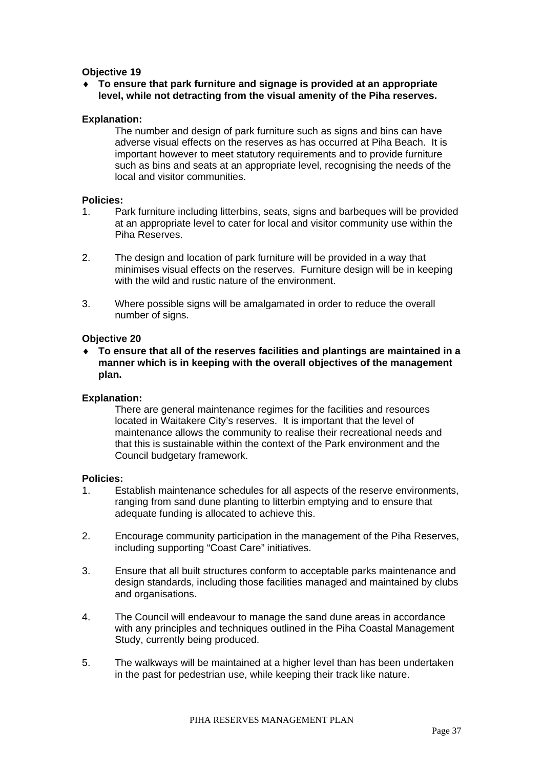**Objective 19**

- **To ensure that park furniture and signage is provided at an appropriate level, while not detracting from the visual amenity of the Piha reserves.**

**Explanation:**

The number and design of park furniture such as signs and bins can have adverse visual effects on the reserves as has occurred at Piha Beach. It is important however to meet statutory requirements and to provide furniture such as bins and seats at an appropriate level, recognising the needs of the local and visitor communities.

**Policies:**

1. Park furniture including litterbins, seats, signs and barbeques will be provided at an appropriate level to cater for local and visitor community use within the Piha Reserves.

2. The design and location of park furniture will be provided in a way that minimises visual effects on the reserves. Furniture design will be in keeping with the wild and rustic nature of the environment.

3. Where possible signs will be amalgamated in order to reduce the overall number of signs.

**Objective 20**

- **To ensure that all of the reserves facilities and plantings are maintained in a manner which is in keeping with the overall objectives of the management plan.**

**Explanation:**

There are general maintenance regimes for the facilities and resources located in Waitakere City's reserves. It is important that the level of maintenance allows the community to realise their recreational needs and that this is sustainable within the context of the Park environment and the Council budgetary framework.

**Policies:**

1. Establish maintenance schedules for all aspects of the reserve environments, ranging from sand dune planting to litterbin emptying and to ensure that adequate funding is allocated to achieve this.

2. Encourage community participation in the management of the Piha Reserves, including supporting "Coast Care" initiatives.

3. Ensure that all built structures conform to acceptable parks maintenance and design standards, including those facilities managed and maintained by clubs and organisations.

4. The Council will endeavour to manage the sand dune areas in accordance with any principles and techniques outlined in the Piha Coastal Management Study, currently being produced.

5. The walkways will be maintained at a higher level than has been undertaken in the past for pedestrian use, while keeping their track like nature.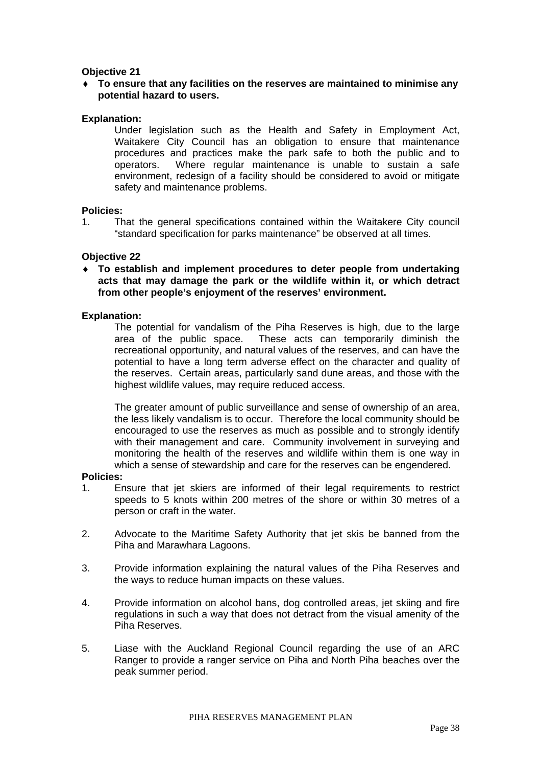**Objective 21**

- **To ensure that any facilities on the reserves are maintained to minimise any potential hazard to users.**

**Explanation:**

Under legislation such as the Health and Safety in Employment Act, Waitakere City Council has an obligation to ensure that maintenance procedures and practices make the park safe to both the public and to operators. Where regular maintenance is unable to sustain a safe environment, redesign of a facility should be considered to avoid or mitigate safety and maintenance problems.

**Policies:**

1. That the general specifications contained within the Waitakere City council "standard specification for parks maintenance" be observed at all times.

**Objective 22**

- **To establish and implement procedures to deter people from undertaking acts that may damage the park or the wildlife within it, or which detract from other people's enjoyment of the reserves' environment.**

**Explanation:**

The potential for vandalism of the Piha Reserves is high, due to the large area of the public space. These acts can temporarily diminish the recreational opportunity, and natural values of the reserves, and can have the potential to have a long term adverse effect on the character and quality of the reserves. Certain areas, particularly sand dune areas, and those with the highest wildlife values, may require reduced access.

The greater amount of public surveillance and sense of ownership of an area, the less likely vandalism is to occur. Therefore the local community should be encouraged to use the reserves as much as possible and to strongly identify with their management and care. Community involvement in surveying and monitoring the health of the reserves and wildlife within them is one way in which a sense of stewardship and care for the reserves can be engendered.

**Policies:**

1. Ensure that jet skiers are informed of their legal requirements to restrict speeds to 5 knots within 200 metres of the shore or within 30 metres of a person or craft in the water.

2. Advocate to the Maritime Safety Authority that jet skis be banned from the Piha and Marawhara Lagoons.

3. Provide information explaining the natural values of the Piha Reserves and the ways to reduce human impacts on these values.

4. Provide information on alcohol bans, dog controlled areas, jet skiing and fire regulations in such a way that does not detract from the visual amenity of the Piha Reserves.

5. Liase with the Auckland Regional Council regarding the use of an ARC Ranger to provide a ranger service on Piha and North Piha beaches over the peak summer period.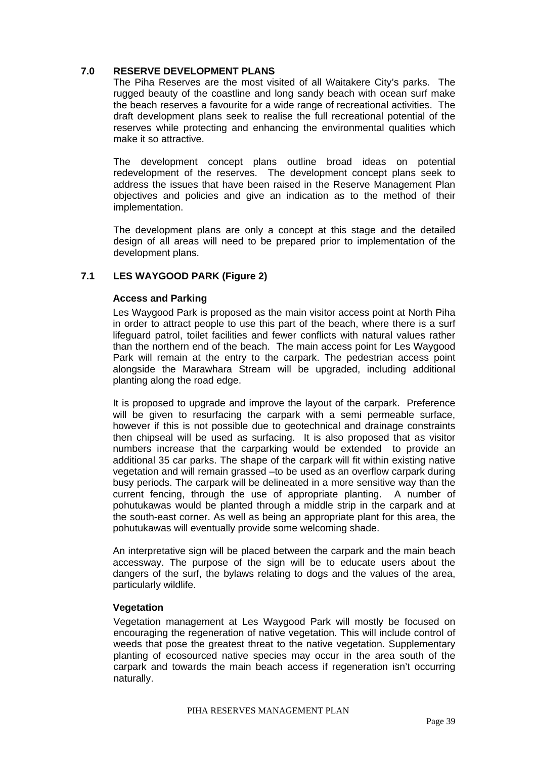## 7.0 RESERVE DEVELOPMENT PLANS

The Piha Reserves are the most visited of all Waitakere City's parks. The rugged beauty of the coastline and long sandy beach with ocean surf make the beach reserves a favourite for a wide range of recreational activities. The draft development plans seek to realise the full recreational potential of the reserves while protecting and enhancing the environmental qualities which make it so attractive.

The development concept plans outline broad ideas on potential redevelopment of the reserves. The development concept plans seek to address the issues that have been raised in the Reserve Management Plan objectives and policies and give an indication as to the method of their implementation.

The development plans are only a concept at this stage and the detailed design of all areas will need to be prepared prior to implementation of the development plans.

## 7.1 LES WAYGOOD PARK (Figure 2)

### Access and Parking

Les Waygood Park is proposed as the main visitor access point at North Piha in order to attract people to use this part of the beach, where there is a surf lifeguard patrol, toilet facilities and fewer conflicts with natural values rather than the northern end of the beach. The main access point for Les Waygood Park will remain at the entry to the carpark. The pedestrian access point alongside the Marawhara Stream will be upgraded, including additional planting along the road edge.

It is proposed to upgrade and improve the layout of the carpark. Preference will be given to resurfacing the carpark with a semi permeable surface, however if this is not possible due to geotechnical and drainage constraints then chipseal will be used as surfacing. It is also proposed that as visitor numbers increase that the carparking would be extended to provide an additional 35 car parks. The shape of the carpark will fit within existing native vegetation and will remain grassed –to be used as an overflow carpark during busy periods. The carpark will be delineated in a more sensitive way than the current fencing, through the use of appropriate planting. A number of pohutukawas would be planted through a middle strip in the carpark and at the south-east corner. As well as being an appropriate plant for this area, the pohutukawas will eventually provide some welcoming shade.

An interpretative sign will be placed between the carpark and the main beach accessway. The purpose of the sign will be to educate users about the dangers of the surf, the bylaws relating to dogs and the values of the area, particularly wildlife.

### Vegetation

Vegetation management at Les Waygood Park will mostly be focused on encouraging the regeneration of native vegetation. This will include control of weeds that pose the greatest threat to the native vegetation. Supplementary planting of ecosourced native species may occur in the area south of the carpark and towards the main beach access if regeneration isn't occurring naturally.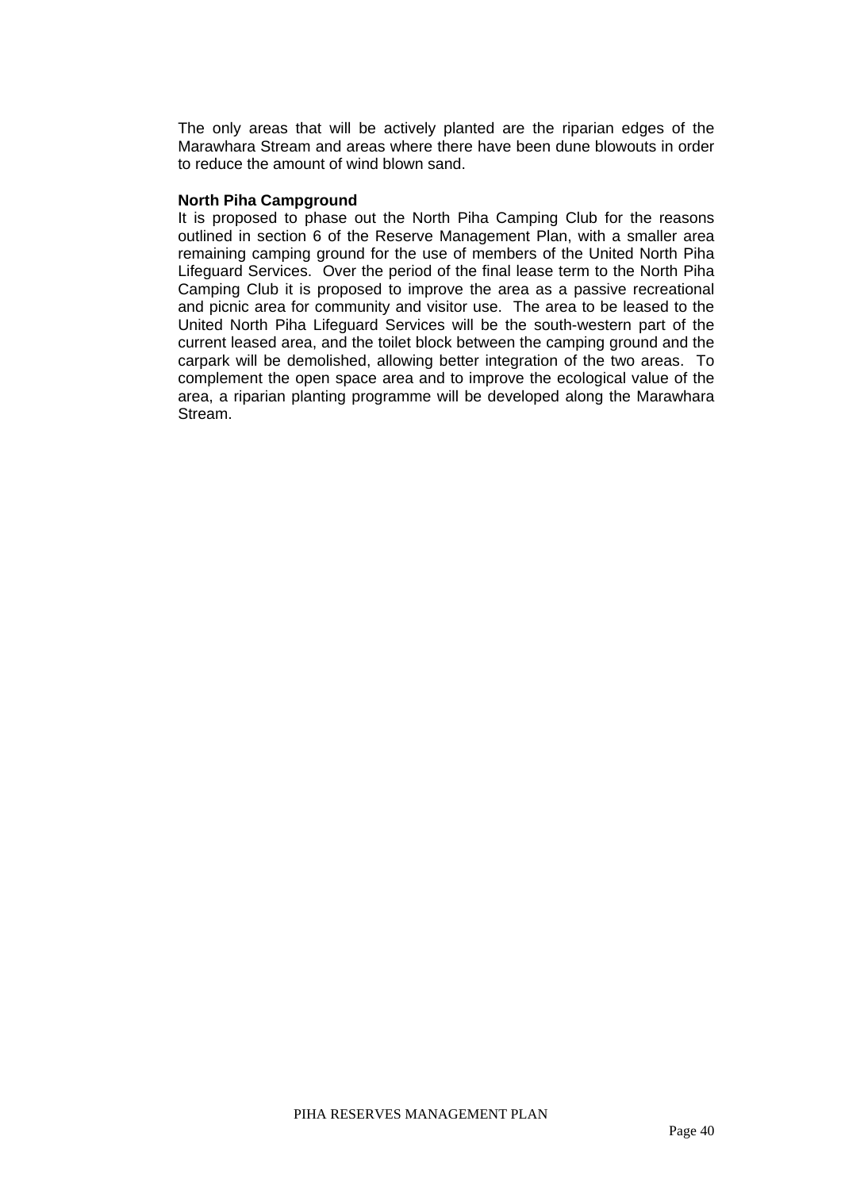The only areas that will be actively planted are the riparian edges of the Marawhara Stream and areas where there have been dune blowouts in order to reduce the amount of wind blown sand.

**North Piha Campground**

It is proposed to phase out the North Piha Camping Club for the reasons outlined in section 6 of the Reserve Management Plan, with a smaller area remaining camping ground for the use of members of the United North Piha Lifeguard Services. Over the period of the final lease term to the North Piha Camping Club it is proposed to improve the area as a passive recreational and picnic area for community and visitor use. The area to be leased to the United North Piha Lifeguard Services will be the south-western part of the current leased area, and the toilet block between the camping ground and the carpark will be demolished, allowing better integration of the two areas. To complement the open space area and to improve the ecological value of the area, a riparian planting programme will be developed along the Marawhara Stream.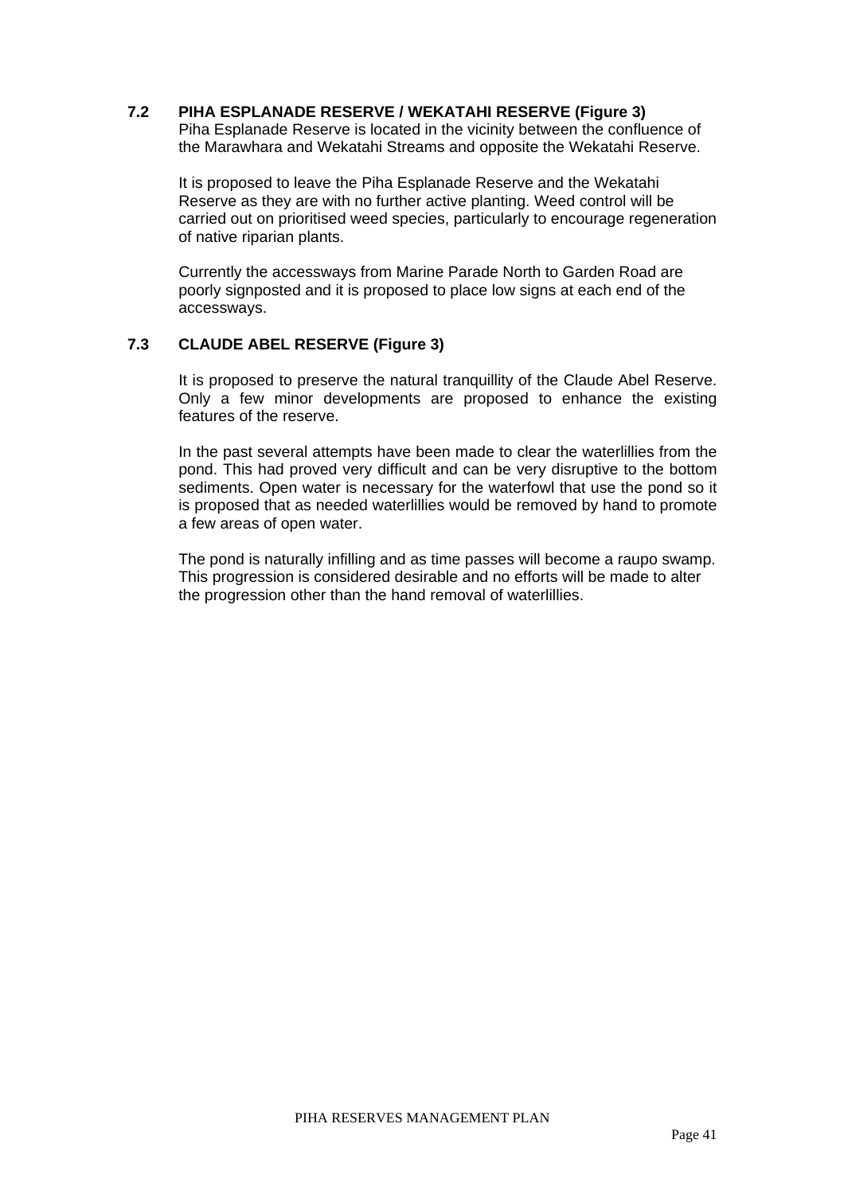### 7.2 PIHA ESPLANADE RESERVE / WEKATAHI RESERVE (Figure 3)

Piha Esplanade Reserve is located in the vicinity between the confluence of the Marawhara and Wekatahi Streams and opposite the Wekatahi Reserve.

It is proposed to leave the Piha Esplanade Reserve and the Wekatahi Reserve as they are with no further active planting. Weed control will be carried out on prioritised weed species, particularly to encourage regeneration of native riparian plants.

Currently the accessways from Marine Parade North to Garden Road are poorly signposted and it is proposed to place low signs at each end of the accessways.

### 7.3 CLAUDE ABEL RESERVE (Figure 3)

It is proposed to preserve the natural tranquillity of the Claude Abel Reserve. Only a few minor developments are proposed to enhance the existing features of the reserve.

In the past several attempts have been made to clear the waterlillies from the pond. This had proved very difficult and can be very disruptive to the bottom sediments. Open water is necessary for the waterfowl that use the pond so it is proposed that as needed waterlillies would be removed by hand to promote a few areas of open water.

The pond is naturally infilling and as time passes will become a raupo swamp. This progression is considered desirable and no efforts will be made to alter the progression other than the hand removal of waterlillies.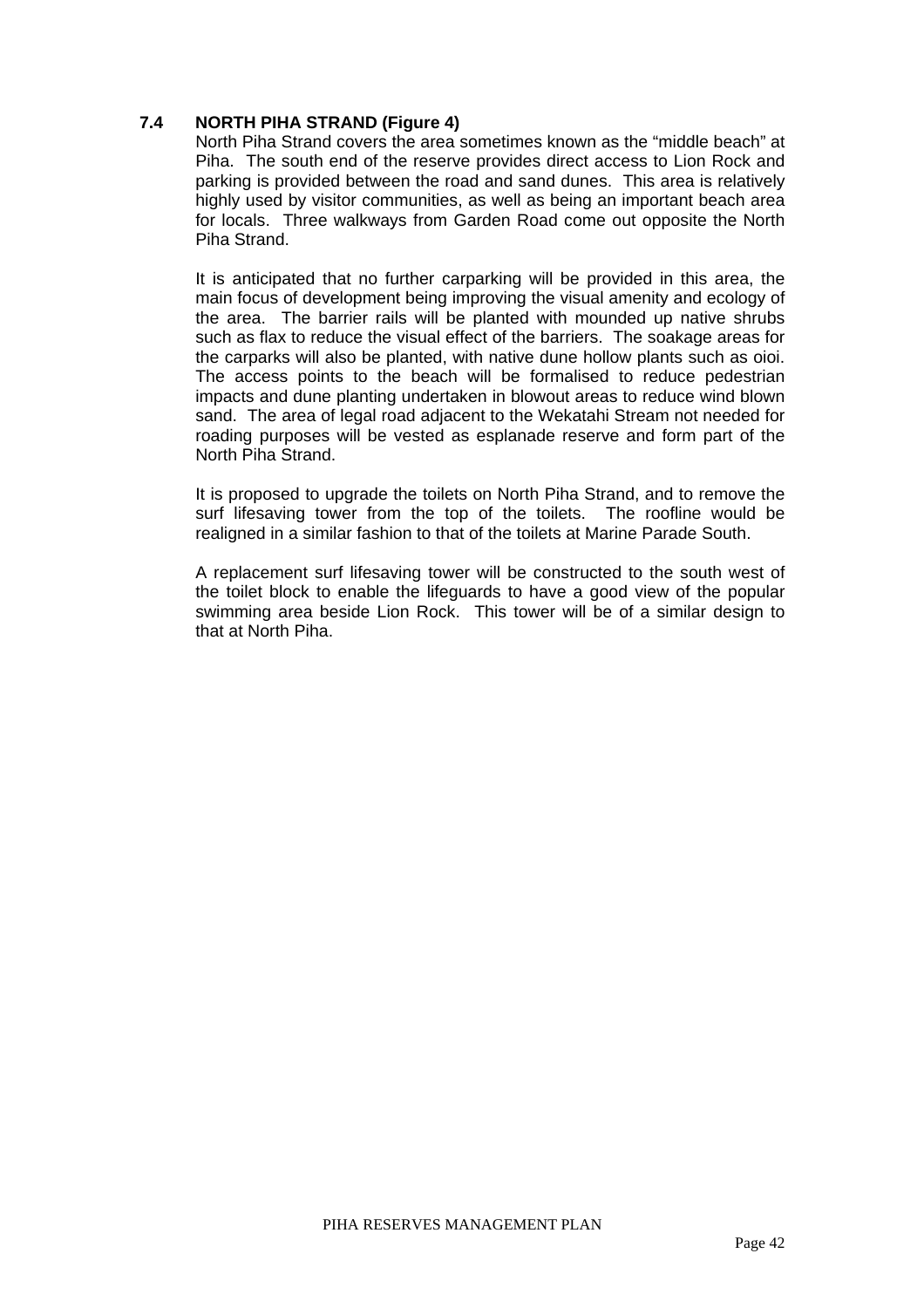### 7.4 NORTH PIHA STRAND (Figure 4)

North Piha Strand covers the area sometimes known as the "middle beach" at Piha. The south end of the reserve provides direct access to Lion Rock and parking is provided between the road and sand dunes. This area is relatively highly used by visitor communities, as well as being an important beach area for locals. Three walkways from Garden Road come out opposite the North Piha Strand.

It is anticipated that no further carparking will be provided in this area, the main focus of development being improving the visual amenity and ecology of the area. The barrier rails will be planted with mounded up native shrubs such as flax to reduce the visual effect of the barriers. The soakage areas for the carparks will also be planted, with native dune hollow plants such as oioi. The access points to the beach will be formalised to reduce pedestrian impacts and dune planting undertaken in blowout areas to reduce wind blown sand. The area of legal road adjacent to the Wekatahi Stream not needed for roading purposes will be vested as esplanade reserve and form part of the North Piha Strand.

It is proposed to upgrade the toilets on North Piha Strand, and to remove the surf lifesaving tower from the top of the toilets. The roofline would be realigned in a similar fashion to that of the toilets at Marine Parade South.

A replacement surf lifesaving tower will be constructed to the south west of the toilet block to enable the lifeguards to have a good view of the popular swimming area beside Lion Rock. This tower will be of a similar design to that at North Piha.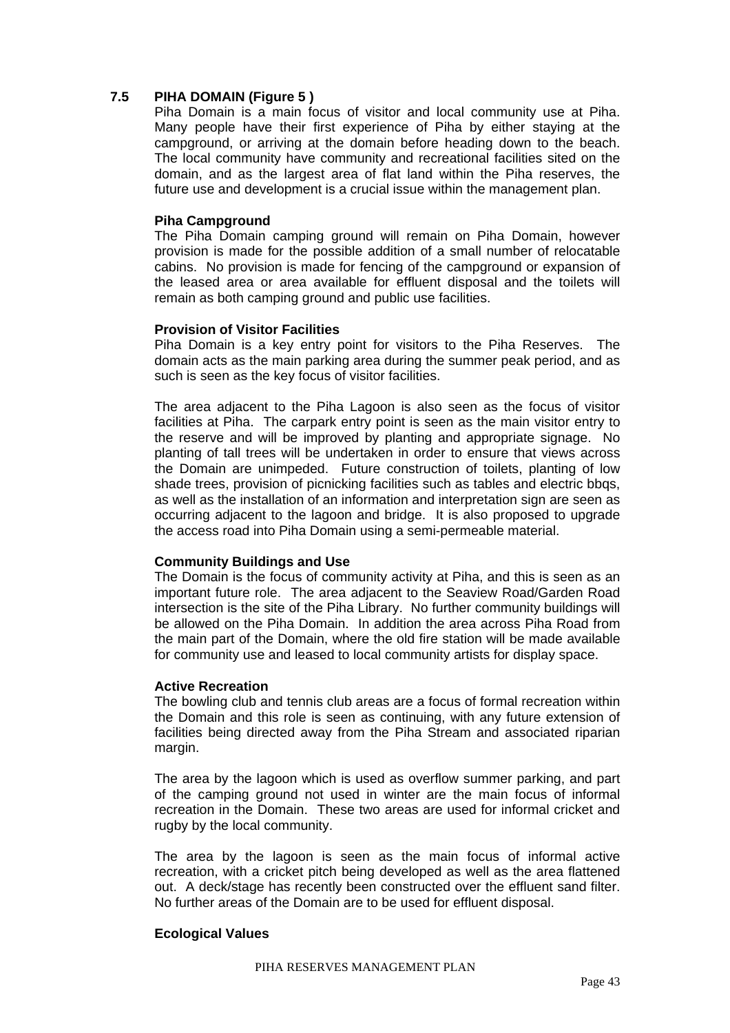## 7.5 PIHA DOMAIN (Figure 5 )

Piha Domain is a main focus of visitor and local community use at Piha. Many people have their first experience of Piha by either staying at the campground, or arriving at the domain before heading down to the beach. The local community have community and recreational facilities sited on the domain, and as the largest area of flat land within the Piha reserves, the future use and development is a crucial issue within the management plan.

**Piha Campground**

The Piha Domain camping ground will remain on Piha Domain, however provision is made for the possible addition of a small number of relocatable cabins. No provision is made for fencing of the campground or expansion of the leased area or area available for effluent disposal and the toilets will remain as both camping ground and public use facilities.

**Provision of Visitor Facilities**

Piha Domain is a key entry point for visitors to the Piha Reserves. The domain acts as the main parking area during the summer peak period, and as such is seen as the key focus of visitor facilities.

The area adjacent to the Piha Lagoon is also seen as the focus of visitor facilities at Piha. The carpark entry point is seen as the main visitor entry to the reserve and will be improved by planting and appropriate signage. No planting of tall trees will be undertaken in order to ensure that views across the Domain are unimpeded. Future construction of toilets, planting of low shade trees, provision of picnicking facilities such as tables and electric bbqs, as well as the installation of an information and interpretation sign are seen as occurring adjacent to the lagoon and bridge. It is also proposed to upgrade the access road into Piha Domain using a semi-permeable material.

**Community Buildings and Use**

The Domain is the focus of community activity at Piha, and this is seen as an important future role. The area adjacent to the Seaview Road/Garden Road intersection is the site of the Piha Library. No further community buildings will be allowed on the Piha Domain. In addition the area across Piha Road from the main part of the Domain, where the old fire station will be made available for community use and leased to local community artists for display space.

**Active Recreation**

The bowling club and tennis club areas are a focus of formal recreation within the Domain and this role is seen as continuing, with any future extension of facilities being directed away from the Piha Stream and associated riparian margin.

The area by the lagoon which is used as overflow summer parking, and part of the camping ground not used in winter are the main focus of informal recreation in the Domain. These two areas are used for informal cricket and rugby by the local community.

The area by the lagoon is seen as the main focus of informal active recreation, with a cricket pitch being developed as well as the area flattened out. A deck/stage has recently been constructed over the effluent sand filter. No further areas of the Domain are to be used for effluent disposal.

**Ecological Values**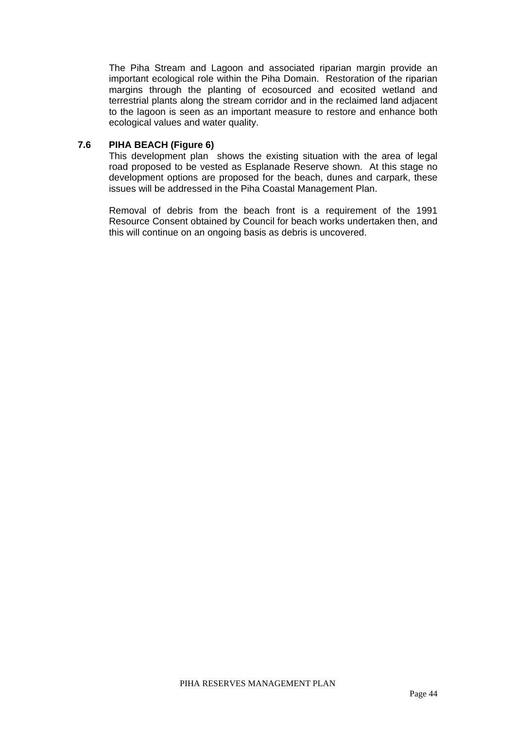The Piha Stream and Lagoon and associated riparian margin provide an important ecological role within the Piha Domain. Restoration of the riparian margins through the planting of ecosourced and ecosited wetland and terrestrial plants along the stream corridor and in the reclaimed land adjacent to the lagoon is seen as an important measure to restore and enhance both ecological values and water quality.

### 7.6 PIHA BEACH (Figure 6)

This development plan shows the existing situation with the area of legal road proposed to be vested as Esplanade Reserve shown. At this stage no development options are proposed for the beach, dunes and carpark, these issues will be addressed in the Piha Coastal Management Plan.

Removal of debris from the beach front is a requirement of the 1991 Resource Consent obtained by Council for beach works undertaken then, and this will continue on an ongoing basis as debris is uncovered.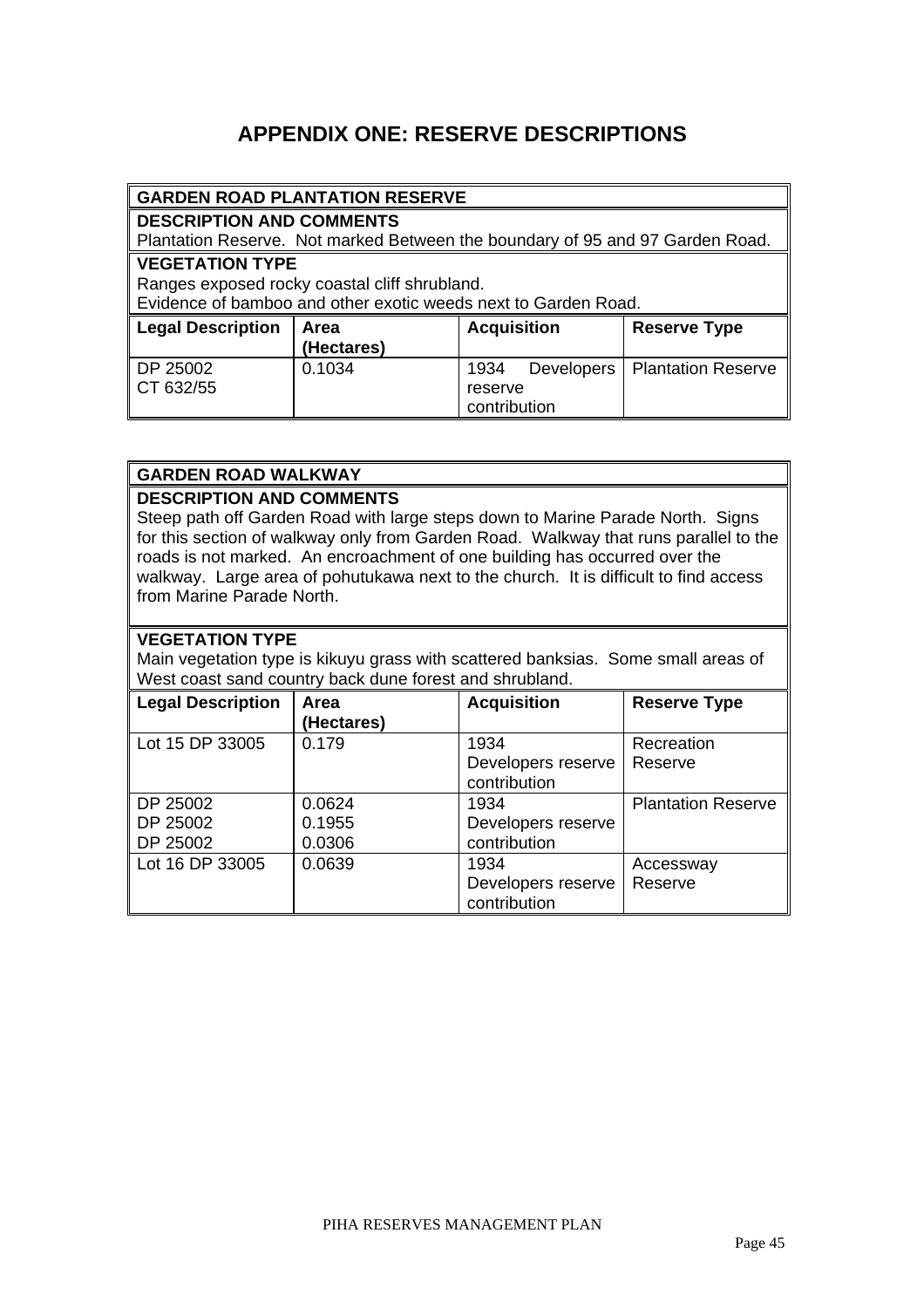# APPENDIX ONE: RESERVE DESCRIPTIONS

| **GARDEN ROAD PLANTATION RESERVE** | | | |
|---|---|---|---|
| **DESCRIPTION AND COMMENTS**<br>Plantation Reserve. Not marked Between the boundary of 95 and 97 Garden Road. | | | |
| **VEGETATION TYPE**<br>Ranges exposed rocky coastal cliff shrubland.<br>Evidence of bamboo and other exotic weeds next to Garden Road. | | | |
| **Legal Description** | **Area (Hectares)** | **Acquisition** | **Reserve Type** |
| DP 25002<br>CT 632/55 | 0.1034 | 1934 Developers reserve contribution | Plantation Reserve |

| **GARDEN ROAD WALKWAY** | | | |
|---|---|---|---|
| **DESCRIPTION AND COMMENTS**<br>Steep path off Garden Road with large steps down to Marine Parade North. Signs for this section of walkway only from Garden Road. Walkway that runs parallel to the roads is not marked. An encroachment of one building has occurred over the walkway. Large area of pohutukawa next to the church. It is difficult to find access from Marine Parade North. | | | |
| **VEGETATION TYPE**<br>Main vegetation type is kikuyu grass with scattered banksias. Some small areas of West coast sand country back dune forest and shrubland. | | | |
| **Legal Description** | **Area (Hectares)** | **Acquisition** | **Reserve Type** |
| Lot 15 DP 33005 | 0.179 | 1934 Developers reserve contribution | Recreation Reserve |
| DP 25002<br>DP 25002<br>DP 25002 | 0.0624<br>0.1955<br>0.0306 | 1934 Developers reserve contribution | Plantation Reserve |
| Lot 16 DP 33005 | 0.0639 | 1934 Developers reserve contribution | Accessway Reserve |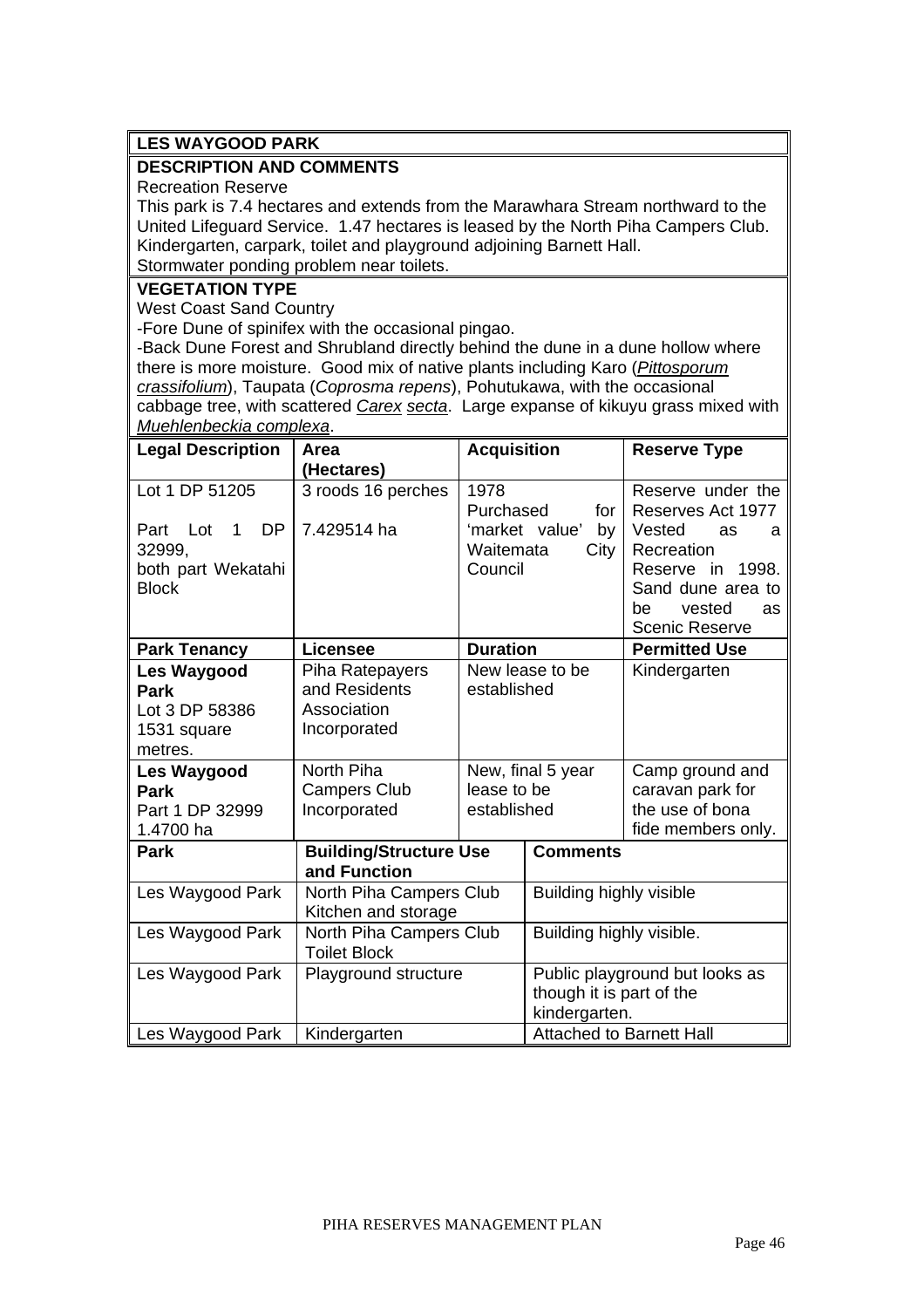## LES WAYGOOD PARK

**DESCRIPTION AND COMMENTS**

Recreation Reserve

This park is 7.4 hectares and extends from the Marawhara Stream northward to the United Lifeguard Service. 1.47 hectares is leased by the North Piha Campers Club. Kindergarten, carpark, toilet and playground adjoining Barnett Hall.

Stormwater ponding problem near toilets.

**VEGETATION TYPE**

West Coast Sand Country

-Fore Dune of spinifex with the occasional pingao.

-Back Dune Forest and Shrubland directly behind the dune in a dune hollow where there is more moisture. Good mix of native plants including Karo (*Pittosporum crassifolium*), Taupata (*Coprosma repens*), Pohutukawa, with the occasional cabbage tree, with scattered *Carex secta*. Large expanse of kikuyu grass mixed with *Muehlenbeckia complexa*.

| Legal Description | Area (Hectares) | Acquisition | Reserve Type |
|---|---|---|---|
| Lot 1 DP 51205<br><br>Part Lot 1 DP 32999,<br>both part Wekatahi Block | 3 roods 16 perches<br><br>7.429514 ha | 1978<br>Purchased for 'market value' by Waitemata City Council | Reserve under the Reserves Act 1977 Vested as a Recreation Reserve in 1998. Sand dune area to be vested as Scenic Reserve |

| Park Tenancy | Licensee | Duration | Permitted Use |
|---|---|---|---|
| **Les Waygood Park**<br>Lot 3 DP 58386<br>1531 square metres. | Piha Ratepayers and Residents Association Incorporated | New lease to be established | Kindergarten |
| **Les Waygood Park**<br>Part 1 DP 32999<br>1.4700 ha | North Piha Campers Club Incorporated | New, final 5 year lease to be established | Camp ground and caravan park for the use of bona fide members only. |

| Park | Building/Structure Use and Function | Comments |
|---|---|---|
| Les Waygood Park | North Piha Campers Club Kitchen and storage | Building highly visible |
| Les Waygood Park | North Piha Campers Club Toilet Block | Building highly visible. |
| Les Waygood Park | Playground structure | Public playground but looks as though it is part of the kindergarten. |
| Les Waygood Park | Kindergarten | Attached to Barnett Hall |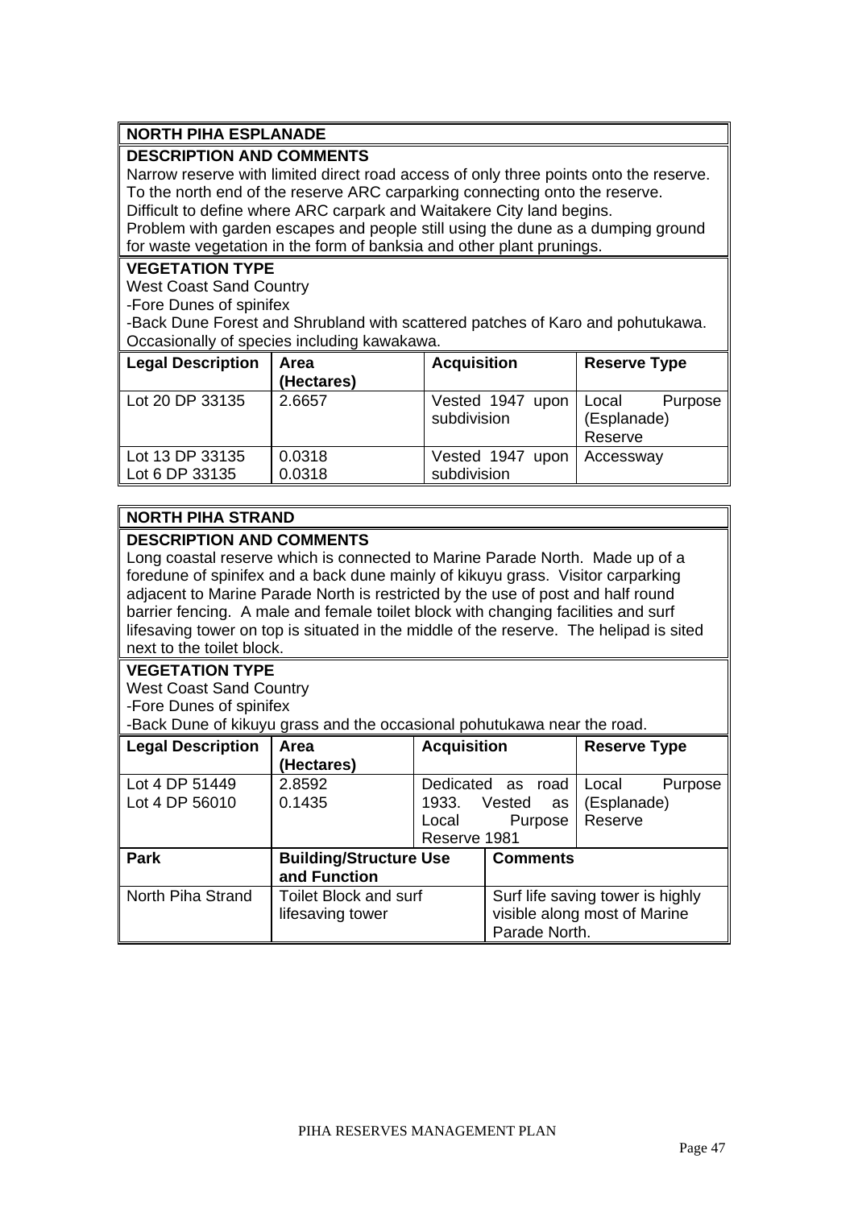## NORTH PIHA ESPLANADE

**DESCRIPTION AND COMMENTS**

Narrow reserve with limited direct road access of only three points onto the reserve. To the north end of the reserve ARC carparking connecting onto the reserve. Difficult to define where ARC carpark and Waitakere City land begins. Problem with garden escapes and people still using the dune as a dumping ground for waste vegetation in the form of banksia and other plant prunings.

**VEGETATION TYPE**

West Coast Sand Country
-Fore Dunes of spinifex
-Back Dune Forest and Shrubland with scattered patches of Karo and pohutukawa. Occasionally of species including kawakawa.

| Legal Description | Area (Hectares) | Acquisition | Reserve Type |
|---|---|---|---|
| Lot 20 DP 33135 | 2.6657 | Vested 1947 upon subdivision | Local Purpose (Esplanade) Reserve |
| Lot 13 DP 33135<br>Lot 6 DP 33135 | 0.0318<br>0.0318 | Vested 1947 upon subdivision | Accessway |

## NORTH PIHA STRAND

**DESCRIPTION AND COMMENTS**

Long coastal reserve which is connected to Marine Parade North. Made up of a foredune of spinifex and a back dune mainly of kikuyu grass. Visitor carparking adjacent to Marine Parade North is restricted by the use of post and half round barrier fencing. A male and female toilet block with changing facilities and surf lifesaving tower on top is situated in the middle of the reserve. The helipad is sited next to the toilet block.

**VEGETATION TYPE**

West Coast Sand Country
-Fore Dunes of spinifex
-Back Dune of kikuyu grass and the occasional pohutukawa near the road.

| Legal Description | Area (Hectares) | Acquisition | Reserve Type |
|---|---|---|---|
| Lot 4 DP 51449<br>Lot 4 DP 56010 | 2.8592<br>0.1435 | Dedicated as road 1933. Vested as Local Purpose Reserve 1981 | Local Purpose (Esplanade) Reserve |

| Park | Building/Structure Use and Function | Comments |
|---|---|---|
| North Piha Strand | Toilet Block and surf lifesaving tower | Surf life saving tower is highly visible along most of Marine Parade North. |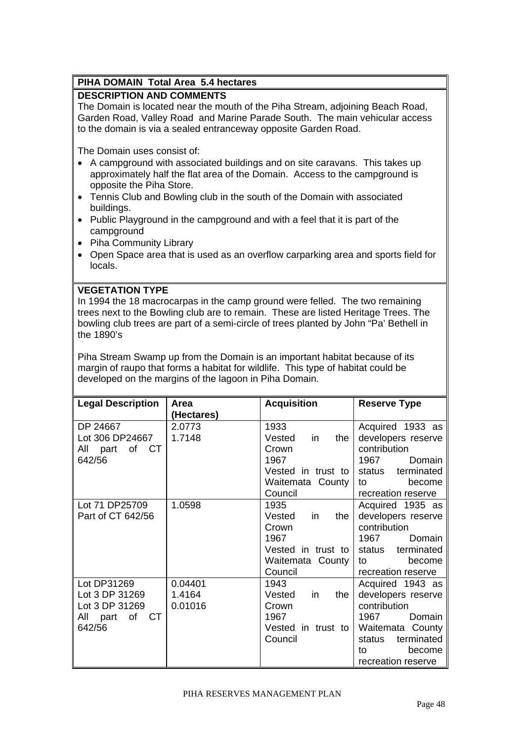## PIHA DOMAIN Total Area 5.4 hectares

### DESCRIPTION AND COMMENTS

The Domain is located near the mouth of the Piha Stream, adjoining Beach Road, Garden Road, Valley Road and Marine Parade South. The main vehicular access to the domain is via a sealed entranceway opposite Garden Road.

The Domain uses consist of:

- A campground with associated buildings and on site caravans. This takes up approximately half the flat area of the Domain. Access to the campground is opposite the Piha Store.
- Tennis Club and Bowling club in the south of the Domain with associated buildings.
- Public Playground in the campground and with a feel that it is part of the campground
- Piha Community Library
- Open Space area that is used as an overflow carparking area and sports field for locals.

### VEGETATION TYPE

In 1994 the 18 macrocarpas in the camp ground were felled. The two remaining trees next to the Bowling club are to remain. These are listed Heritage Trees. The bowling club trees are part of a semi-circle of trees planted by John "Pa' Bethell in the 1890's

Piha Stream Swamp up from the Domain is an important habitat because of its margin of raupo that forms a habitat for wildlife. This type of habitat could be developed on the margins of the lagoon in Piha Domain.

| Legal Description | Area (Hectares) | Acquisition | Reserve Type |
|---|---|---|---|
| DP 24667<br>Lot 306 DP24667<br>All part of CT 642/56 | 2.0773<br>1.7148 | 1933<br>Vested in the Crown<br>1967<br>Vested in trust to Waitemata County Council | Acquired 1933 as developers reserve contribution<br>1967 Domain status terminated to become recreation reserve |
| Lot 71 DP25709<br>Part of CT 642/56 | 1.0598 | 1935<br>Vested in the Crown<br>1967<br>Vested in trust to Waitemata County Council | Acquired 1935 as developers reserve contribution<br>1967 Domain status terminated to become recreation reserve |
| Lot DP31269<br>Lot 3 DP 31269<br>Lot 3 DP 31269<br>All part of CT 642/56 | 0.04401<br>1.4164<br>0.01016 | 1943<br>Vested in the Crown<br>1967<br>Vested in trust to Council | Acquired 1943 as developers reserve contribution<br>1967 Domain Waitemata County status terminated to become recreation reserve |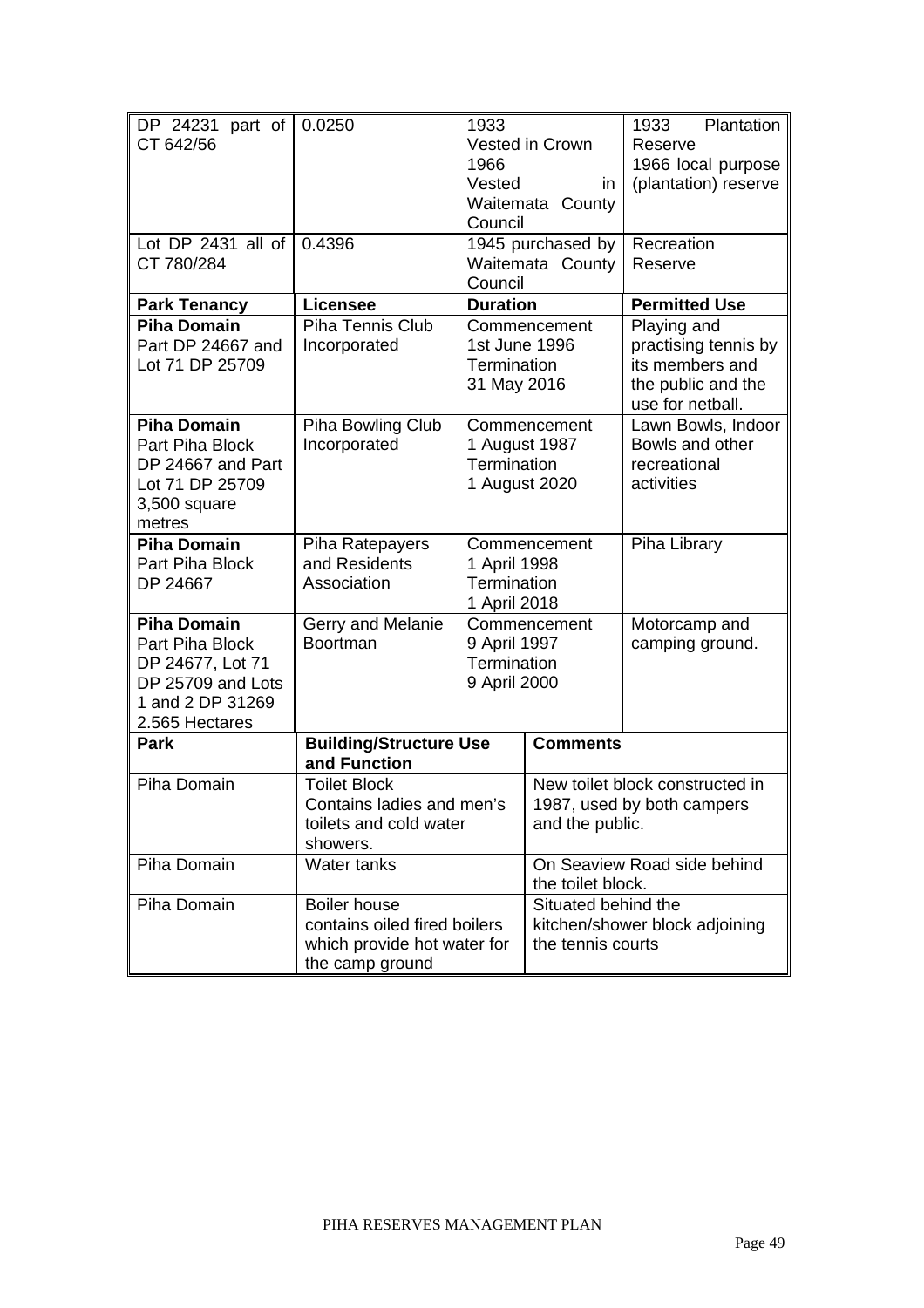| DP 24231 part of CT 642/56 | 0.0250 | 1933 Vested in Crown 1966 Vested in Waitemata County Council | 1933 Plantation Reserve 1966 local purpose (plantation) reserve |
|---|---|---|---|
| Lot DP 2431 all of CT 780/284 | 0.4396 | 1945 purchased by Waitemata County Council | Recreation Reserve |
| **Park Tenancy** | **Licensee** | **Duration** | **Permitted Use** |
| **Piha Domain** Part DP 24667 and Lot 71 DP 25709 | Piha Tennis Club Incorporated | Commencement 1st June 1996 Termination 31 May 2016 | Playing and practising tennis by its members and the public and the use for netball. |
| **Piha Domain** Part Piha Block DP 24667 and Part Lot 71 DP 25709 3,500 square metres | Piha Bowling Club Incorporated | Commencement 1 August 1987 Termination 1 August 2020 | Lawn Bowls, Indoor Bowls and other recreational activities |
| **Piha Domain** Part Piha Block DP 24667 | Piha Ratepayers and Residents Association | Commencement 1 April 1998 Termination 1 April 2018 | Piha Library |
| **Piha Domain** Part Piha Block DP 24677, Lot 71 DP 25709 and Lots 1 and 2 DP 31269 2.565 Hectares | Gerry and Melanie Boortman | Commencement 9 April 1997 Termination 9 April 2000 | Motorcamp and camping ground. |

| Park | Building/Structure Use and Function | Comments |
|---|---|---|
| Piha Domain | Toilet Block Contains ladies and men's toilets and cold water showers. | New toilet block constructed in 1987, used by both campers and the public. |
| Piha Domain | Water tanks | On Seaview Road side behind the toilet block. |
| Piha Domain | Boiler house contains oiled fired boilers which provide hot water for the camp ground | Situated behind the kitchen/shower block adjoining the tennis courts |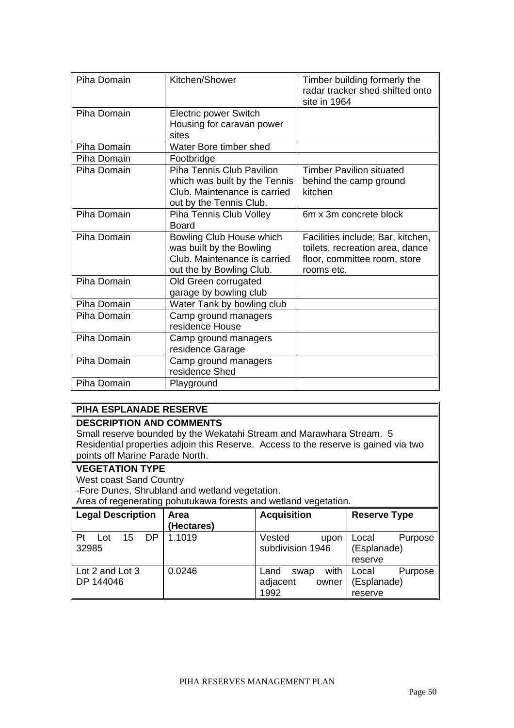| Piha Domain | Kitchen/Shower | Timber building formerly the radar tracker shed shifted onto site in 1964 |
|---|---|---|
| Piha Domain | Electric power Switch Housing for caravan power sites | |
| Piha Domain | Water Bore timber shed | |
| Piha Domain | Footbridge | |
| Piha Domain | Piha Tennis Club Pavilion which was built by the Tennis Club. Maintenance is carried out by the Tennis Club. | Timber Pavilion situated behind the camp ground kitchen |
| Piha Domain | Piha Tennis Club Volley Board | 6m x 3m concrete block |
| Piha Domain | Bowling Club House which was built by the Bowling Club. Maintenance is carried out the by Bowling Club. | Facilities include; Bar, kitchen, toilets, recreation area, dance floor, committee room, store rooms etc. |
| Piha Domain | Old Green corrugated garage by bowling club | |
| Piha Domain | Water Tank by bowling club | |
| Piha Domain | Camp ground managers residence House | |
| Piha Domain | Camp ground managers residence Garage | |
| Piha Domain | Camp ground managers residence Shed | |
| Piha Domain | Playground | |

**PIHA ESPLANADE RESERVE**

**DESCRIPTION AND COMMENTS**

Small reserve bounded by the Wekatahi Stream and Marawhara Stream. 5 Residential properties adjoin this Reserve. Access to the reserve is gained via two points off Marine Parade North.

**VEGETATION TYPE**

West coast Sand Country

-Fore Dunes, Shrubland and wetland vegetation.

Area of regenerating pohutukawa forests and wetland vegetation.

| Legal Description | Area (Hectares) | Acquisition | Reserve Type |
|---|---|---|---|
| Pt Lot 15 DP 32985 | 1.1019 | Vested upon subdivision 1946 | Local Purpose (Esplanade) reserve |
| Lot 2 and Lot 3 DP 144046 | 0.0246 | Land swap with adjacent owner 1992 | Local Purpose (Esplanade) reserve |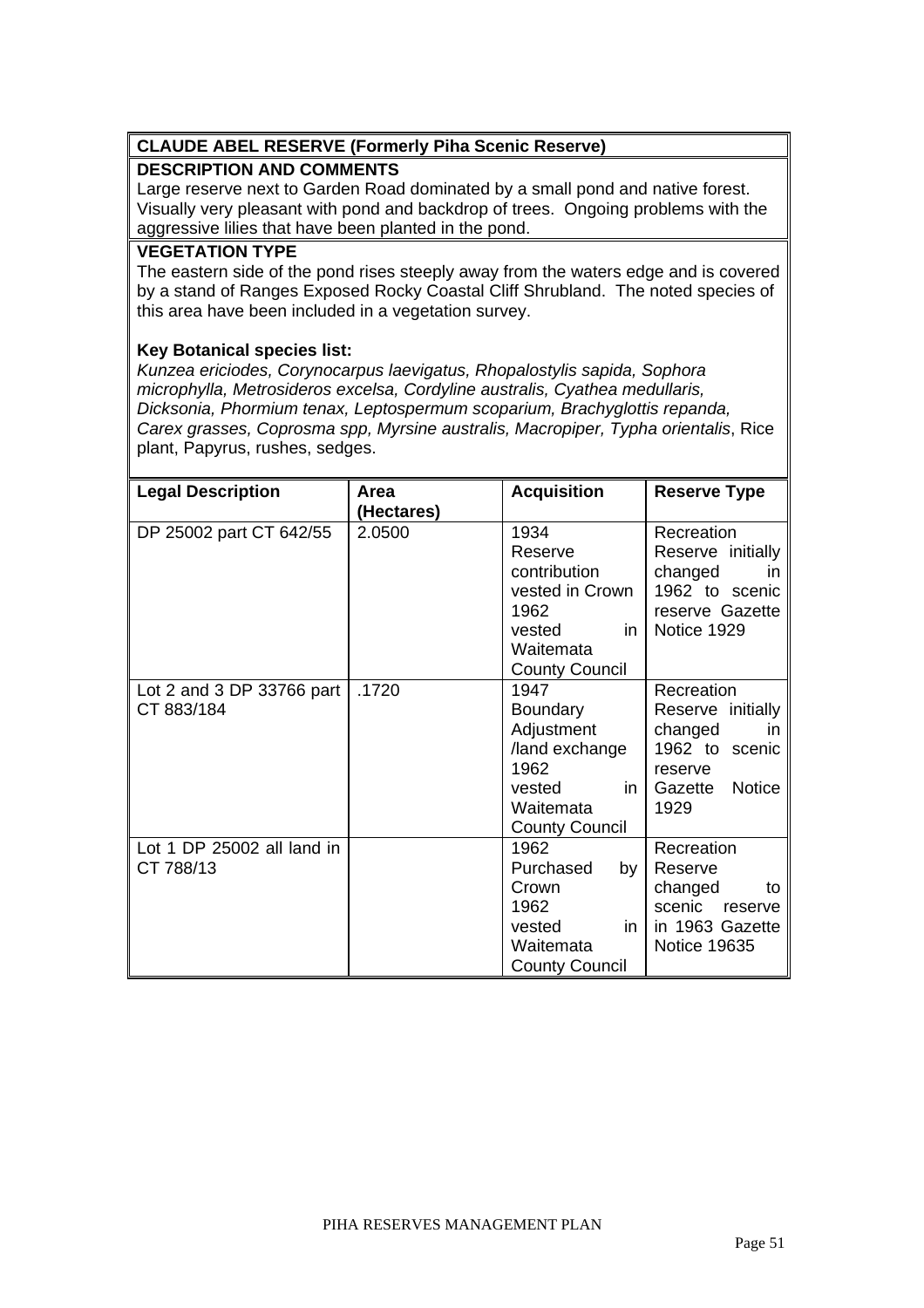**CLAUDE ABEL RESERVE (Formerly Piha Scenic Reserve)**

**DESCRIPTION AND COMMENTS**

Large reserve next to Garden Road dominated by a small pond and native forest. Visually very pleasant with pond and backdrop of trees. Ongoing problems with the aggressive lilies that have been planted in the pond.

**VEGETATION TYPE**

The eastern side of the pond rises steeply away from the waters edge and is covered by a stand of Ranges Exposed Rocky Coastal Cliff Shrubland. The noted species of this area have been included in a vegetation survey.

**Key Botanical species list:**

*Kunzea ericiodes, Corynocarpus laevigatus, Rhopalostylis sapida, Sophora microphylla, Metrosideros excelsa, Cordyline australis, Cyathea medullaris, Dicksonia, Phormium tenax, Leptospermum scoparium, Brachyglottis repanda, Carex grasses, Coprosma spp, Myrsine australis, Macropiper, Typha orientalis*, Rice plant, Papyrus, rushes, sedges.

| Legal Description | Area (Hectares) | Acquisition | Reserve Type |
|---|---|---|---|
| DP 25002 part CT 642/55 | 2.0500 | 1934 Reserve contribution vested in Crown 1962 vested in Waitemata County Council | Recreation Reserve initially changed in 1962 to scenic reserve Gazette Notice 1929 |
| Lot 2 and 3 DP 33766 part CT 883/184 | .1720 | 1947 Boundary Adjustment /land exchange 1962 vested in Waitemata County Council | Recreation Reserve initially changed in 1962 to scenic reserve Gazette Notice 1929 |
| Lot 1 DP 25002 all land in CT 788/13 | | 1962 Purchased by Crown 1962 vested in Waitemata County Council | Recreation Reserve changed to scenic reserve in 1963 Gazette Notice 19635 |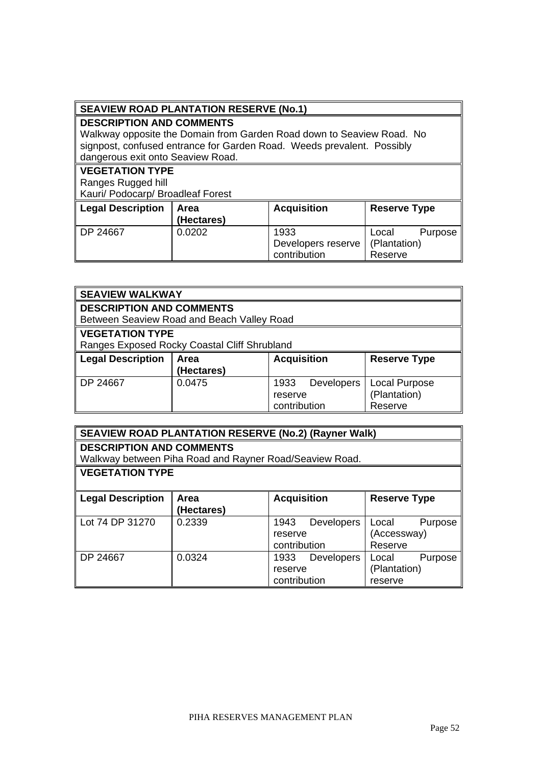## SEAVIEW ROAD PLANTATION RESERVE (No.1)

**DESCRIPTION AND COMMENTS**

Walkway opposite the Domain from Garden Road down to Seaview Road. No signpost, confused entrance for Garden Road. Weeds prevalent. Possibly dangerous exit onto Seaview Road.

**VEGETATION TYPE**

Ranges Rugged hill
Kauri/ Podocarp/ Broadleaf Forest

| Legal Description | Area (Hectares) | Acquisition | Reserve Type |
|---|---|---|---|
| DP 24667 | 0.0202 | 1933 Developers reserve contribution | Local Purpose (Plantation) Reserve |

## SEAVIEW WALKWAY

**DESCRIPTION AND COMMENTS**

Between Seaview Road and Beach Valley Road

**VEGETATION TYPE**

Ranges Exposed Rocky Coastal Cliff Shrubland

| Legal Description | Area (Hectares) | Acquisition | Reserve Type |
|---|---|---|---|
| DP 24667 | 0.0475 | 1933 Developers reserve contribution | Local Purpose (Plantation) Reserve |

## SEAVIEW ROAD PLANTATION RESERVE (No.2) (Rayner Walk)

**DESCRIPTION AND COMMENTS**

Walkway between Piha Road and Rayner Road/Seaview Road.

**VEGETATION TYPE**

| Legal Description | Area (Hectares) | Acquisition | Reserve Type |
|---|---|---|---|
| Lot 74 DP 31270 | 0.2339 | 1943 Developers reserve contribution | Local Purpose (Accessway) Reserve |
| DP 24667 | 0.0324 | 1933 Developers reserve contribution | Local Purpose (Plantation) reserve |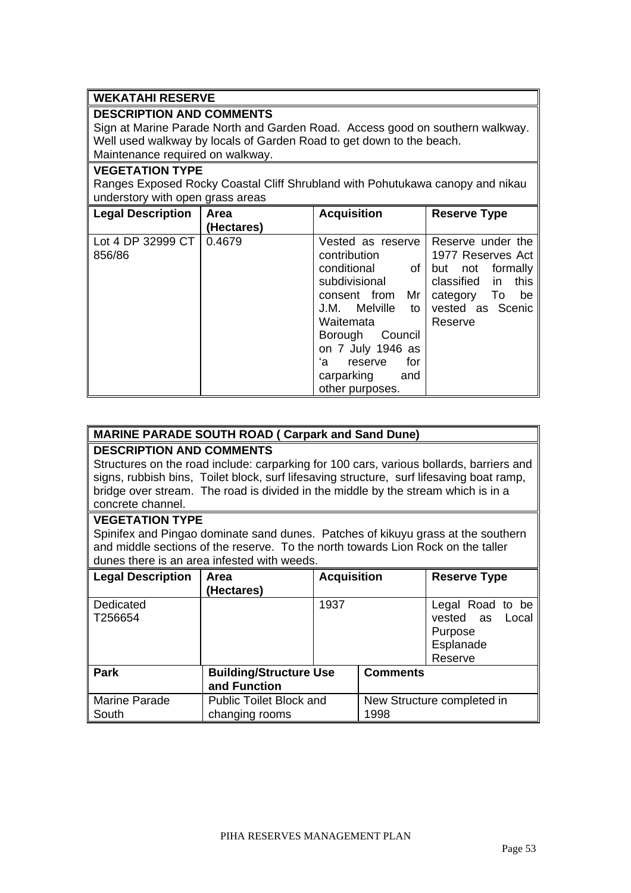## WEKATAHI RESERVE

**DESCRIPTION AND COMMENTS**

Sign at Marine Parade North and Garden Road. Access good on southern walkway. Well used walkway by locals of Garden Road to get down to the beach. Maintenance required on walkway.

**VEGETATION TYPE**

Ranges Exposed Rocky Coastal Cliff Shrubland with Pohutukawa canopy and nikau understory with open grass areas

| Legal Description | Area (Hectares) | Acquisition | Reserve Type |
|---|---|---|---|
| Lot 4 DP 32999 CT 856/86 | 0.4679 | Vested as reserve contribution conditional of subdivisional consent from Mr J.M. Melville to Waitemata Borough Council on 7 July 1946 as 'a reserve for carparking and other purposes. | Reserve under the 1977 Reserves Act but not formally classified in this category To be vested as Scenic Reserve |

## MARINE PARADE SOUTH ROAD ( Carpark and Sand Dune)

**DESCRIPTION AND COMMENTS**

Structures on the road include: carparking for 100 cars, various bollards, barriers and signs, rubbish bins, Toilet block, surf lifesaving structure, surf lifesaving boat ramp, bridge over stream. The road is divided in the middle by the stream which is in a concrete channel.

**VEGETATION TYPE**

Spinifex and Pingao dominate sand dunes. Patches of kikuyu grass at the southern and middle sections of the reserve. To the north towards Lion Rock on the taller dunes there is an area infested with weeds.

| Legal Description | Area (Hectares) | Acquisition | Reserve Type |
|---|---|---|---|
| Dedicated T256654 | | 1937 | Legal Road to be vested as Local Purpose Esplanade Reserve |

| Park | Building/Structure Use and Function | Comments |
|---|---|---|
| Marine Parade South | Public Toilet Block and changing rooms | New Structure completed in 1998 |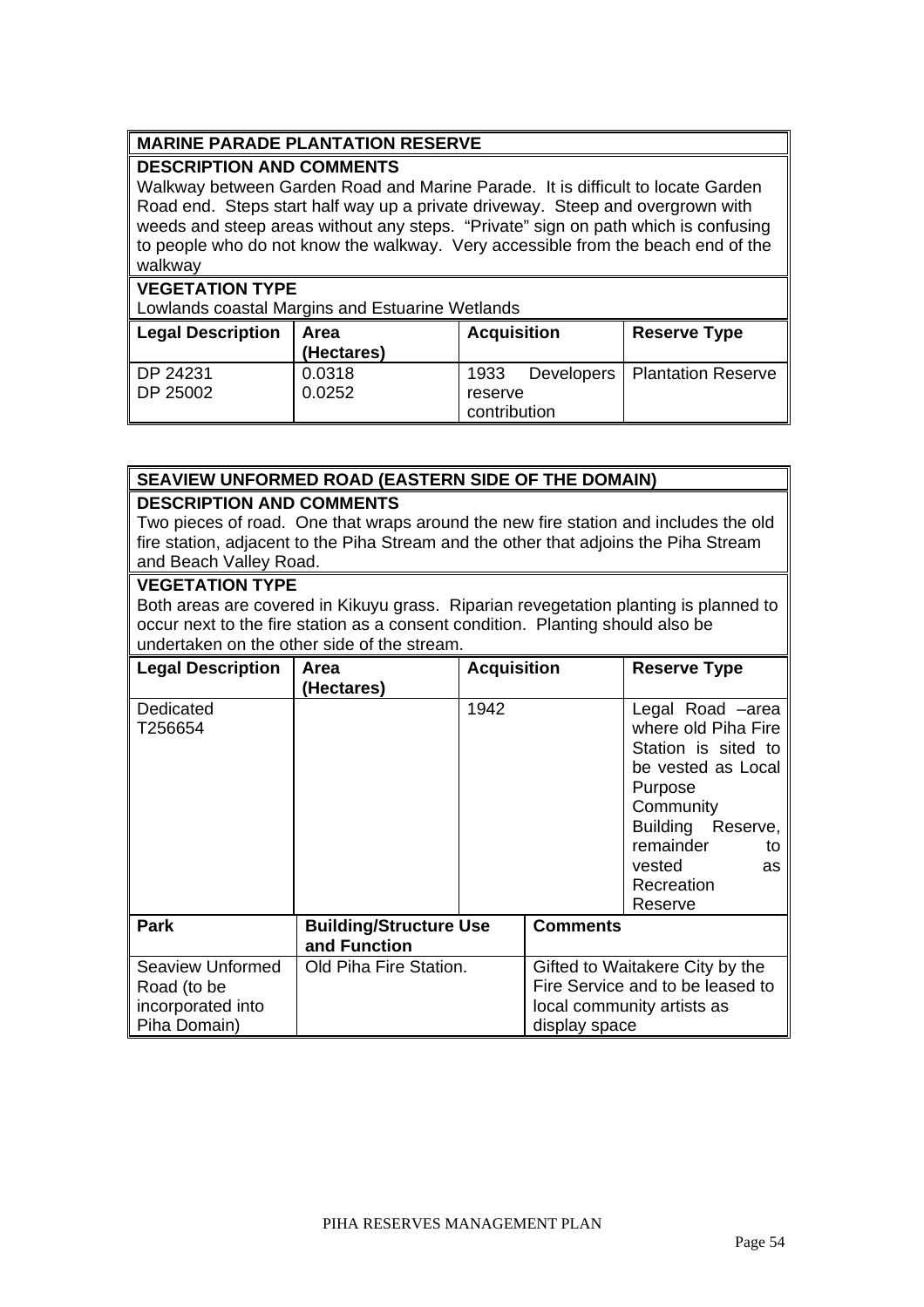| MARINE PARADE PLANTATION RESERVE | | | |
|---|---|---|---|
| **DESCRIPTION AND COMMENTS**<br>Walkway between Garden Road and Marine Parade. It is difficult to locate Garden Road end. Steps start half way up a private driveway. Steep and overgrown with weeds and steep areas without any steps. "Private" sign on path which is confusing to people who do not know the walkway. Very accessible from the beach end of the walkway | | | |
| **VEGETATION TYPE**<br>Lowlands coastal Margins and Estuarine Wetlands | | | |
| **Legal Description** | **Area (Hectares)** | **Acquisition** | **Reserve Type** |
| DP 24231<br>DP 25002 | 0.0318<br>0.0252 | 1933 Developers reserve contribution | Plantation Reserve |

| SEAVIEW UNFORMED ROAD (EASTERN SIDE OF THE DOMAIN) | | | |
|---|---|---|---|
| **DESCRIPTION AND COMMENTS**<br>Two pieces of road. One that wraps around the new fire station and includes the old fire station, adjacent to the Piha Stream and the other that adjoins the Piha Stream and Beach Valley Road. | | | |
| **VEGETATION TYPE**<br>Both areas are covered in Kikuyu grass. Riparian revegetation planting is planned to occur next to the fire station as a consent condition. Planting should also be undertaken on the other side of the stream. | | | |
| **Legal Description** | **Area (Hectares)** | **Acquisition** | **Reserve Type** |
| Dedicated<br>T256654 | | 1942 | Legal Road –area where old Piha Fire Station is sited to be vested as Local Purpose Community Building Reserve, remainder to vested as Recreation Reserve |

| Park | Building/Structure Use and Function | Comments |
|---|---|---|
| Seaview Unformed Road (to be incorporated into Piha Domain) | Old Piha Fire Station. | Gifted to Waitakere City by the Fire Service and to be leased to local community artists as display space |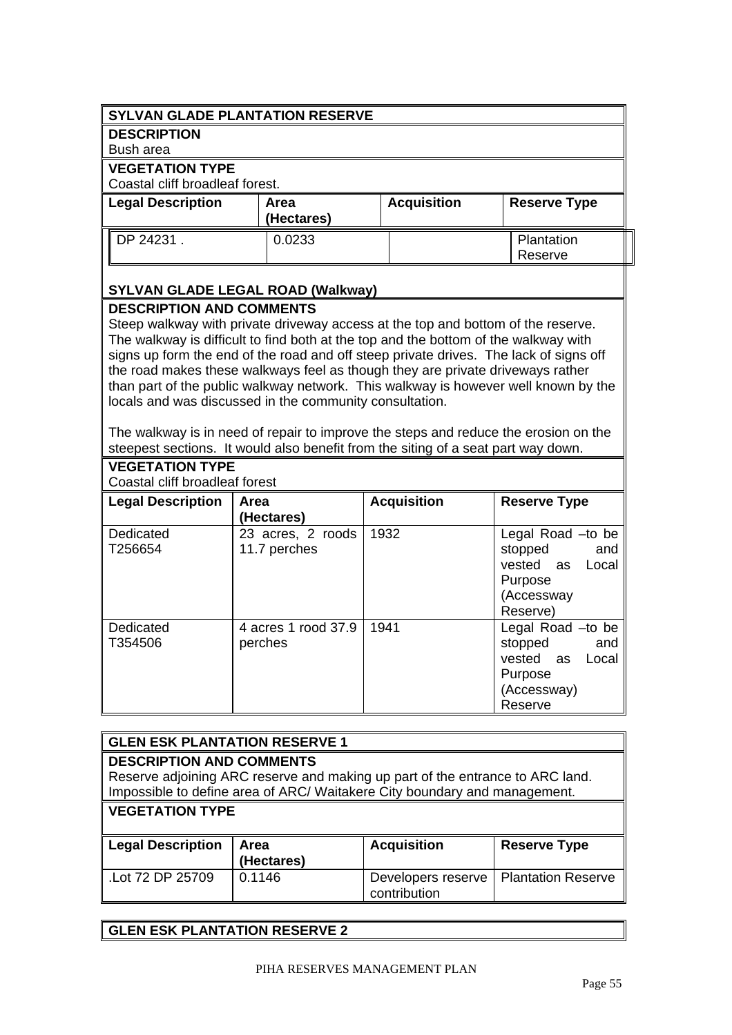## SYLVAN GLADE PLANTATION RESERVE

**DESCRIPTION**
Bush area

**VEGETATION TYPE**
Coastal cliff broadleaf forest.

| Legal Description | Area (Hectares) | Acquisition | Reserve Type |
|---|---|---|---|
| DP 24231 . | 0.0233 | | Plantation Reserve |

## SYLVAN GLADE LEGAL ROAD (Walkway)

**DESCRIPTION AND COMMENTS**
Steep walkway with private driveway access at the top and bottom of the reserve. The walkway is difficult to find both at the top and the bottom of the walkway with signs up form the end of the road and off steep private drives. The lack of signs off the road makes these walkways feel as though they are private driveways rather than part of the public walkway network. This walkway is however well known by the locals and was discussed in the community consultation.

The walkway is in need of repair to improve the steps and reduce the erosion on the steepest sections. It would also benefit from the siting of a seat part way down.

**VEGETATION TYPE**
Coastal cliff broadleaf forest

| Legal Description | Area (Hectares) | Acquisition | Reserve Type |
|---|---|---|---|
| Dedicated T256654 | 23 acres, 2 roods 11.7 perches | 1932 | Legal Road –to be stopped and vested as Local Purpose (Accessway Reserve) |
| Dedicated T354506 | 4 acres 1 rood 37.9 perches | 1941 | Legal Road –to be stopped and vested as Local Purpose (Accessway) Reserve |

## GLEN ESK PLANTATION RESERVE 1

**DESCRIPTION AND COMMENTS**
Reserve adjoining ARC reserve and making up part of the entrance to ARC land. Impossible to define area of ARC/ Waitakere City boundary and management.

**VEGETATION TYPE**

| Legal Description | Area (Hectares) | Acquisition | Reserve Type |
|---|---|---|---|
| .Lot 72 DP 25709 | 0.1146 | Developers reserve contribution | Plantation Reserve |

## GLEN ESK PLANTATION RESERVE 2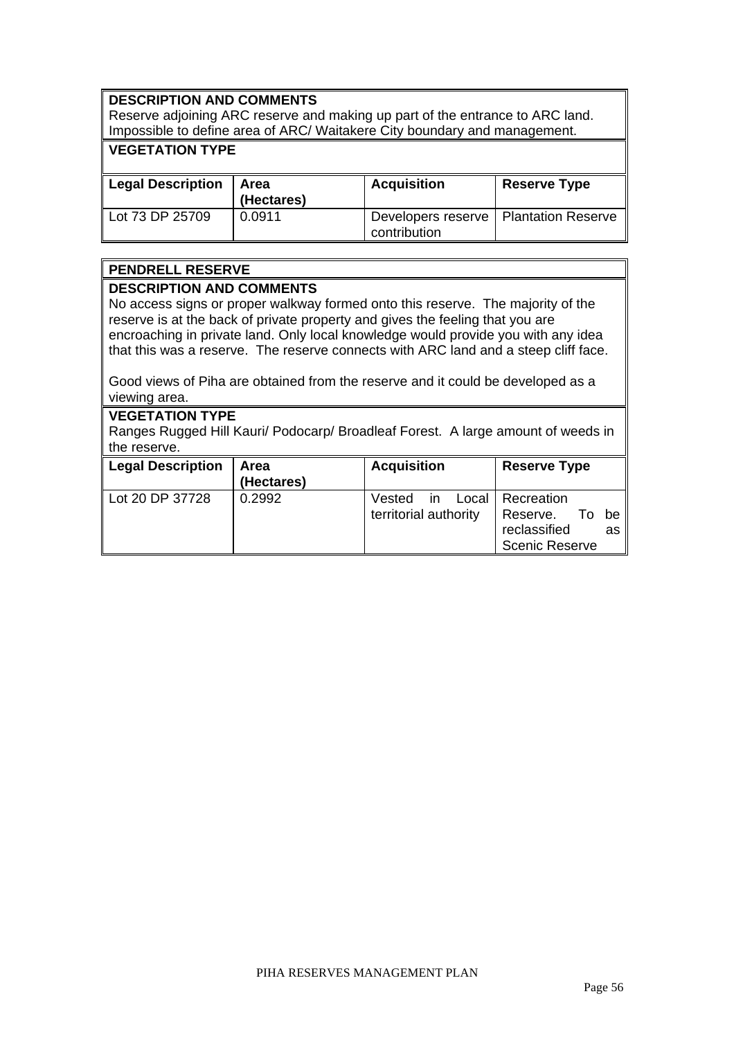**DESCRIPTION AND COMMENTS**

Reserve adjoining ARC reserve and making up part of the entrance to ARC land. Impossible to define area of ARC/ Waitakere City boundary and management.

**VEGETATION TYPE**

| Legal Description | Area (Hectares) | Acquisition | Reserve Type |
|---|---|---|---|
| Lot 73 DP 25709 | 0.0911 | Developers reserve contribution | Plantation Reserve |

**PENDRELL RESERVE**

**DESCRIPTION AND COMMENTS**

No access signs or proper walkway formed onto this reserve. The majority of the reserve is at the back of private property and gives the feeling that you are encroaching in private land. Only local knowledge would provide you with any idea that this was a reserve. The reserve connects with ARC land and a steep cliff face.

Good views of Piha are obtained from the reserve and it could be developed as a viewing area.

**VEGETATION TYPE**

Ranges Rugged Hill Kauri/ Podocarp/ Broadleaf Forest. A large amount of weeds in the reserve.

| Legal Description | Area (Hectares) | Acquisition | Reserve Type |
|---|---|---|---|
| Lot 20 DP 37728 | 0.2992 | Vested in Local territorial authority | Recreation Reserve. To be reclassified as Scenic Reserve |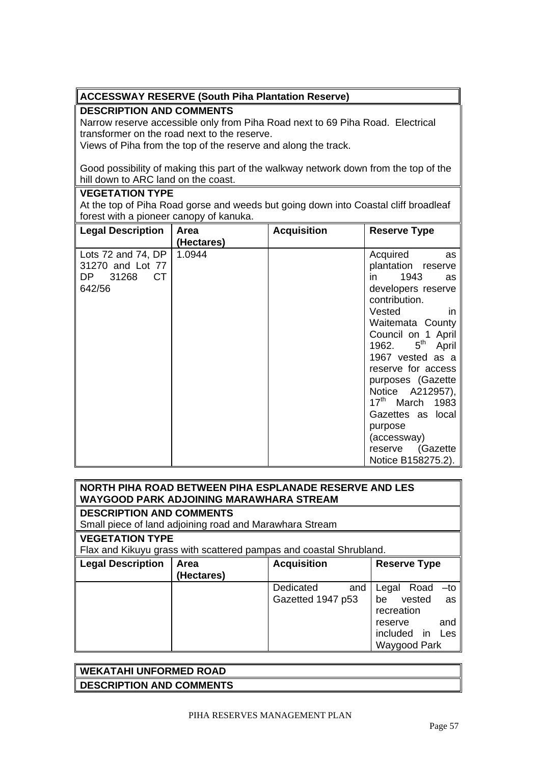## ACCESSWAY RESERVE (South Piha Plantation Reserve)

**DESCRIPTION AND COMMENTS**

Narrow reserve accessible only from Piha Road next to 69 Piha Road. Electrical transformer on the road next to the reserve.
Views of Piha from the top of the reserve and along the track.

Good possibility of making this part of the walkway network down from the top of the hill down to ARC land on the coast.

**VEGETATION TYPE**

At the top of Piha Road gorse and weeds but going down into Coastal cliff broadleaf forest with a pioneer canopy of kanuka.

| Legal Description | Area (Hectares) | Acquisition | Reserve Type |
|---|---|---|---|
| Lots 72 and 74, DP 31270 and Lot 77 DP 31268 CT 642/56 | 1.0944 | | Acquired as plantation reserve in 1943 as developers reserve contribution. Vested in Waitemata County Council on 1 April 1962. 5th April 1967 vested as a reserve for access purposes (Gazette Notice A212957), 17th March 1983 Gazettes as local purpose (accessway) reserve (Gazette Notice B158275.2). |

## NORTH PIHA ROAD BETWEEN PIHA ESPLANADE RESERVE AND LES WAYGOOD PARK ADJOINING MARAWHARA STREAM

**DESCRIPTION AND COMMENTS**

Small piece of land adjoining road and Marawhara Stream

**VEGETATION TYPE**

Flax and Kikuyu grass with scattered pampas and coastal Shrubland.

| Legal Description | Area (Hectares) | Acquisition | Reserve Type |
|---|---|---|---|
| | | Dedicated and Gazetted 1947 p53 | Legal Road –to be vested as recreation reserve and included in Les Waygood Park |

## WEKATAHI UNFORMED ROAD

**DESCRIPTION AND COMMENTS**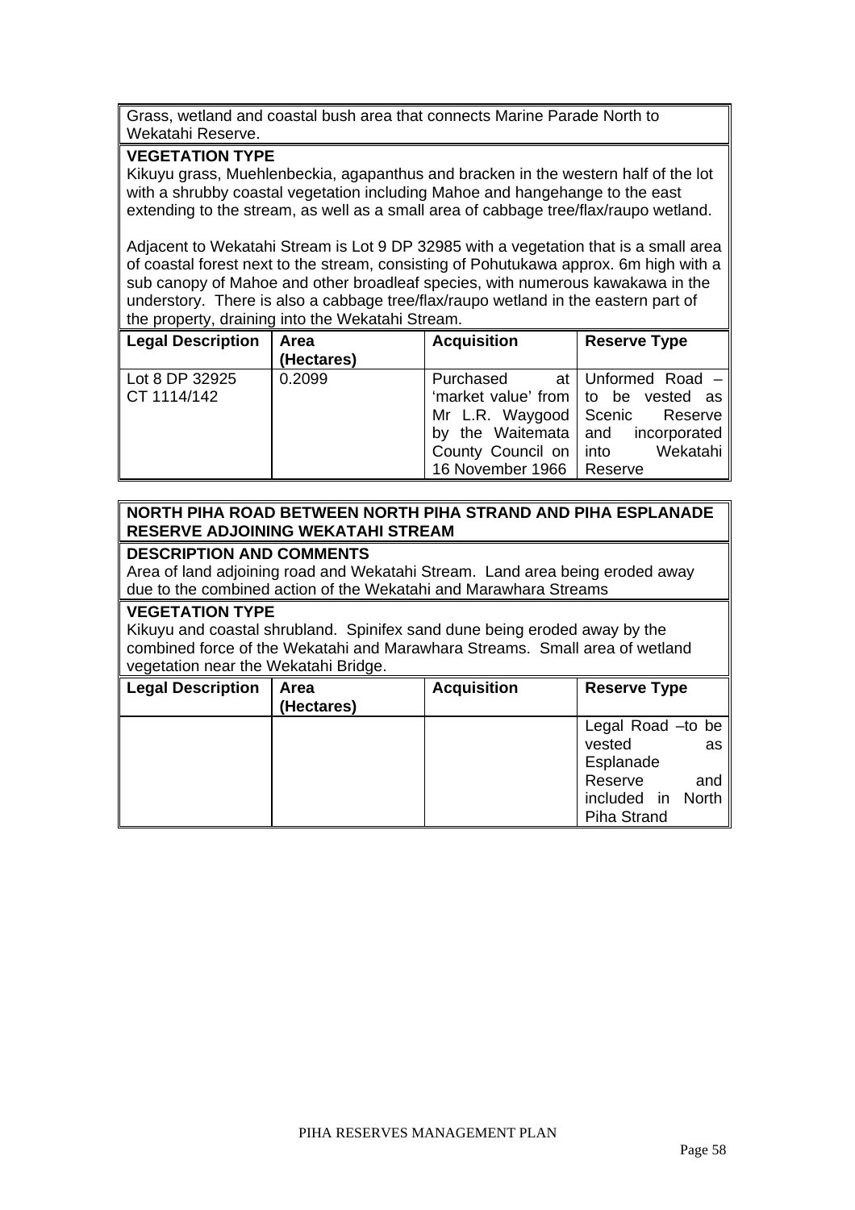Grass, wetland and coastal bush area that connects Marine Parade North to Wekatahi Reserve.

**VEGETATION TYPE**

Kikuyu grass, Muehlenbeckia, agapanthus and bracken in the western half of the lot with a shrubby coastal vegetation including Mahoe and hangehange to the east extending to the stream, as well as a small area of cabbage tree/flax/raupo wetland.

Adjacent to Wekatahi Stream is Lot 9 DP 32985 with a vegetation that is a small area of coastal forest next to the stream, consisting of Pohutukawa approx. 6m high with a sub canopy of Mahoe and other broadleaf species, with numerous kawakawa in the understory. There is also a cabbage tree/flax/raupo wetland in the eastern part of the property, draining into the Wekatahi Stream.

| Legal Description | Area (Hectares) | Acquisition | Reserve Type |
|---|---|---|---|
| Lot 8 DP 32925 CT 1114/142 | 0.2099 | Purchased at 'market value' from Mr L.R. Waygood by the Waitemata County Council on 16 November 1966 | Unformed Road – to be vested as Scenic Reserve and incorporated into Wekatahi Reserve |

**NORTH PIHA ROAD BETWEEN NORTH PIHA STRAND AND PIHA ESPLANADE RESERVE ADJOINING WEKATAHI STREAM**

**DESCRIPTION AND COMMENTS**

Area of land adjoining road and Wekatahi Stream. Land area being eroded away due to the combined action of the Wekatahi and Marawhara Streams

**VEGETATION TYPE**

Kikuyu and coastal shrubland. Spinifex sand dune being eroded away by the combined force of the Wekatahi and Marawhara Streams. Small area of wetland vegetation near the Wekatahi Bridge.

| Legal Description | Area (Hectares) | Acquisition | Reserve Type |
|---|---|---|---|
| | | | Legal Road –to be vested as Esplanade Reserve and included in North Piha Strand |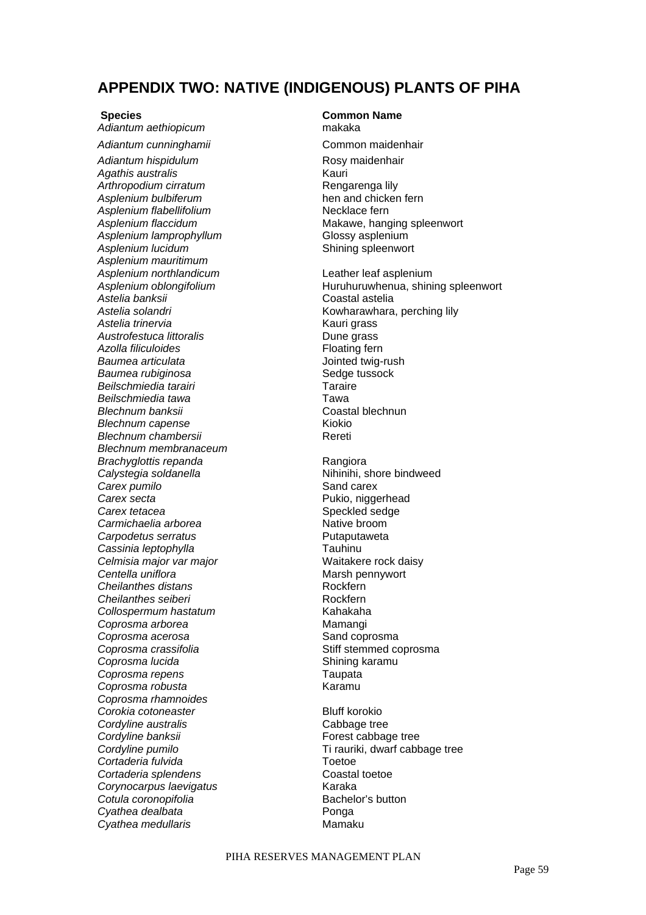# APPENDIX TWO: NATIVE (INDIGENOUS) PLANTS OF PIHA

| Species | Common Name |
|---|---|
| *Adiantum aethiopicum* | makaka |
| *Adiantum cunninghamii* | Common maidenhair |
| *Adiantum hispidulum* | Rosy maidenhair |
| *Agathis australis* | Kauri |
| *Arthropodium cirratum* | Rengarenga lily |
| *Asplenium bulbiferum* | hen and chicken fern |
| *Asplenium flabellifolium* | Necklace fern |
| *Asplenium flaccidum* | Makawe, hanging spleenwort |
| *Asplenium lamprophyllum* | Glossy asplenium |
| *Asplenium lucidum* | Shining spleenwort |
| *Asplenium mauritimum* | |
| *Asplenium northlandicum* | Leather leaf asplenium |
| *Asplenium oblongifolium* | Huruhuruwhenua, shining spleenwort |
| *Astelia banksii* | Coastal astelia |
| *Astelia solandri* | Kowharawhara, perching lily |
| *Astelia trinervia* | Kauri grass |
| *Austrofestuca littoralis* | Dune grass |
| *Azolla filiculoides* | Floating fern |
| *Baumea articulata* | Jointed twig-rush |
| *Baumea rubiginosa* | Sedge tussock |
| *Beilschmiedia tarairi* | Taraire |
| *Beilschmiedia tawa* | Tawa |
| *Blechnum banksii* | Coastal blechnun |
| *Blechnum capense* | Kiokio |
| *Blechnum chambersii* | Rereti |
| *Blechnum membranaceum* | |
| *Brachyglottis repanda* | Rangiora |
| *Calystegia soldanella* | Nihinihi, shore bindweed |
| *Carex pumilo* | Sand carex |
| *Carex secta* | Pukio, niggerhead |
| *Carex tetacea* | Speckled sedge |
| *Carmichaelia arborea* | Native broom |
| *Carpodetus serratus* | Putaputaweta |
| *Cassinia leptophylla* | Tauhinu |
| *Celmisia major var major* | Waitakere rock daisy |
| *Centella uniflora* | Marsh pennywort |
| *Cheilanthes distans* | Rockfern |
| *Cheilanthes seiberi* | Rockfern |
| *Collospermum hastatum* | Kahakaha |
| *Coprosma arborea* | Mamangi |
| *Coprosma acerosa* | Sand coprosma |
| *Coprosma crassifolia* | Stiff stemmed coprosma |
| *Coprosma lucida* | Shining karamu |
| *Coprosma repens* | Taupata |
| *Coprosma robusta* | Karamu |
| *Coprosma rhamnoides* | |
| *Corokia cotoneaster* | Bluff korokio |
| *Cordyline australis* | Cabbage tree |
| *Cordyline banksii* | Forest cabbage tree |
| *Cordyline pumilo* | Ti rauriki, dwarf cabbage tree |
| *Cortaderia fulvida* | Toetoe |
| *Cortaderia splendens* | Coastal toetoe |
| *Corynocarpus laevigatus* | Karaka |
| *Cotula coronopifolia* | Bachelor's button |
| *Cyathea dealbata* | Ponga |
| *Cyathea medullaris* | Mamaku |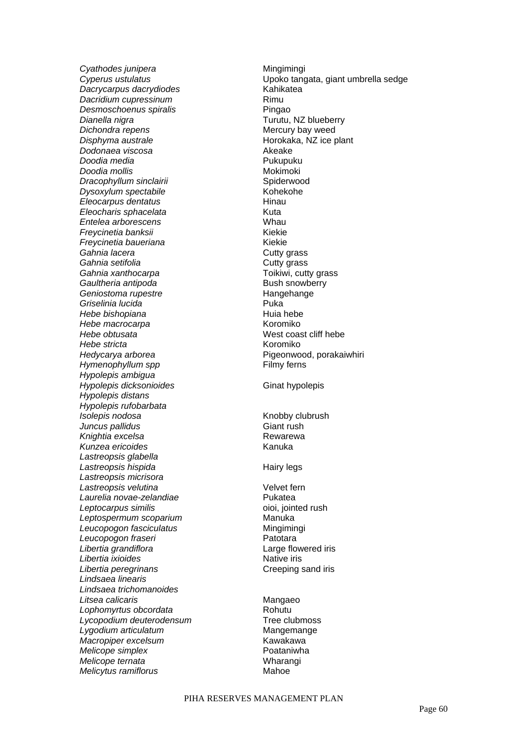| | |
|---|---|
| *Cyathodes junipera* | Mingimingi |
| *Cyperus ustulatus* | Upoko tangata, giant umbrella sedge |
| *Dacrycarpus dacrydiodes* | Kahikatea |
| *Dacridium cupressinum* | Rimu |
| *Desmoschoenus spiralis* | Pingao |
| *Dianella nigra* | Turutu, NZ blueberry |
| *Dichondra repens* | Mercury bay weed |
| *Disphyma australe* | Horokaka, NZ ice plant |
| *Dodonaea viscosa* | Akeake |
| *Doodia media* | Pukupuku |
| *Doodia mollis* | Mokimoki |
| *Dracophyllum sinclairii* | Spiderwood |
| *Dysoxylum spectabile* | Kohekohe |
| *Eleocarpus dentatus* | Hinau |
| *Eleocharis sphacelata* | Kuta |
| *Entelea arborescens* | Whau |
| *Freycinetia banksii* | Kiekie |
| *Freycinetia baueriana* | Kiekie |
| *Gahnia lacera* | Cutty grass |
| *Gahnia setifolia* | Cutty grass |
| *Gahnia xanthocarpa* | Toikiwi, cutty grass |
| *Gaultheria antipoda* | Bush snowberry |
| *Geniostoma rupestre* | Hangehange |
| *Griselinia lucida* | Puka |
| *Hebe bishopiana* | Huia hebe |
| *Hebe macrocarpa* | Koromiko |
| *Hebe obtusata* | West coast cliff hebe |
| *Hebe stricta* | Koromiko |
| *Hedycarya arborea* | Pigeonwood, porakaiwhiri |
| *Hymenophyllum spp* | Filmy ferns |
| *Hypolepis ambigua* | |
| *Hypolepis dicksonioides* | Ginat hypolepis |
| *Hypolepis distans* | |
| *Hypolepis rufobarbata* | |
| *Isolepis nodosa* | Knobby clubrush |
| *Juncus pallidus* | Giant rush |
| *Knightia excelsa* | Rewarewa |
| *Kunzea ericoides* | Kanuka |
| *Lastreopsis glabella* | |
| *Lastreopsis hispida* | Hairy legs |
| *Lastreopsis micrisora* | |
| *Lastreopsis velutina* | Velvet fern |
| *Laurelia novae-zelandiae* | Pukatea |
| *Leptocarpus similis* | oioi, jointed rush |
| *Leptospermum scoparium* | Manuka |
| *Leucopogon fasciculatus* | Mingimingi |
| *Leucopogon fraseri* | Patotara |
| *Libertia grandiflora* | Large flowered iris |
| *Libertia ixioides* | Native iris |
| *Libertia peregrinans* | Creeping sand iris |
| *Lindsaea linearis* | |
| *Lindsaea trichomanoides* | |
| *Litsea calicaris* | Mangaeo |
| *Lophomyrtus obcordata* | Rohutu |
| *Lycopodium deuterodensum* | Tree clubmoss |
| *Lygodium articulatum* | Mangemange |
| *Macropiper excelsum* | Kawakawa |
| *Melicope simplex* | Poataniwha |
| *Melicope ternata* | Wharangi |
| *Melicytus ramiflorus* | Mahoe |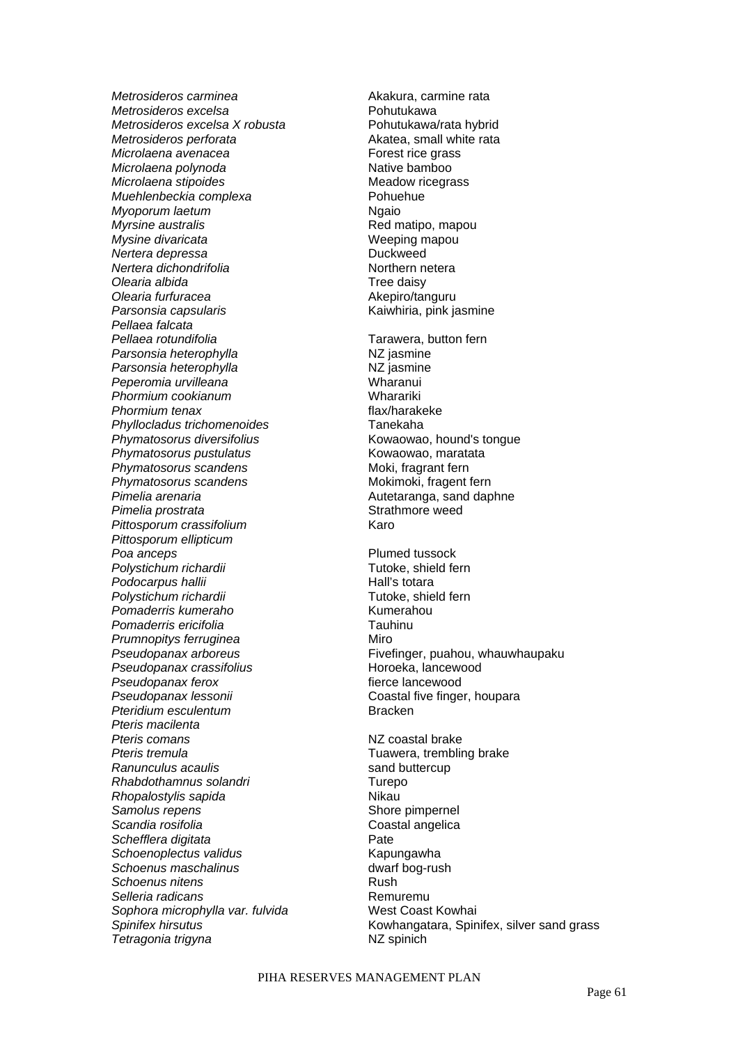| | |
|---|---|
| *Metrosideros carminea* | Akakura, carmine rata |
| *Metrosideros excelsa* | Pohutukawa |
| *Metrosideros excelsa X robusta* | Pohutukawa/rata hybrid |
| *Metrosideros perforata* | Akatea, small white rata |
| *Microlaena avenacea* | Forest rice grass |
| *Microlaena polynoda* | Native bamboo |
| *Microlaena stipoides* | Meadow ricegrass |
| *Muehlenbeckia complexa* | Pohuehue |
| *Myoporum laetum* | Ngaio |
| *Myrsine australis* | Red matipo, mapou |
| *Mysine divaricata* | Weeping mapou |
| *Nertera depressa* | Duckweed |
| *Nertera dichondrifolia* | Northern netera |
| *Olearia albida* | Tree daisy |
| *Olearia furfuracea* | Akepiro/tanguru |
| *Parsonsia capsularis* | Kaiwhiria, pink jasmine |
| *Pellaea falcata* | |
| *Pellaea rotundifolia* | Tarawera, button fern |
| *Parsonsia heterophylla* | NZ jasmine |
| *Parsonsia heterophylla* | NZ jasmine |
| *Peperomia urvilleana* | Wharanui |
| *Phormium cookianum* | Wharariki |
| *Phormium tenax* | flax/harakeke |
| *Phyllocladus trichomenoides* | Tanekaha |
| *Phymatosorus diversifolius* | Kowaowao, hound's tongue |
| *Phymatosorus pustulatus* | Kowaowao, maratata |
| *Phymatosorus scandens* | Moki, fragrant fern |
| *Phymatosorus scandens* | Mokimoki, fragent fern |
| *Pimelia arenaria* | Autetaranga, sand daphne |
| *Pimelia prostrata* | Strathmore weed |
| *Pittosporum crassifolium* | Karo |
| *Pittosporum ellipticum* | |
| *Poa anceps* | Plumed tussock |
| *Polystichum richardii* | Tutoke, shield fern |
| *Podocarpus hallii* | Hall's totara |
| *Polystichum richardii* | Tutoke, shield fern |
| *Pomaderris kumeraho* | Kumerahou |
| *Pomaderris ericifolia* | Tauhinu |
| *Prumnopitys ferruginea* | Miro |
| *Pseudopanax arboreus* | Fivefinger, puahou, whauwhaupaku |
| *Pseudopanax crassifolius* | Horoeka, lancewood |
| *Pseudopanax ferox* | fierce lancewood |
| *Pseudopanax lessonii* | Coastal five finger, houpara |
| *Pteridium esculentum* | Bracken |
| *Pteris macilenta* | |
| *Pteris comans* | NZ coastal brake |
| *Pteris tremula* | Tuawera, trembling brake |
| *Ranunculus acaulis* | sand buttercup |
| *Rhabdothamnus solandri* | Turepo |
| *Rhopalostylis sapida* | Nikau |
| *Samolus repens* | Shore pimpernel |
| *Scandia rosifolia* | Coastal angelica |
| *Schefflera digitata* | Pate |
| *Schoenoplectus validus* | Kapungawha |
| *Schoenus maschalinus* | dwarf bog-rush |
| *Schoenus nitens* | Rush |
| *Selleria radicans* | Remuremu |
| *Sophora microphylla var. fulvida* | West Coast Kowhai |
| *Spinifex hirsutus* | Kowhangatara, Spinifex, silver sand grass |
| *Tetragonia trigyna* | NZ spinich |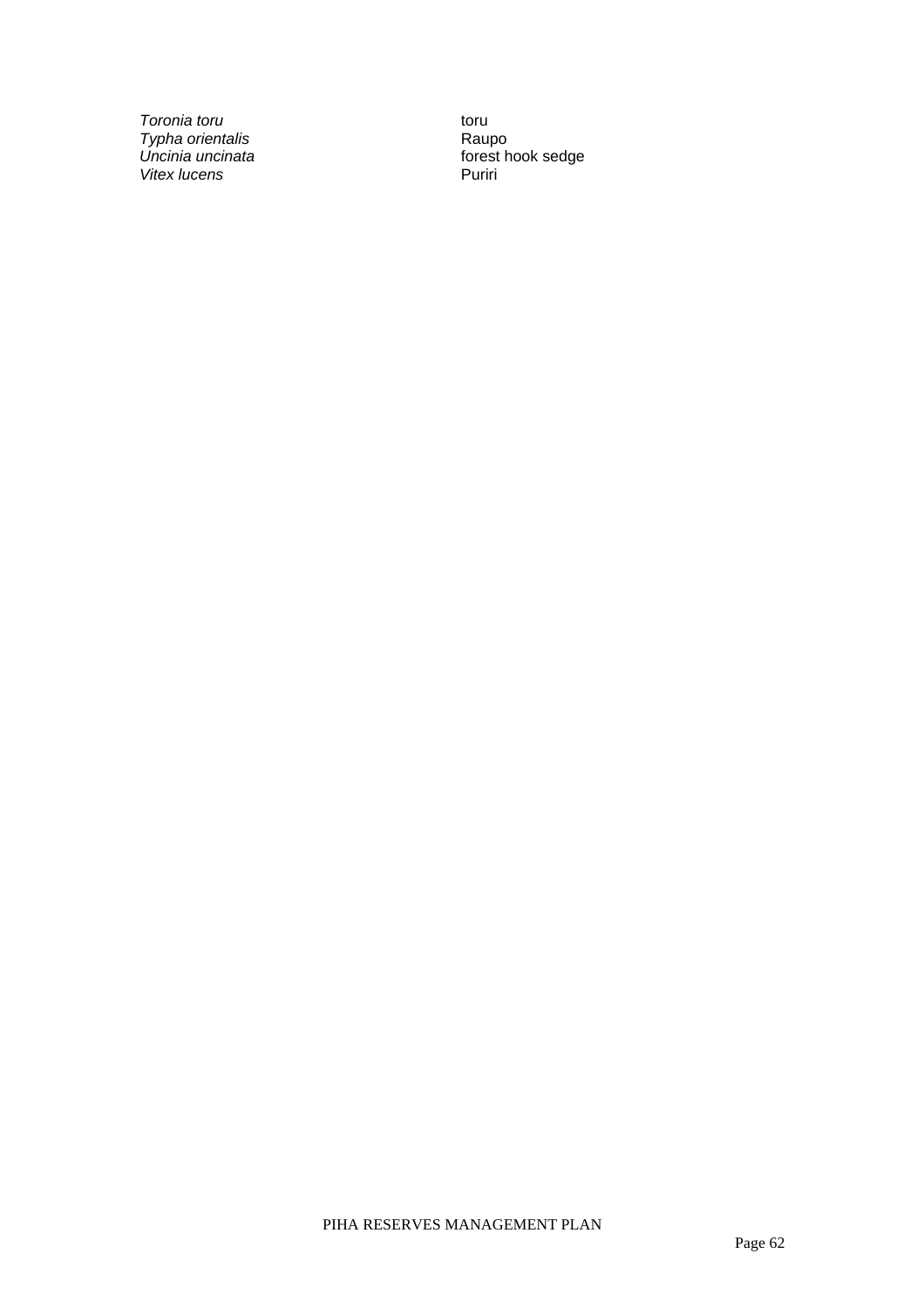| | |
|---|---|
| *Toronia toru* | toru |
| *Typha orientalis* | Raupo |
| *Uncinia uncinata* | forest hook sedge |
| *Vitex lucens* | Puriri |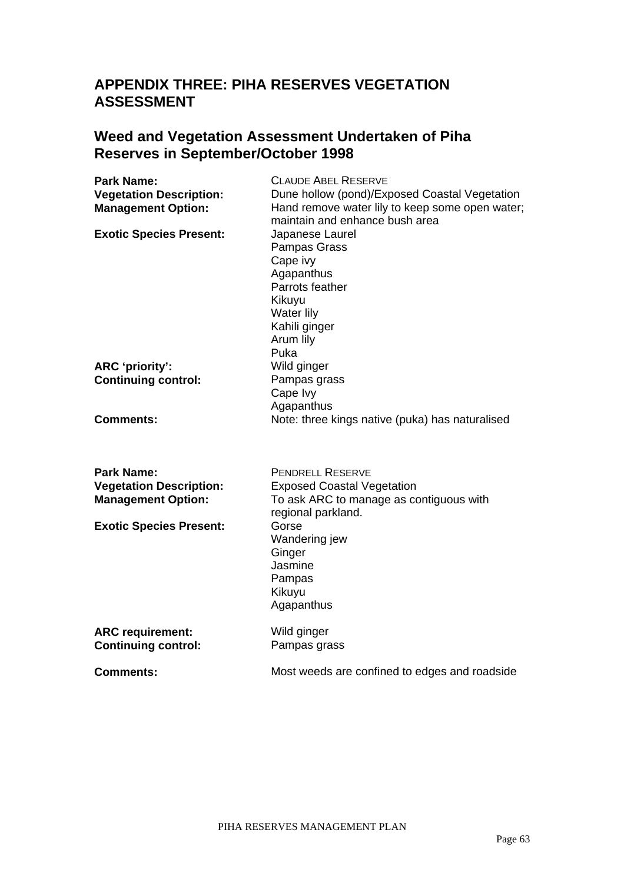# APPENDIX THREE: PIHA RESERVES VEGETATION ASSESSMENT

## Weed and Vegetation Assessment Undertaken of Piha Reserves in September/October 1998

| | |
|---|---|
| **Park Name:** | CLAUDE ABEL RESERVE |
| **Vegetation Description:** | Dune hollow (pond)/Exposed Coastal Vegetation |
| **Management Option:** | Hand remove water lily to keep some open water; maintain and enhance bush area |
| **Exotic Species Present:** | Japanese Laurel<br>Pampas Grass<br>Cape ivy<br>Agapanthus<br>Parrots feather<br>Kikuyu<br>Water lily<br>Kahili ginger<br>Arum lily<br>Puka |
| **ARC 'priority':** | Wild ginger |
| **Continuing control:** | Pampas grass<br>Cape Ivy<br>Agapanthus |
| **Comments:** | Note: three kings native (puka) has naturalised |

| | |
|---|---|
| **Park Name:** | PENDRELL RESERVE |
| **Vegetation Description:** | Exposed Coastal Vegetation |
| **Management Option:** | To ask ARC to manage as contiguous with regional parkland. |
| **Exotic Species Present:** | Gorse<br>Wandering jew<br>Ginger<br>Jasmine<br>Pampas<br>Kikuyu<br>Agapanthus |
| **ARC requirement:** | Wild ginger |
| **Continuing control:** | Pampas grass |
| **Comments:** | Most weeds are confined to edges and roadside |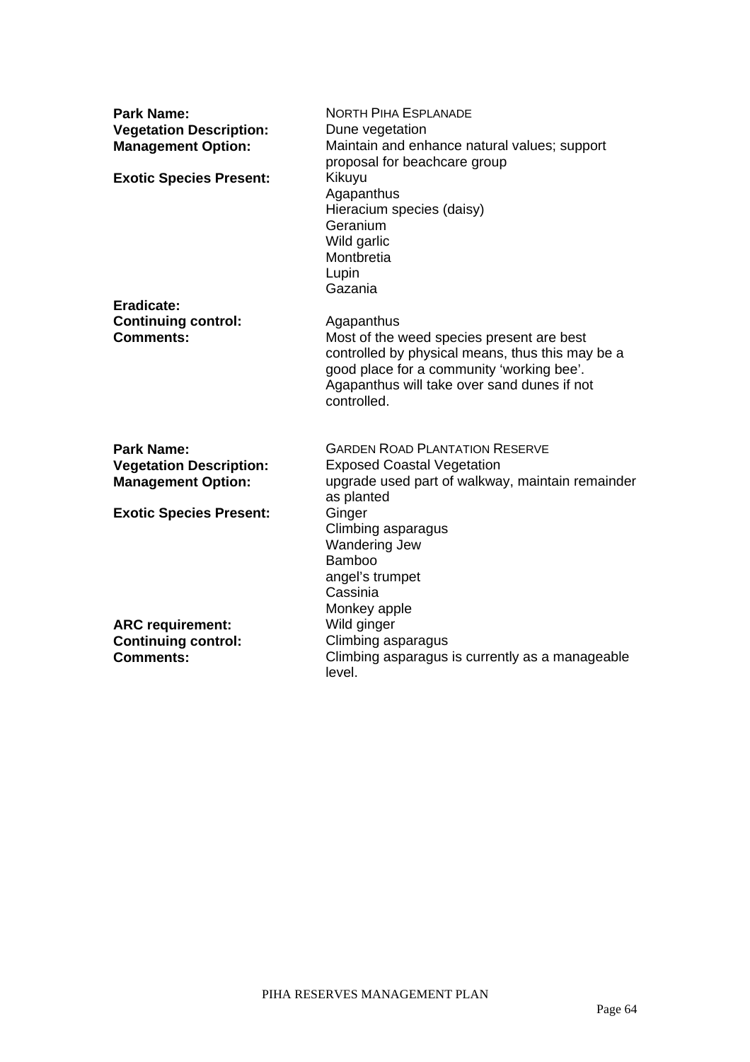| | |
|---|---|
| **Park Name:** | NORTH PIHA ESPLANADE |
| **Vegetation Description:** | Dune vegetation |
| **Management Option:** | Maintain and enhance natural values; support proposal for beachcare group |
| **Exotic Species Present:** | Kikuyu<br>Agapanthus<br>Hieracium species (daisy)<br>Geranium<br>Wild garlic<br>Montbretia<br>Lupin<br>Gazania |
| **Eradicate:** | |
| **Continuing control:** | Agapanthus |
| **Comments:** | Most of the weed species present are best controlled by physical means, thus this may be a good place for a community 'working bee'. Agapanthus will take over sand dunes if not controlled. |

| | |
|---|---|
| **Park Name:** | GARDEN ROAD PLANTATION RESERVE |
| **Vegetation Description:** | Exposed Coastal Vegetation |
| **Management Option:** | upgrade used part of walkway, maintain remainder as planted |
| **Exotic Species Present:** | Ginger<br>Climbing asparagus<br>Wandering Jew<br>Bamboo<br>angel's trumpet<br>Cassinia<br>Monkey apple |
| **ARC requirement:** | Wild ginger |
| **Continuing control:** | Climbing asparagus |
| **Comments:** | Climbing asparagus is currently as a manageable level. |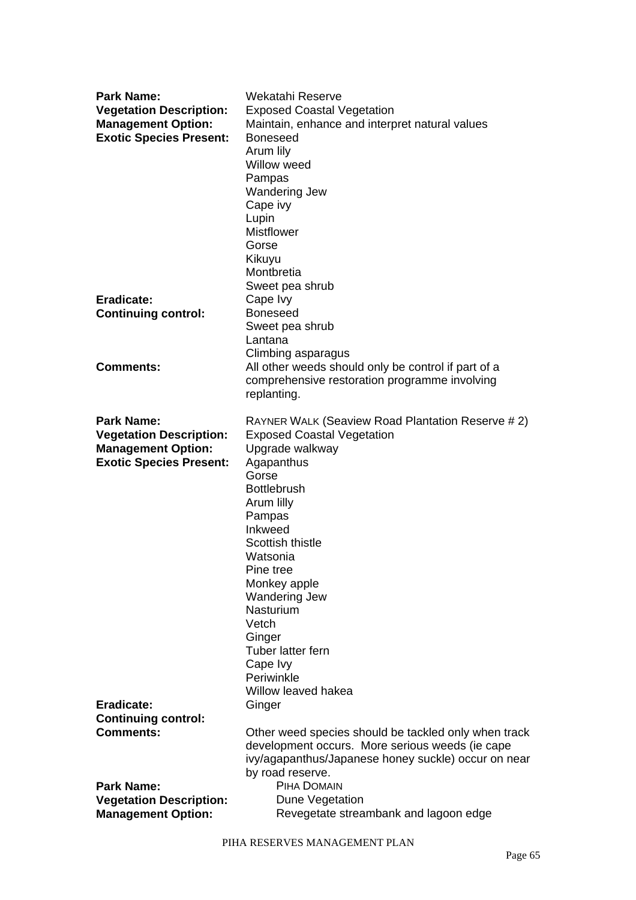**Park Name:** Wekatahi Reserve
**Vegetation Description:** Exposed Coastal Vegetation
**Management Option:** Maintain, enhance and interpret natural values
**Exotic Species Present:**
Boneseed
Arum lily
Willow weed
Pampas
Wandering Jew
Cape ivy
Lupin
Mistflower
Gorse
Kikuyu
Montbretia
Sweet pea shrub

**Eradicate:** Cape Ivy
**Continuing control:**
Boneseed
Sweet pea shrub
Lantana
Climbing asparagus

**Comments:** All other weeds should only be control if part of a comprehensive restoration programme involving replanting.

**Park Name:** RAYNER WALK (Seaview Road Plantation Reserve # 2)
**Vegetation Description:** Exposed Coastal Vegetation
**Management Option:** Upgrade walkway
**Exotic Species Present:**
Agapanthus
Gorse
Bottlebrush
Arum lilly
Pampas
Inkweed
Scottish thistle
Watsonia
Pine tree
Monkey apple
Wandering Jew
Nasturium
Vetch
Ginger
Tuber latter fern
Cape Ivy
Periwinkle
Willow leaved hakea

**Eradicate:** Ginger
**Continuing control:**
**Comments:** Other weed species should be tackled only when track development occurs. More serious weeds (ie cape ivy/agapanthus/Japanese honey suckle) occur on near by road reserve.

**Park Name:** PIHA DOMAIN
**Vegetation Description:** Dune Vegetation
**Management Option:** Revegetate streambank and lagoon edge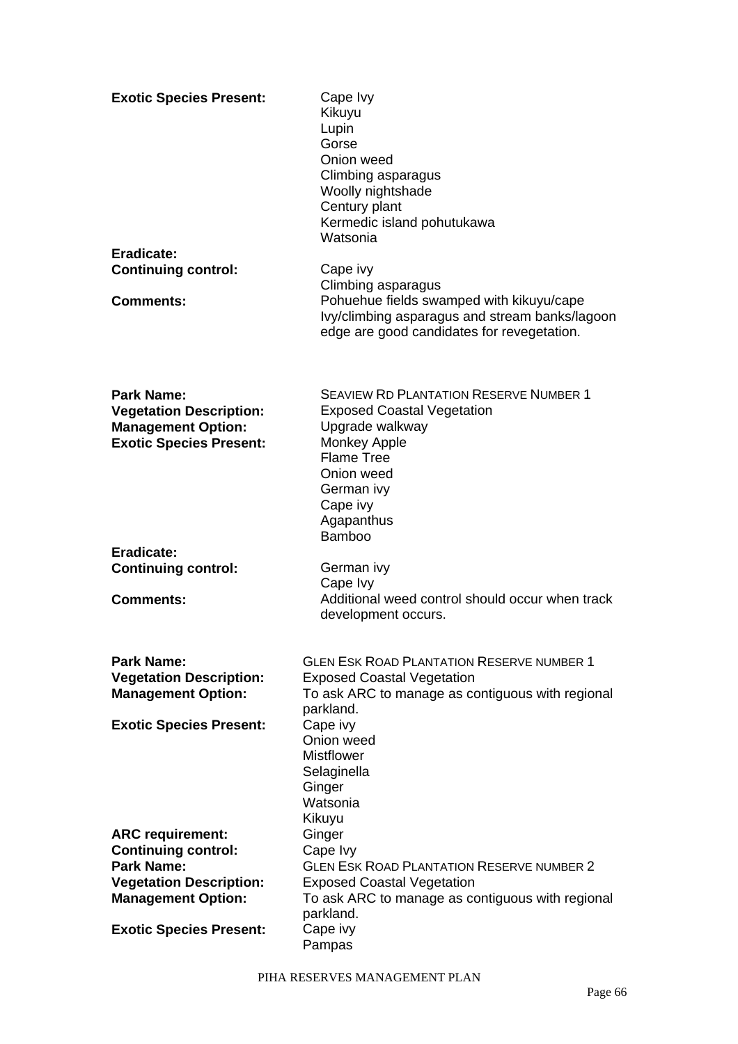**Exotic Species Present:**
Cape Ivy
Kikuyu
Lupin
Gorse
Onion weed
Climbing asparagus
Woolly nightshade
Century plant
Kermedic island pohutukawa
Watsonia

**Eradicate:**

**Continuing control:**
Cape ivy
Climbing asparagus

**Comments:**
Pohuehue fields swamped with kikuyu/cape Ivy/climbing asparagus and stream banks/lagoon edge are good candidates for revegetation.

**Park Name:** SEAVIEW RD PLANTATION RESERVE NUMBER 1

**Vegetation Description:** Exposed Coastal Vegetation

**Management Option:** Upgrade walkway

**Exotic Species Present:**
Monkey Apple
Flame Tree
Onion weed
German ivy
Cape ivy
Agapanthus
Bamboo

**Eradicate:**

**Continuing control:**
German ivy
Cape Ivy

**Comments:**
Additional weed control should occur when track development occurs.

**Park Name:** GLEN ESK ROAD PLANTATION RESERVE NUMBER 1

**Vegetation Description:** Exposed Coastal Vegetation

**Management Option:** To ask ARC to manage as contiguous with regional parkland.

**Exotic Species Present:**
Cape ivy
Onion weed
Mistflower
Selaginella
Ginger
Watsonia
Kikuyu

**ARC requirement:** Ginger

**Continuing control:** Cape Ivy

**Park Name:** GLEN ESK ROAD PLANTATION RESERVE NUMBER 2

**Vegetation Description:** Exposed Coastal Vegetation

**Management Option:** To ask ARC to manage as contiguous with regional parkland.

**Exotic Species Present:**
Cape ivy
Pampas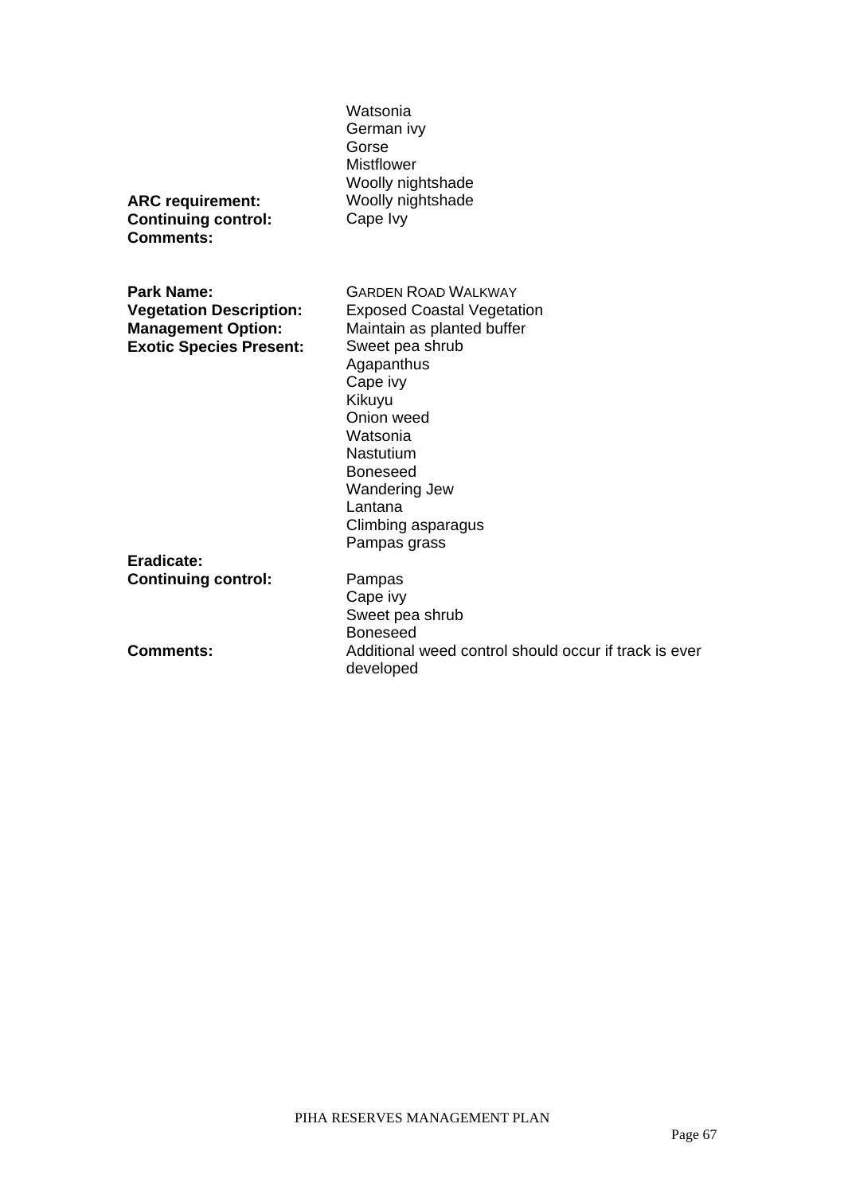Watsonia
German ivy
Gorse
Mistflower
Woolly nightshade

**ARC requirement:** Woolly nightshade
**Continuing control:** Cape Ivy
**Comments:**

**Park Name:** GARDEN ROAD WALKWAY
**Vegetation Description:** Exposed Coastal Vegetation
**Management Option:** Maintain as planted buffer
**Exotic Species Present:** Sweet pea shrub
Agapanthus
Cape ivy
Kikuyu
Onion weed
Watsonia
Nastutium
Boneseed
Wandering Jew
Lantana
Climbing asparagus
Pampas grass

**Eradicate:**
**Continuing control:** Pampas
Cape ivy
Sweet pea shrub
Boneseed

**Comments:** Additional weed control should occur if track is ever developed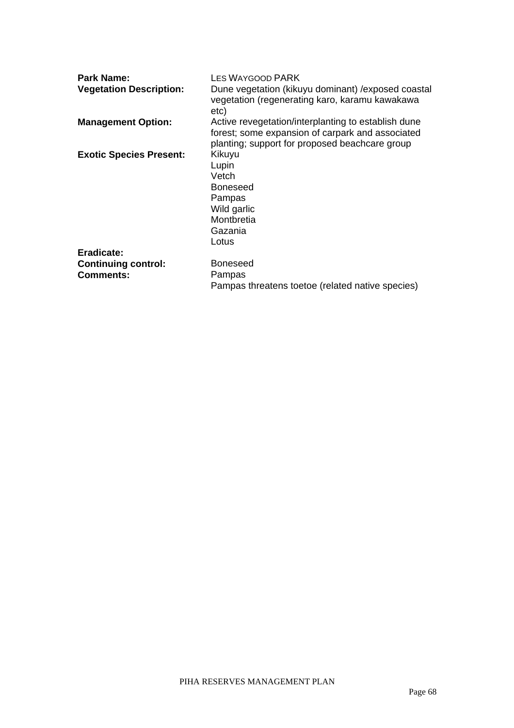**Park Name:** LES WAYGOOD PARK

**Vegetation Description:** Dune vegetation (kikuyu dominant) /exposed coastal vegetation (regenerating karo, karamu kawakawa etc)

**Management Option:** Active revegetation/interplanting to establish dune forest; some expansion of carpark and associated planting; support for proposed beachcare group

**Exotic Species Present:**
Kikuyu
Lupin
Vetch
Boneseed
Pampas
Wild garlic
Montbretia
Gazania
Lotus

**Eradicate:**

**Continuing control:**
Boneseed
Pampas

**Comments:** Pampas threatens toetoe (related native species)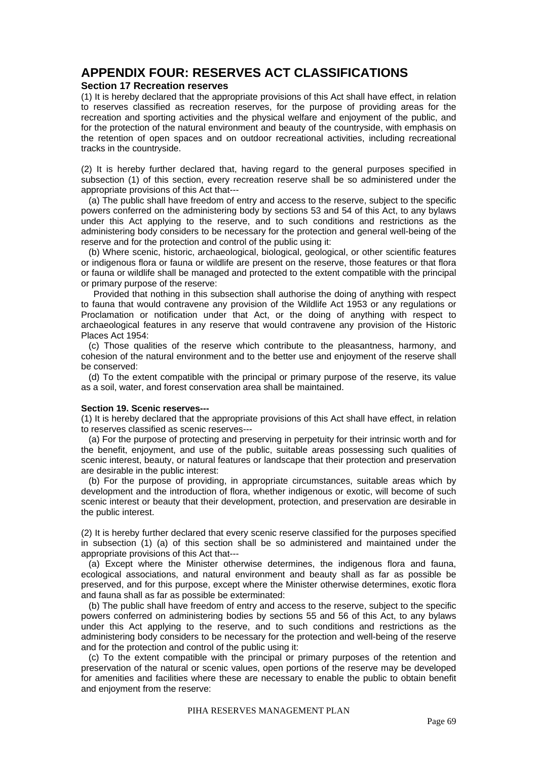# APPENDIX FOUR: RESERVES ACT CLASSIFICATIONS

### Section 17 Recreation reserves

(1) It is hereby declared that the appropriate provisions of this Act shall have effect, in relation to reserves classified as recreation reserves, for the purpose of providing areas for the recreation and sporting activities and the physical welfare and enjoyment of the public, and for the protection of the natural environment and beauty of the countryside, with emphasis on the retention of open spaces and on outdoor recreational activities, including recreational tracks in the countryside.

(2) It is hereby further declared that, having regard to the general purposes specified in subsection (1) of this section, every recreation reserve shall be so administered under the appropriate provisions of this Act that---

(a) The public shall have freedom of entry and access to the reserve, subject to the specific powers conferred on the administering body by sections 53 and 54 of this Act, to any bylaws under this Act applying to the reserve, and to such conditions and restrictions as the administering body considers to be necessary for the protection and general well-being of the reserve and for the protection and control of the public using it:

(b) Where scenic, historic, archaeological, biological, geological, or other scientific features or indigenous flora or fauna or wildlife are present on the reserve, those features or that flora or fauna or wildlife shall be managed and protected to the extent compatible with the principal or primary purpose of the reserve:

Provided that nothing in this subsection shall authorise the doing of anything with respect to fauna that would contravene any provision of the Wildlife Act 1953 or any regulations or Proclamation or notification under that Act, or the doing of anything with respect to archaeological features in any reserve that would contravene any provision of the Historic Places Act 1954:

(c) Those qualities of the reserve which contribute to the pleasantness, harmony, and cohesion of the natural environment and to the better use and enjoyment of the reserve shall be conserved:

(d) To the extent compatible with the principal or primary purpose of the reserve, its value as a soil, water, and forest conservation area shall be maintained.

### Section 19. Scenic reserves---

(1) It is hereby declared that the appropriate provisions of this Act shall have effect, in relation to reserves classified as scenic reserves---

(a) For the purpose of protecting and preserving in perpetuity for their intrinsic worth and for the benefit, enjoyment, and use of the public, suitable areas possessing such qualities of scenic interest, beauty, or natural features or landscape that their protection and preservation are desirable in the public interest:

(b) For the purpose of providing, in appropriate circumstances, suitable areas which by development and the introduction of flora, whether indigenous or exotic, will become of such scenic interest or beauty that their development, protection, and preservation are desirable in the public interest.

(2) It is hereby further declared that every scenic reserve classified for the purposes specified in subsection (1) (a) of this section shall be so administered and maintained under the appropriate provisions of this Act that---

(a) Except where the Minister otherwise determines, the indigenous flora and fauna, ecological associations, and natural environment and beauty shall as far as possible be preserved, and for this purpose, except where the Minister otherwise determines, exotic flora and fauna shall as far as possible be exterminated:

(b) The public shall have freedom of entry and access to the reserve, subject to the specific powers conferred on administering bodies by sections 55 and 56 of this Act, to any bylaws under this Act applying to the reserve, and to such conditions and restrictions as the administering body considers to be necessary for the protection and well-being of the reserve and for the protection and control of the public using it:

(c) To the extent compatible with the principal or primary purposes of the retention and preservation of the natural or scenic values, open portions of the reserve may be developed for amenities and facilities where these are necessary to enable the public to obtain benefit and enjoyment from the reserve: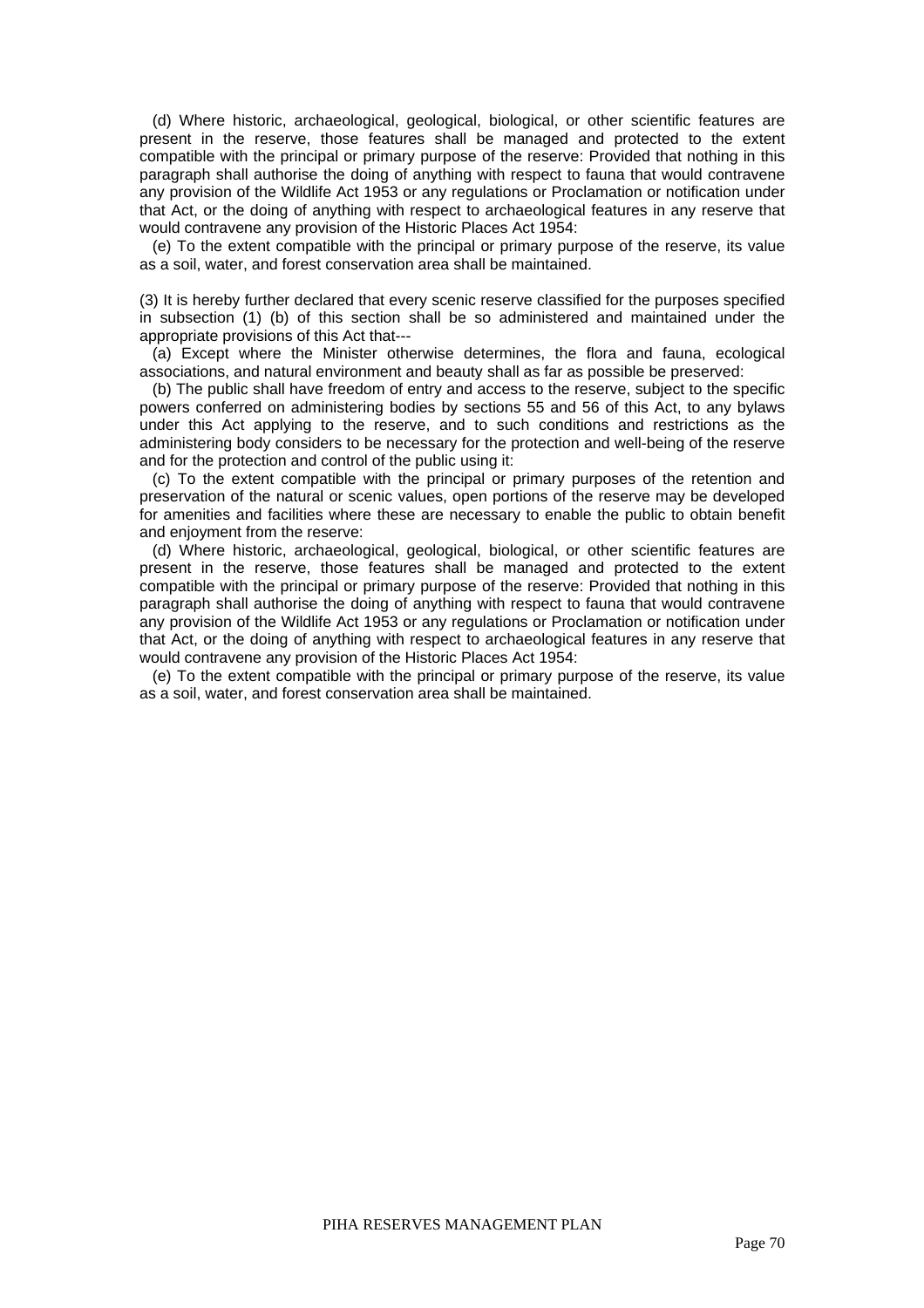(d) Where historic, archaeological, geological, biological, or other scientific features are present in the reserve, those features shall be managed and protected to the extent compatible with the principal or primary purpose of the reserve: Provided that nothing in this paragraph shall authorise the doing of anything with respect to fauna that would contravene any provision of the Wildlife Act 1953 or any regulations or Proclamation or notification under that Act, or the doing of anything with respect to archaeological features in any reserve that would contravene any provision of the Historic Places Act 1954:

(e) To the extent compatible with the principal or primary purpose of the reserve, its value as a soil, water, and forest conservation area shall be maintained.

(3) It is hereby further declared that every scenic reserve classified for the purposes specified in subsection (1) (b) of this section shall be so administered and maintained under the appropriate provisions of this Act that---

(a) Except where the Minister otherwise determines, the flora and fauna, ecological associations, and natural environment and beauty shall as far as possible be preserved:

(b) The public shall have freedom of entry and access to the reserve, subject to the specific powers conferred on administering bodies by sections 55 and 56 of this Act, to any bylaws under this Act applying to the reserve, and to such conditions and restrictions as the administering body considers to be necessary for the protection and well-being of the reserve and for the protection and control of the public using it:

(c) To the extent compatible with the principal or primary purposes of the retention and preservation of the natural or scenic values, open portions of the reserve may be developed for amenities and facilities where these are necessary to enable the public to obtain benefit and enjoyment from the reserve:

(d) Where historic, archaeological, geological, biological, or other scientific features are present in the reserve, those features shall be managed and protected to the extent compatible with the principal or primary purpose of the reserve: Provided that nothing in this paragraph shall authorise the doing of anything with respect to fauna that would contravene any provision of the Wildlife Act 1953 or any regulations or Proclamation or notification under that Act, or the doing of anything with respect to archaeological features in any reserve that would contravene any provision of the Historic Places Act 1954:

(e) To the extent compatible with the principal or primary purpose of the reserve, its value as a soil, water, and forest conservation area shall be maintained.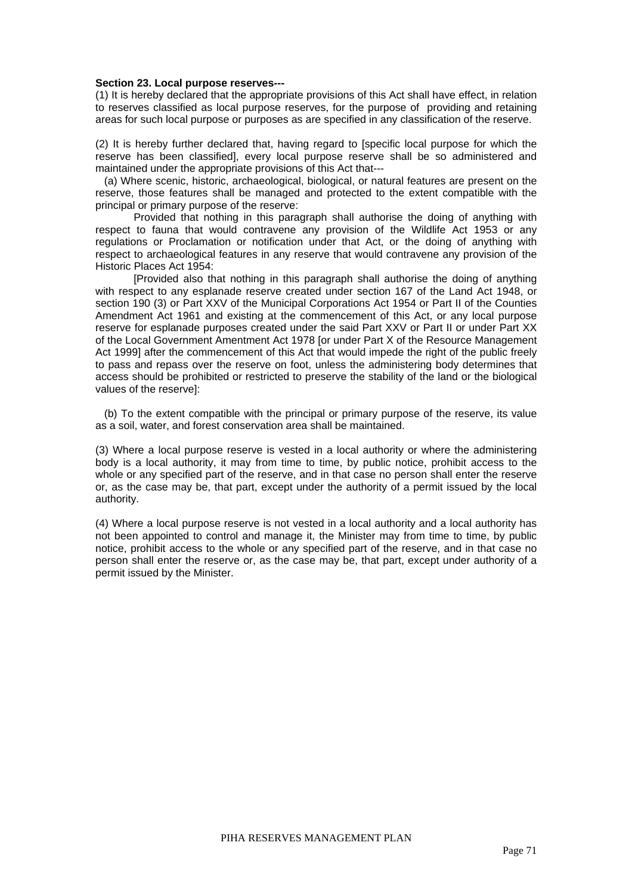**Section 23. Local purpose reserves---**

(1) It is hereby declared that the appropriate provisions of this Act shall have effect, in relation to reserves classified as local purpose reserves, for the purpose of providing and retaining areas for such local purpose or purposes as are specified in any classification of the reserve.

(2) It is hereby further declared that, having regard to [specific local purpose for which the reserve has been classified], every local purpose reserve shall be so administered and maintained under the appropriate provisions of this Act that---

(a) Where scenic, historic, archaeological, biological, or natural features are present on the reserve, those features shall be managed and protected to the extent compatible with the principal or primary purpose of the reserve:

Provided that nothing in this paragraph shall authorise the doing of anything with respect to fauna that would contravene any provision of the Wildlife Act 1953 or any regulations or Proclamation or notification under that Act, or the doing of anything with respect to archaeological features in any reserve that would contravene any provision of the Historic Places Act 1954:

[Provided also that nothing in this paragraph shall authorise the doing of anything with respect to any esplanade reserve created under section 167 of the Land Act 1948, or section 190 (3) or Part XXV of the Municipal Corporations Act 1954 or Part II of the Counties Amendment Act 1961 and existing at the commencement of this Act, or any local purpose reserve for esplanade purposes created under the said Part XXV or Part II or under Part XX of the Local Government Amentment Act 1978 [or under Part X of the Resource Management Act 1999] after the commencement of this Act that would impede the right of the public freely to pass and repass over the reserve on foot, unless the administering body determines that access should be prohibited or restricted to preserve the stability of the land or the biological values of the reserve]:

(b) To the extent compatible with the principal or primary purpose of the reserve, its value as a soil, water, and forest conservation area shall be maintained.

(3) Where a local purpose reserve is vested in a local authority or where the administering body is a local authority, it may from time to time, by public notice, prohibit access to the whole or any specified part of the reserve, and in that case no person shall enter the reserve or, as the case may be, that part, except under the authority of a permit issued by the local authority.

(4) Where a local purpose reserve is not vested in a local authority and a local authority has not been appointed to control and manage it, the Minister may from time to time, by public notice, prohibit access to the whole or any specified part of the reserve, and in that case no person shall enter the reserve or, as the case may be, that part, except under authority of a permit issued by the Minister.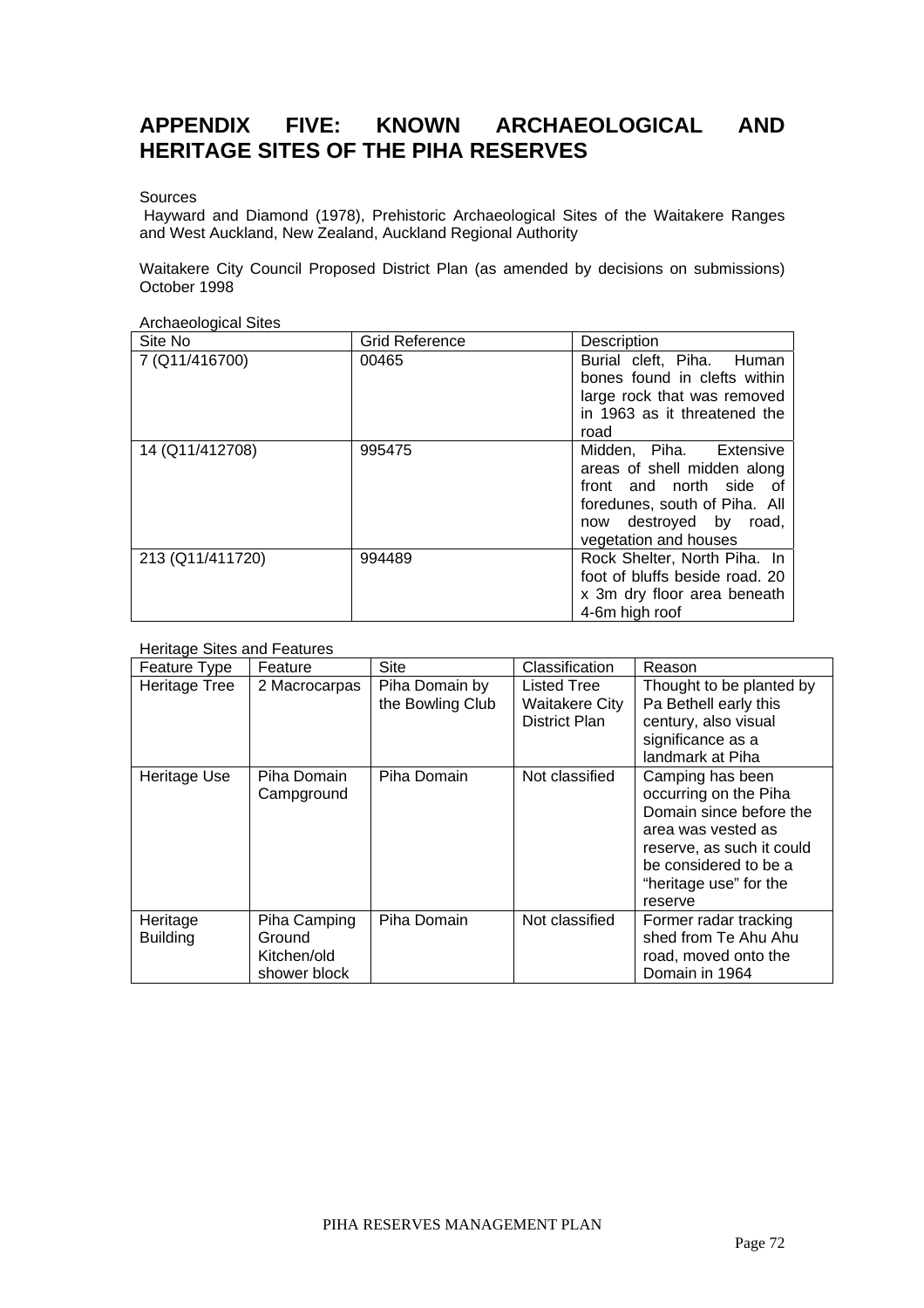# APPENDIX FIVE: KNOWN ARCHAEOLOGICAL AND HERITAGE SITES OF THE PIHA RESERVES

Sources

Hayward and Diamond (1978), Prehistoric Archaeological Sites of the Waitakere Ranges and West Auckland, New Zealand, Auckland Regional Authority

Waitakere City Council Proposed District Plan (as amended by decisions on submissions) October 1998

Archaeological Sites

| Site No | Grid Reference | Description |
|---|---|---|
| 7 (Q11/416700) | 00465 | Burial cleft, Piha. Human bones found in clefts within large rock that was removed in 1963 as it threatened the road |
| 14 (Q11/412708) | 995475 | Midden, Piha. Extensive areas of shell midden along front and north side of foredunes, south of Piha. All now destroyed by road, vegetation and houses |
| 213 (Q11/411720) | 994489 | Rock Shelter, North Piha. In foot of bluffs beside road. 20 x 3m dry floor area beneath 4-6m high roof |

Heritage Sites and Features

| Feature Type | Feature | Site | Classification | Reason |
|---|---|---|---|---|
| Heritage Tree | 2 Macrocarpas | Piha Domain by the Bowling Club | Listed Tree Waitakere City District Plan | Thought to be planted by Pa Bethell early this century, also visual significance as a landmark at Piha |
| Heritage Use | Piha Domain Campground | Piha Domain | Not classified | Camping has been occurring on the Piha Domain since before the area was vested as reserve, as such it could be considered to be a "heritage use" for the reserve |
| Heritage Building | Piha Camping Ground Kitchen/old shower block | Piha Domain | Not classified | Former radar tracking shed from Te Ahu Ahu road, moved onto the Domain in 1964 |